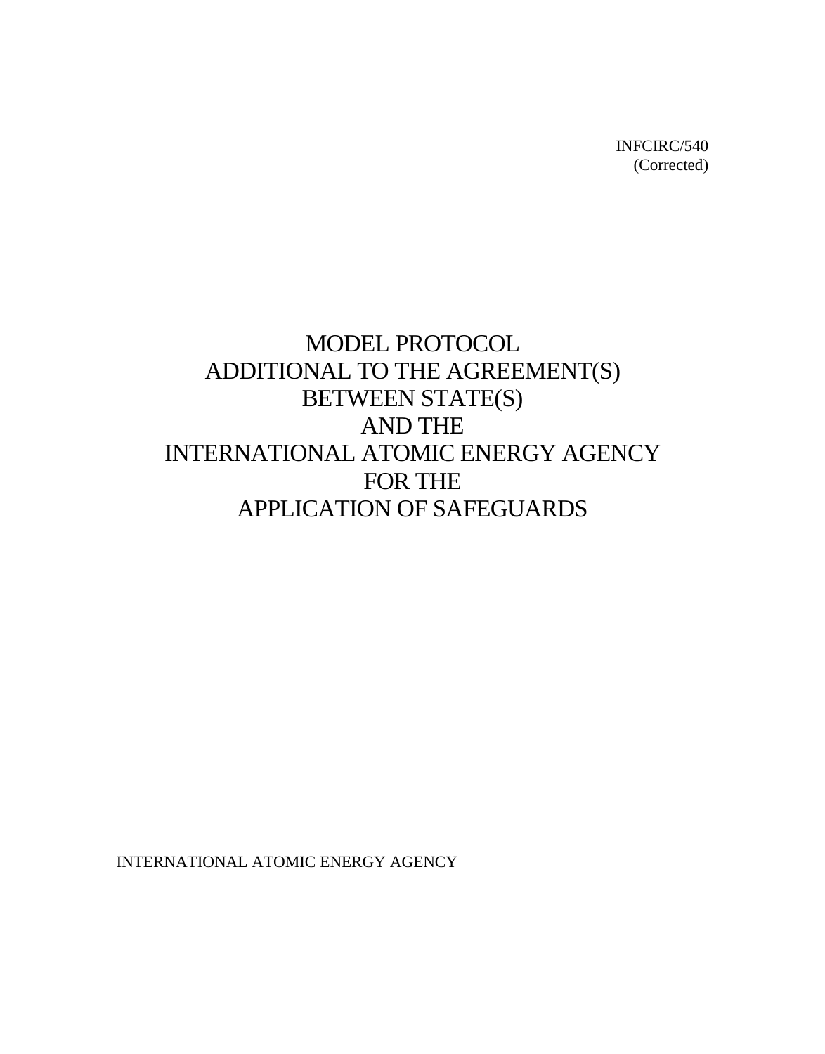INFCIRC/540
(Corrected)

# MODEL PROTOCOL ADDITIONAL TO THE AGREEMENT(S) BETWEEN STATE(S) AND THE INTERNATIONAL ATOMIC ENERGY AGENCY FOR THE APPLICATION OF SAFEGUARDS

INTERNATIONAL ATOMIC ENERGY AGENCY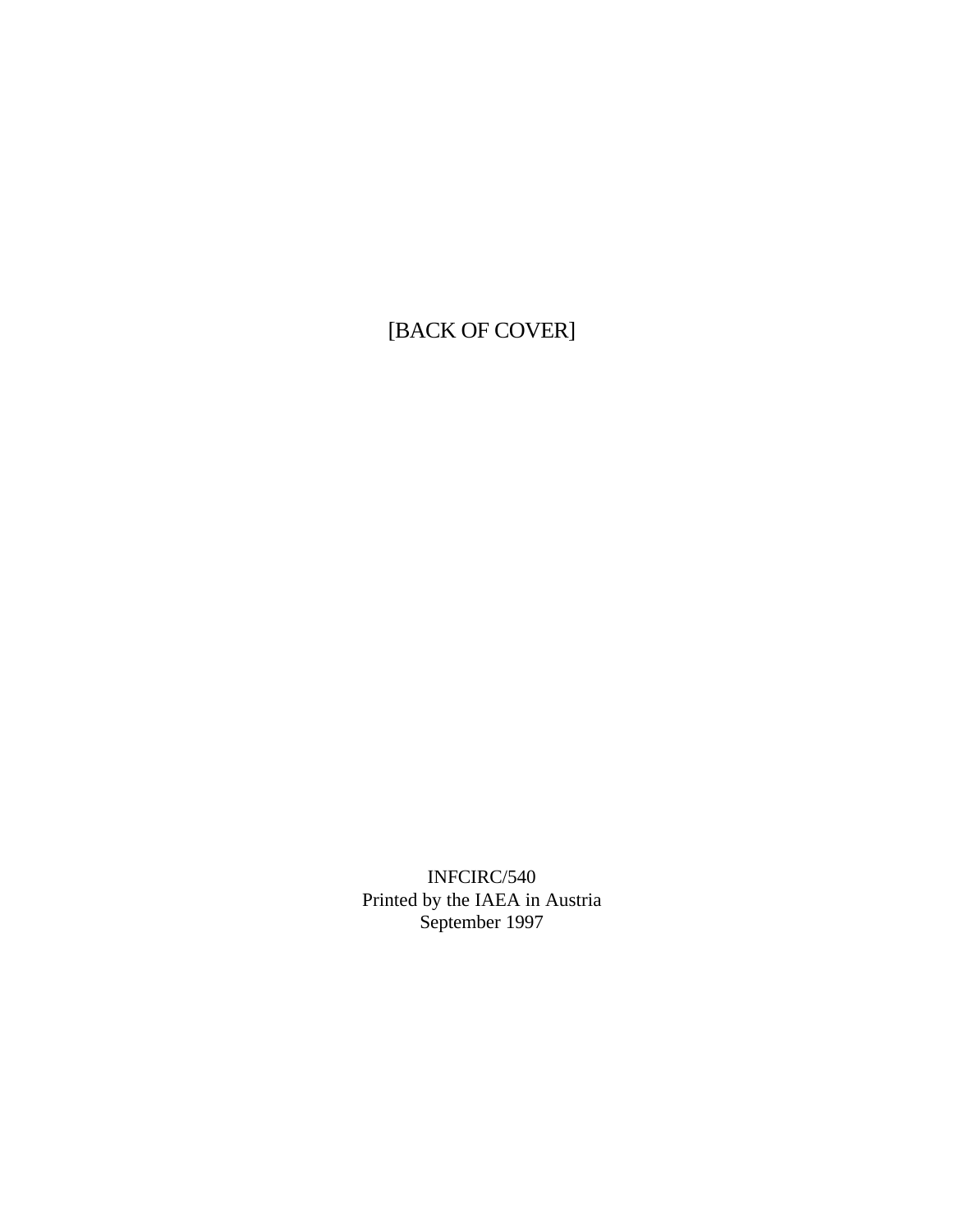[BACK OF COVER]

INFCIRC/540
Printed by the IAEA in Austria
September 1997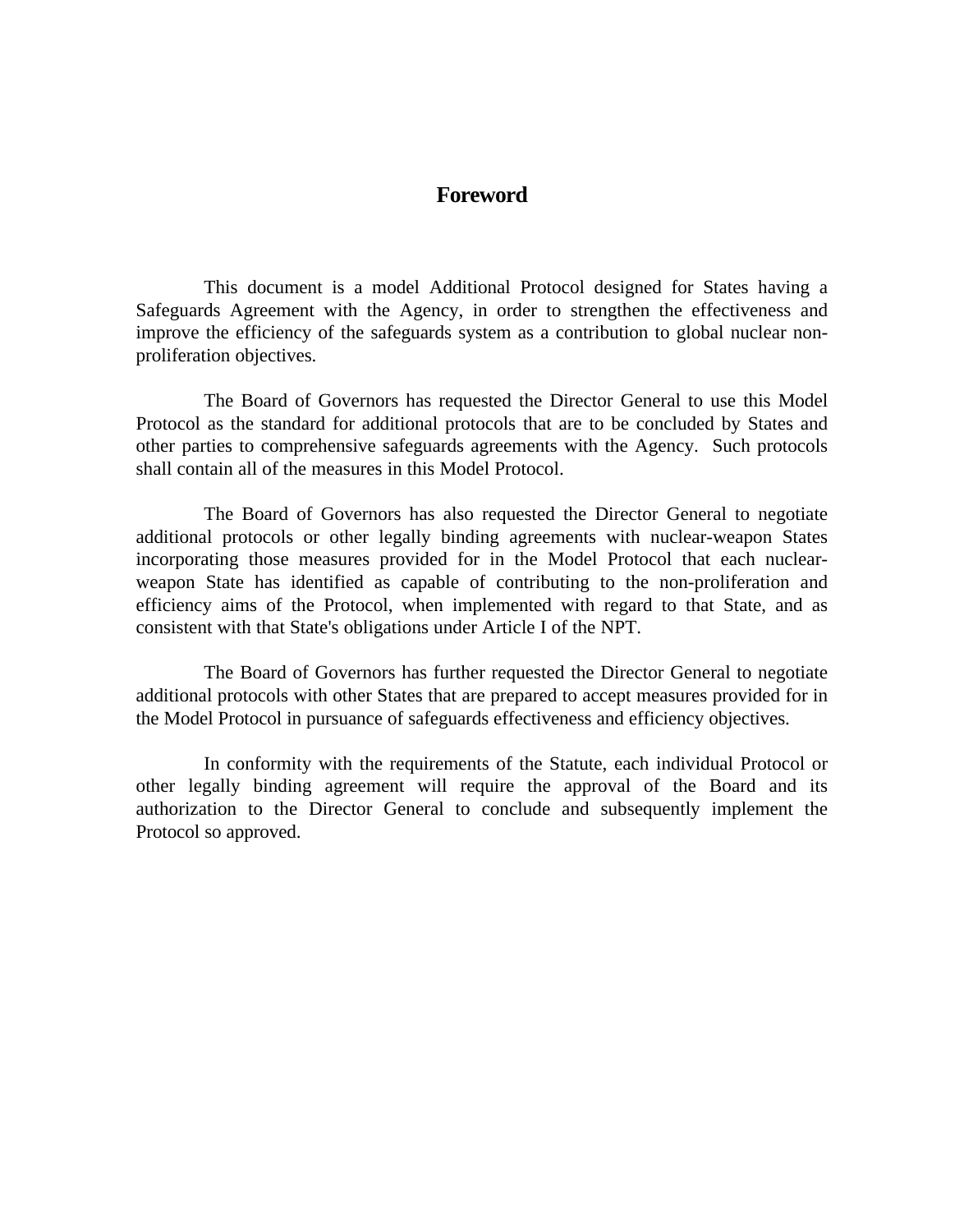# Foreword

This document is a model Additional Protocol designed for States having a Safeguards Agreement with the Agency, in order to strengthen the effectiveness and improve the efficiency of the safeguards system as a contribution to global nuclear non-proliferation objectives.

The Board of Governors has requested the Director General to use this Model Protocol as the standard for additional protocols that are to be concluded by States and other parties to comprehensive safeguards agreements with the Agency. Such protocols shall contain all of the measures in this Model Protocol.

The Board of Governors has also requested the Director General to negotiate additional protocols or other legally binding agreements with nuclear-weapon States incorporating those measures provided for in the Model Protocol that each nuclear-weapon State has identified as capable of contributing to the non-proliferation and efficiency aims of the Protocol, when implemented with regard to that State, and as consistent with that State's obligations under Article I of the NPT.

The Board of Governors has further requested the Director General to negotiate additional protocols with other States that are prepared to accept measures provided for in the Model Protocol in pursuance of safeguards effectiveness and efficiency objectives.

In conformity with the requirements of the Statute, each individual Protocol or other legally binding agreement will require the approval of the Board and its authorization to the Director General to conclude and subsequently implement the Protocol so approved.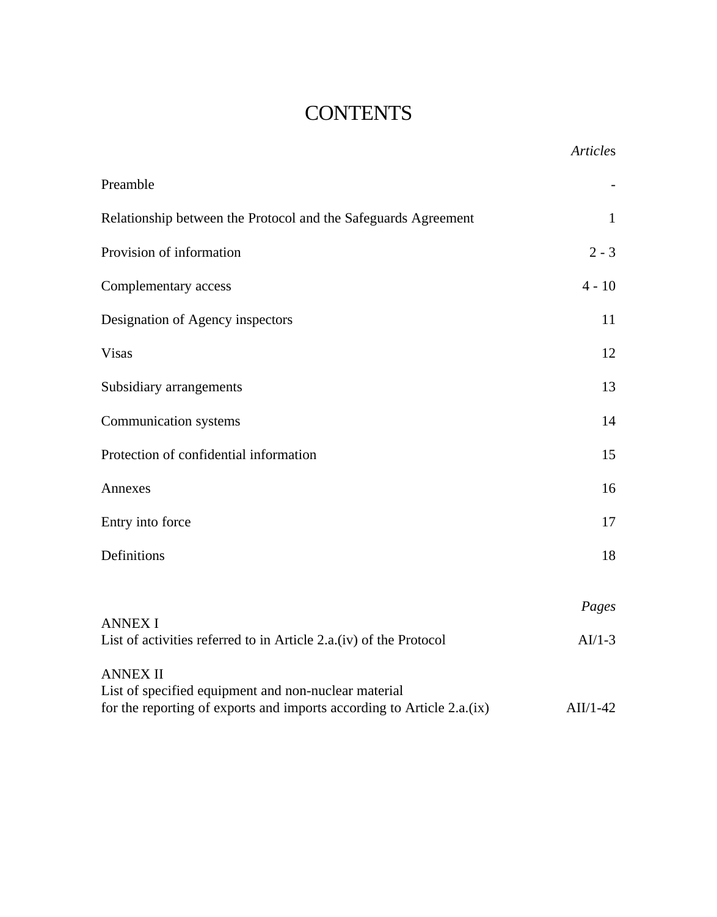# CONTENTS

| | *Articles* |
|---|---|
| Preamble | - |
| Relationship between the Protocol and the Safeguards Agreement | 1 |
| Provision of information | 2 - 3 |
| Complementary access | 4 - 10 |
| Designation of Agency inspectors | 11 |
| Visas | 12 |
| Subsidiary arrangements | 13 |
| Communication systems | 14 |
| Protection of confidential information | 15 |
| Annexes | 16 |
| Entry into force | 17 |
| Definitions | 18 |

| | *Pages* |
|---|---|
| ANNEX I<br>List of activities referred to in Article 2.a.(iv) of the Protocol | AI/1-3 |
| ANNEX II<br>List of specified equipment and non-nuclear material<br>for the reporting of exports and imports according to Article 2.a.(ix) | AII/1-42 |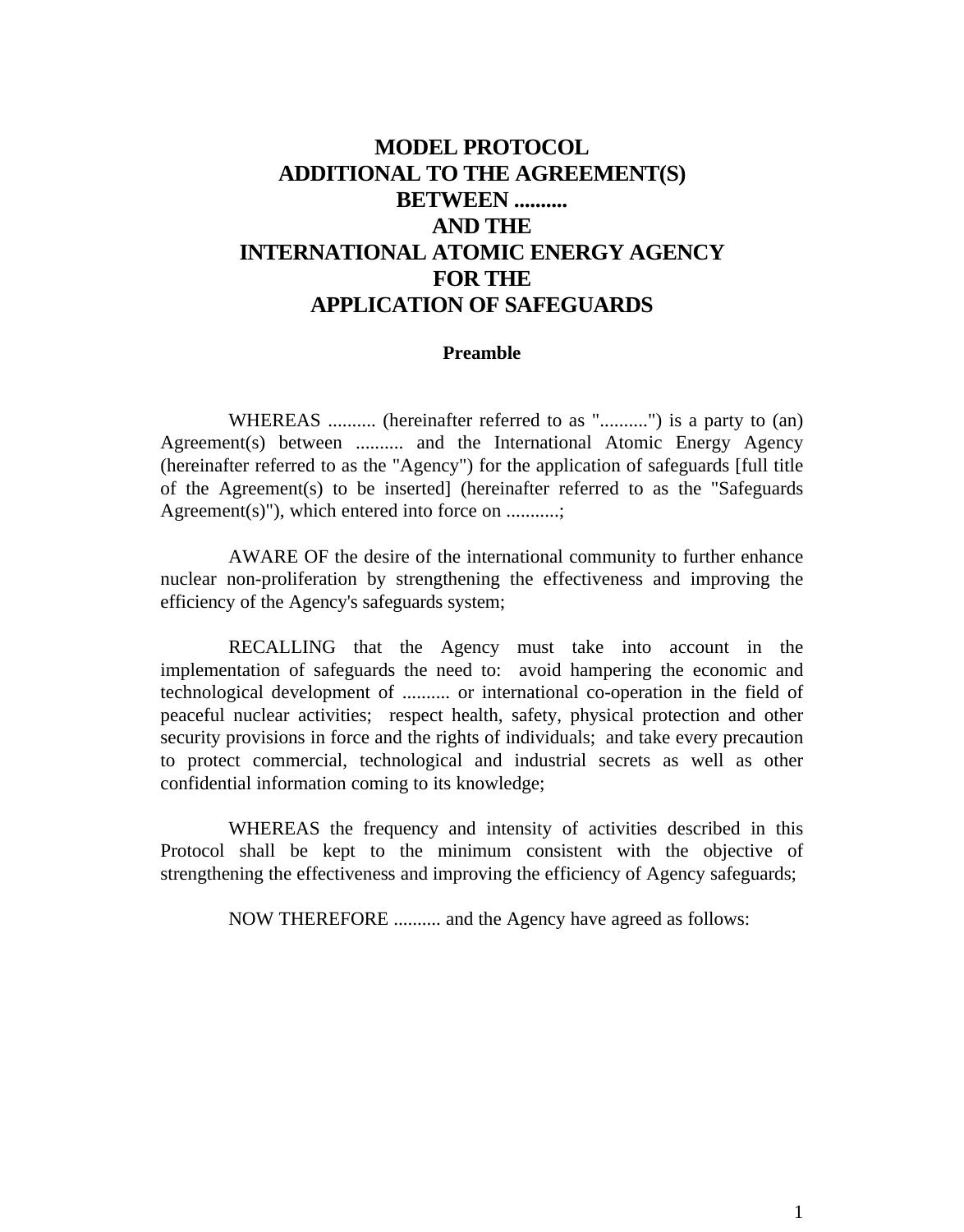# MODEL PROTOCOL
# ADDITIONAL TO THE AGREEMENT(S)
# BETWEEN ..........
# AND THE
# INTERNATIONAL ATOMIC ENERGY AGENCY
# FOR THE
# APPLICATION OF SAFEGUARDS

## Preamble

WHEREAS .......... (hereinafter referred to as "..........") is a party to (an) Agreement(s) between .......... and the International Atomic Energy Agency (hereinafter referred to as the "Agency") for the application of safeguards [full title of the Agreement(s) to be inserted] (hereinafter referred to as the "Safeguards Agreement(s)"), which entered into force on ...........;

AWARE OF the desire of the international community to further enhance nuclear non-proliferation by strengthening the effectiveness and improving the efficiency of the Agency's safeguards system;

RECALLING that the Agency must take into account in the implementation of safeguards the need to: avoid hampering the economic and technological development of .......... or international co-operation in the field of peaceful nuclear activities; respect health, safety, physical protection and other security provisions in force and the rights of individuals; and take every precaution to protect commercial, technological and industrial secrets as well as other confidential information coming to its knowledge;

WHEREAS the frequency and intensity of activities described in this Protocol shall be kept to the minimum consistent with the objective of strengthening the effectiveness and improving the efficiency of Agency safeguards;

NOW THEREFORE .......... and the Agency have agreed as follows: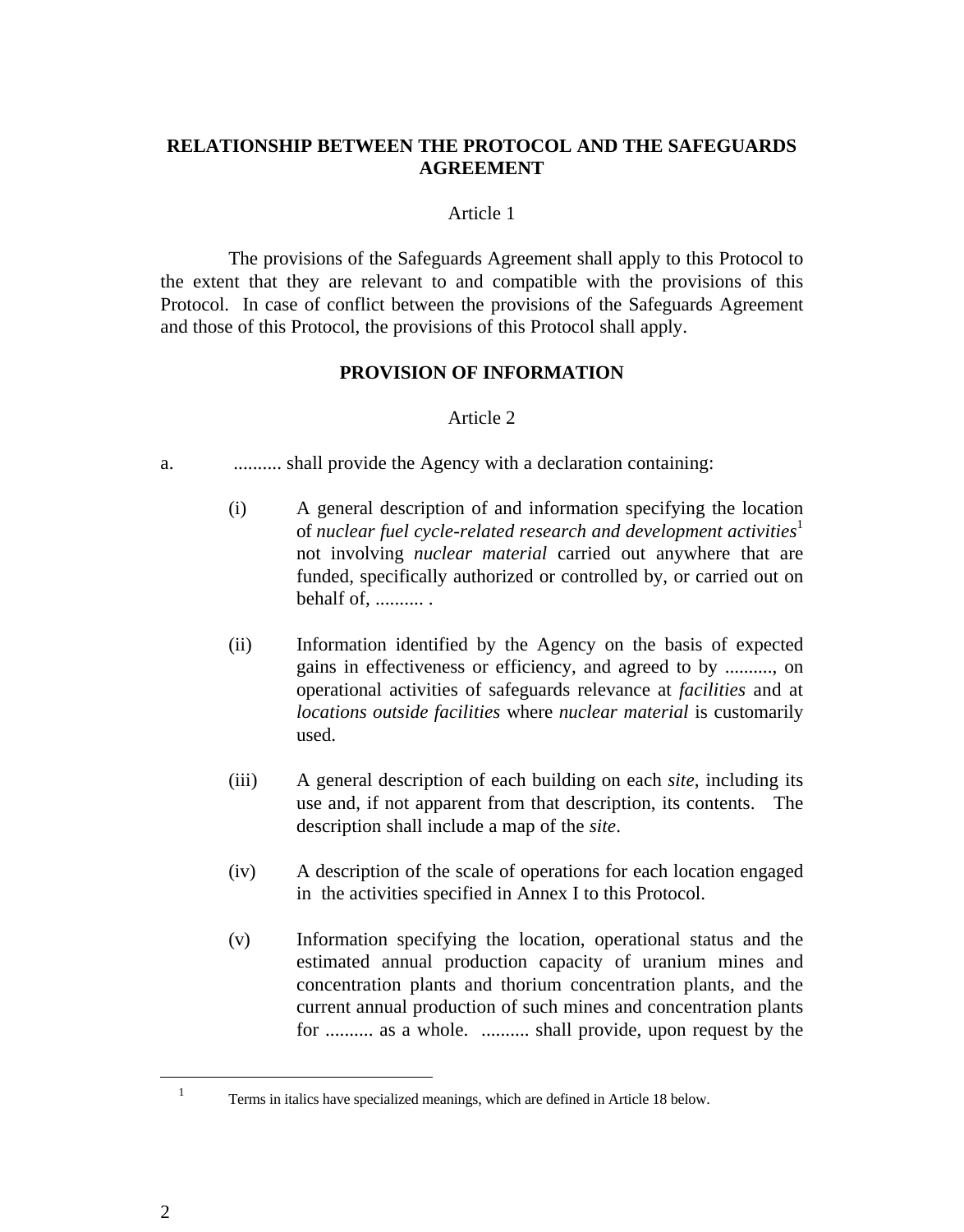## RELATIONSHIP BETWEEN THE PROTOCOL AND THE SAFEGUARDS AGREEMENT

Article 1

The provisions of the Safeguards Agreement shall apply to this Protocol to the extent that they are relevant to and compatible with the provisions of this Protocol. In case of conflict between the provisions of the Safeguards Agreement and those of this Protocol, the provisions of this Protocol shall apply.

## PROVISION OF INFORMATION

Article 2

a. .......... shall provide the Agency with a declaration containing:

(i) A general description of and information specifying the location of *nuclear fuel cycle-related research and development activities*[1] not involving *nuclear material* carried out anywhere that are funded, specifically authorized or controlled by, or carried out on behalf of, .......... .

(ii) Information identified by the Agency on the basis of expected gains in effectiveness or efficiency, and agreed to by .........., on operational activities of safeguards relevance at *facilities* and at *locations outside facilities* where *nuclear material* is customarily used.

(iii) A general description of each building on each *site*, including its use and, if not apparent from that description, its contents. The description shall include a map of the *site*.

(iv) A description of the scale of operations for each location engaged in the activities specified in Annex I to this Protocol.

(v) Information specifying the location, operational status and the estimated annual production capacity of uranium mines and concentration plants and thorium concentration plants, and the current annual production of such mines and concentration plants for .......... as a whole. .......... shall provide, upon request by the

[1] Terms in italics have specialized meanings, which are defined in Article 18 below.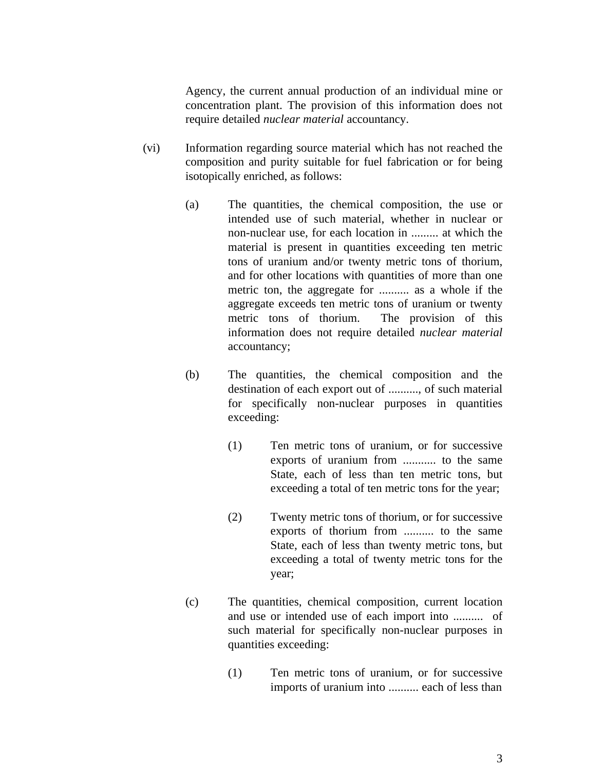Agency, the current annual production of an individual mine or concentration plant. The provision of this information does not require detailed *nuclear material* accountancy.

(vi) Information regarding source material which has not reached the composition and purity suitable for fuel fabrication or for being isotopically enriched, as follows:

(a) The quantities, the chemical composition, the use or intended use of such material, whether in nuclear or non-nuclear use, for each location in ......... at which the material is present in quantities exceeding ten metric tons of uranium and/or twenty metric tons of thorium, and for other locations with quantities of more than one metric ton, the aggregate for .......... as a whole if the aggregate exceeds ten metric tons of uranium or twenty metric tons of thorium. The provision of this information does not require detailed *nuclear material* accountancy;

(b) The quantities, the chemical composition and the destination of each export out of .........., of such material for specifically non-nuclear purposes in quantities exceeding:

(1) Ten metric tons of uranium, or for successive exports of uranium from ........... to the same State, each of less than ten metric tons, but exceeding a total of ten metric tons for the year;

(2) Twenty metric tons of thorium, or for successive exports of thorium from .......... to the same State, each of less than twenty metric tons, but exceeding a total of twenty metric tons for the year;

(c) The quantities, chemical composition, current location and use or intended use of each import into .......... of such material for specifically non-nuclear purposes in quantities exceeding:

(1) Ten metric tons of uranium, or for successive imports of uranium into .......... each of less than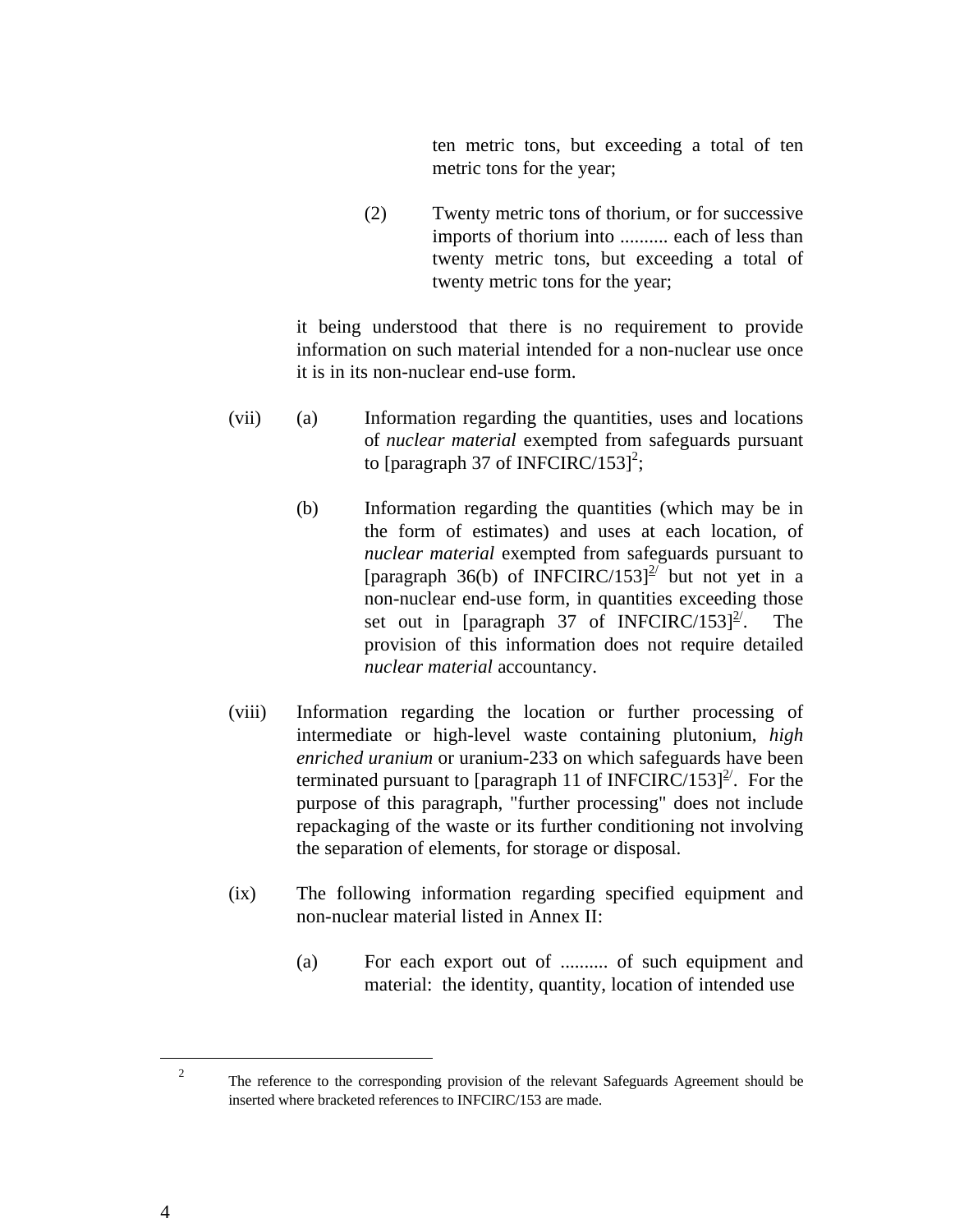ten metric tons, but exceeding a total of ten metric tons for the year;

(2) Twenty metric tons of thorium, or for successive imports of thorium into .......... each of less than twenty metric tons, but exceeding a total of twenty metric tons for the year;

it being understood that there is no requirement to provide information on such material intended for a non-nuclear use once it is in its non-nuclear end-use form.

(vii) (a) Information regarding the quantities, uses and locations of *nuclear material* exempted from safeguards pursuant to [paragraph 37 of INFCIRC/153][2];

(b) Information regarding the quantities (which may be in the form of estimates) and uses at each location, of *nuclear material* exempted from safeguards pursuant to [paragraph 36(b) of INFCIRC/153][2/] but not yet in a non-nuclear end-use form, in quantities exceeding those set out in [paragraph 37 of INFCIRC/153][2/]. The provision of this information does not require detailed *nuclear material* accountancy.

(viii) Information regarding the location or further processing of intermediate or high-level waste containing plutonium, *high enriched uranium* or uranium-233 on which safeguards have been terminated pursuant to [paragraph 11 of INFCIRC/153][2/]. For the purpose of this paragraph, "further processing" does not include repackaging of the waste or its further conditioning not involving the separation of elements, for storage or disposal.

(ix) The following information regarding specified equipment and non-nuclear material listed in Annex II:

(a) For each export out of .......... of such equipment and material: the identity, quantity, location of intended use

---

[2] The reference to the corresponding provision of the relevant Safeguards Agreement should be inserted where bracketed references to INFCIRC/153 are made.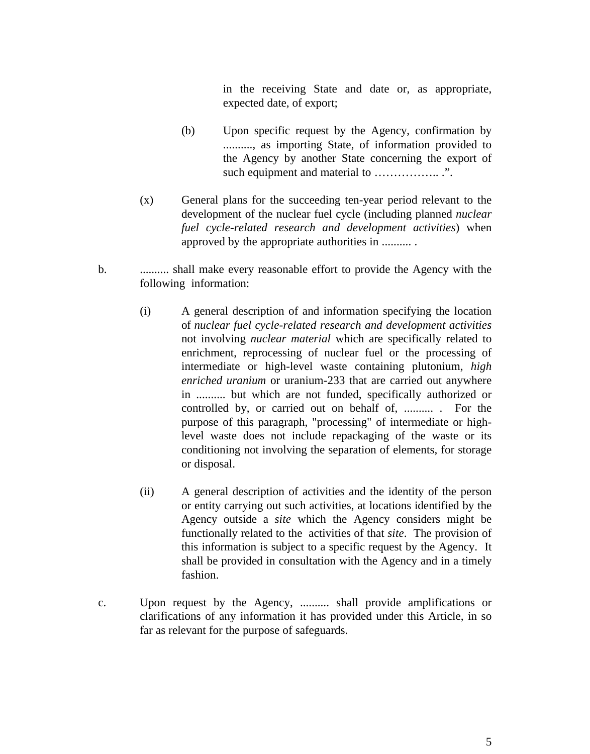in the receiving State and date or, as appropriate, expected date, of export;

(b) Upon specific request by the Agency, confirmation by .........., as importing State, of information provided to the Agency by another State concerning the export of such equipment and material to …………….. .".

(x) General plans for the succeeding ten-year period relevant to the development of the nuclear fuel cycle (including planned *nuclear fuel cycle-related research and development activities*) when approved by the appropriate authorities in .......... .

b. .......... shall make every reasonable effort to provide the Agency with the following information:

(i) A general description of and information specifying the location of *nuclear fuel cycle-related research and development activities* not involving *nuclear material* which are specifically related to enrichment, reprocessing of nuclear fuel or the processing of intermediate or high-level waste containing plutonium, *high enriched uranium* or uranium-233 that are carried out anywhere in .......... but which are not funded, specifically authorized or controlled by, or carried out on behalf of, .......... . For the purpose of this paragraph, "processing" of intermediate or high-level waste does not include repackaging of the waste or its conditioning not involving the separation of elements, for storage or disposal.

(ii) A general description of activities and the identity of the person or entity carrying out such activities, at locations identified by the Agency outside a *site* which the Agency considers might be functionally related to the activities of that *site*. The provision of this information is subject to a specific request by the Agency. It shall be provided in consultation with the Agency and in a timely fashion.

c. Upon request by the Agency, .......... shall provide amplifications or clarifications of any information it has provided under this Article, in so far as relevant for the purpose of safeguards.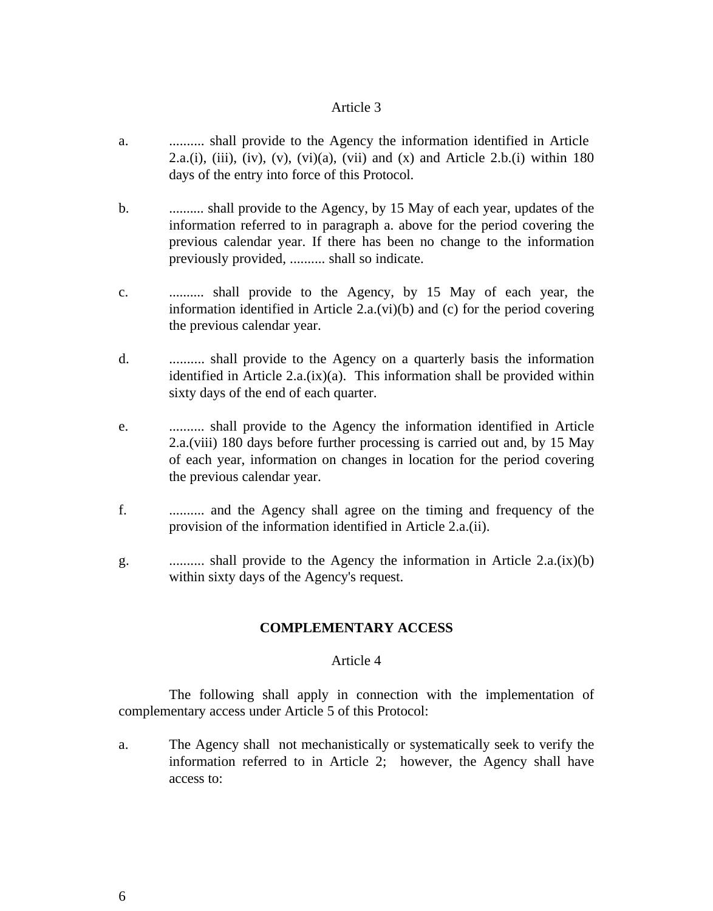Article 3

a. .......... shall provide to the Agency the information identified in Article 2.a.(i), (iii), (iv), (v), (vi)(a), (vii) and (x) and Article 2.b.(i) within 180 days of the entry into force of this Protocol.

b. .......... shall provide to the Agency, by 15 May of each year, updates of the information referred to in paragraph a. above for the period covering the previous calendar year. If there has been no change to the information previously provided, .......... shall so indicate.

c. .......... shall provide to the Agency, by 15 May of each year, the information identified in Article 2.a.(vi)(b) and (c) for the period covering the previous calendar year.

d. .......... shall provide to the Agency on a quarterly basis the information identified in Article 2.a.(ix)(a). This information shall be provided within sixty days of the end of each quarter.

e. .......... shall provide to the Agency the information identified in Article 2.a.(viii) 180 days before further processing is carried out and, by 15 May of each year, information on changes in location for the period covering the previous calendar year.

f. .......... and the Agency shall agree on the timing and frequency of the provision of the information identified in Article 2.a.(ii).

g. .......... shall provide to the Agency the information in Article 2.a.(ix)(b) within sixty days of the Agency's request.

## COMPLEMENTARY ACCESS

Article 4

The following shall apply in connection with the implementation of complementary access under Article 5 of this Protocol:

a. The Agency shall not mechanistically or systematically seek to verify the information referred to in Article 2; however, the Agency shall have access to: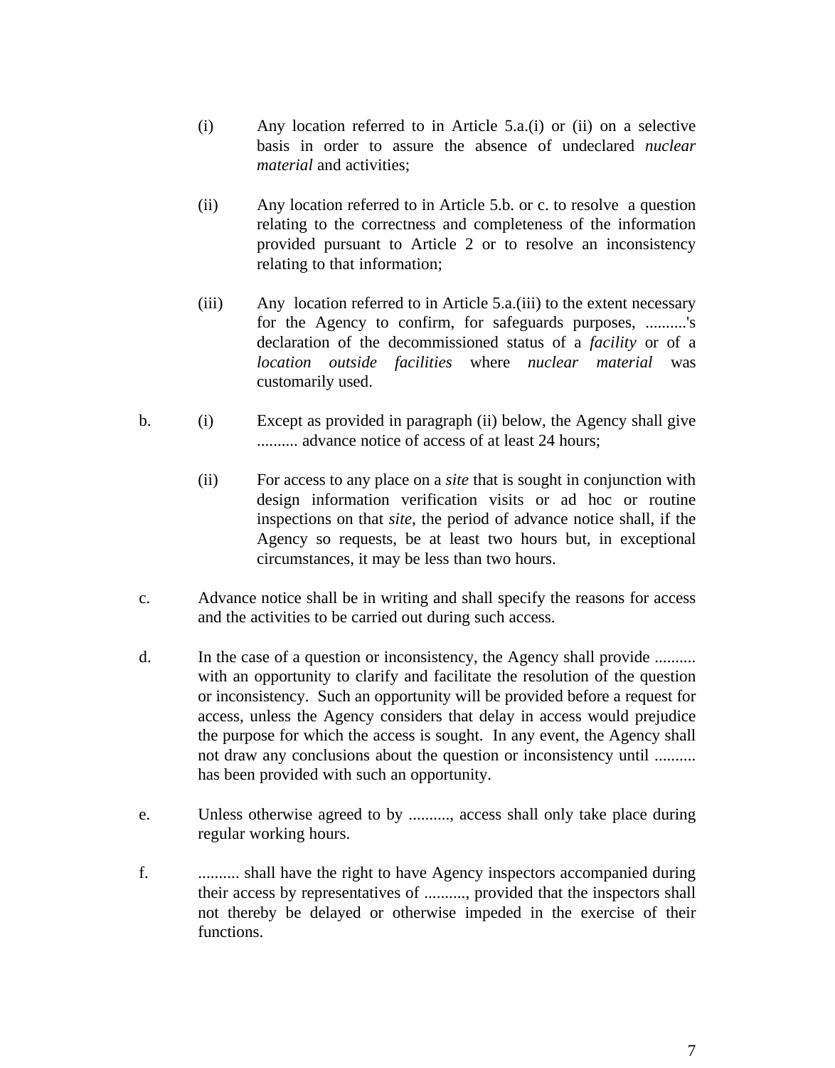(i) Any location referred to in Article 5.a.(i) or (ii) on a selective basis in order to assure the absence of undeclared *nuclear material* and activities;

(ii) Any location referred to in Article 5.b. or c. to resolve a question relating to the correctness and completeness of the information provided pursuant to Article 2 or to resolve an inconsistency relating to that information;

(iii) Any location referred to in Article 5.a.(iii) to the extent necessary for the Agency to confirm, for safeguards purposes, ..........'s declaration of the decommissioned status of a *facility* or of a *location outside facilities* where *nuclear material* was customarily used.

b. (i) Except as provided in paragraph (ii) below, the Agency shall give .......... advance notice of access of at least 24 hours;

(ii) For access to any place on a *site* that is sought in conjunction with design information verification visits or ad hoc or routine inspections on that *site*, the period of advance notice shall, if the Agency so requests, be at least two hours but, in exceptional circumstances, it may be less than two hours.

c. Advance notice shall be in writing and shall specify the reasons for access and the activities to be carried out during such access.

d. In the case of a question or inconsistency, the Agency shall provide .......... with an opportunity to clarify and facilitate the resolution of the question or inconsistency. Such an opportunity will be provided before a request for access, unless the Agency considers that delay in access would prejudice the purpose for which the access is sought. In any event, the Agency shall not draw any conclusions about the question or inconsistency until .......... has been provided with such an opportunity.

e. Unless otherwise agreed to by .........., access shall only take place during regular working hours.

f. .......... shall have the right to have Agency inspectors accompanied during their access by representatives of .........., provided that the inspectors shall not thereby be delayed or otherwise impeded in the exercise of their functions.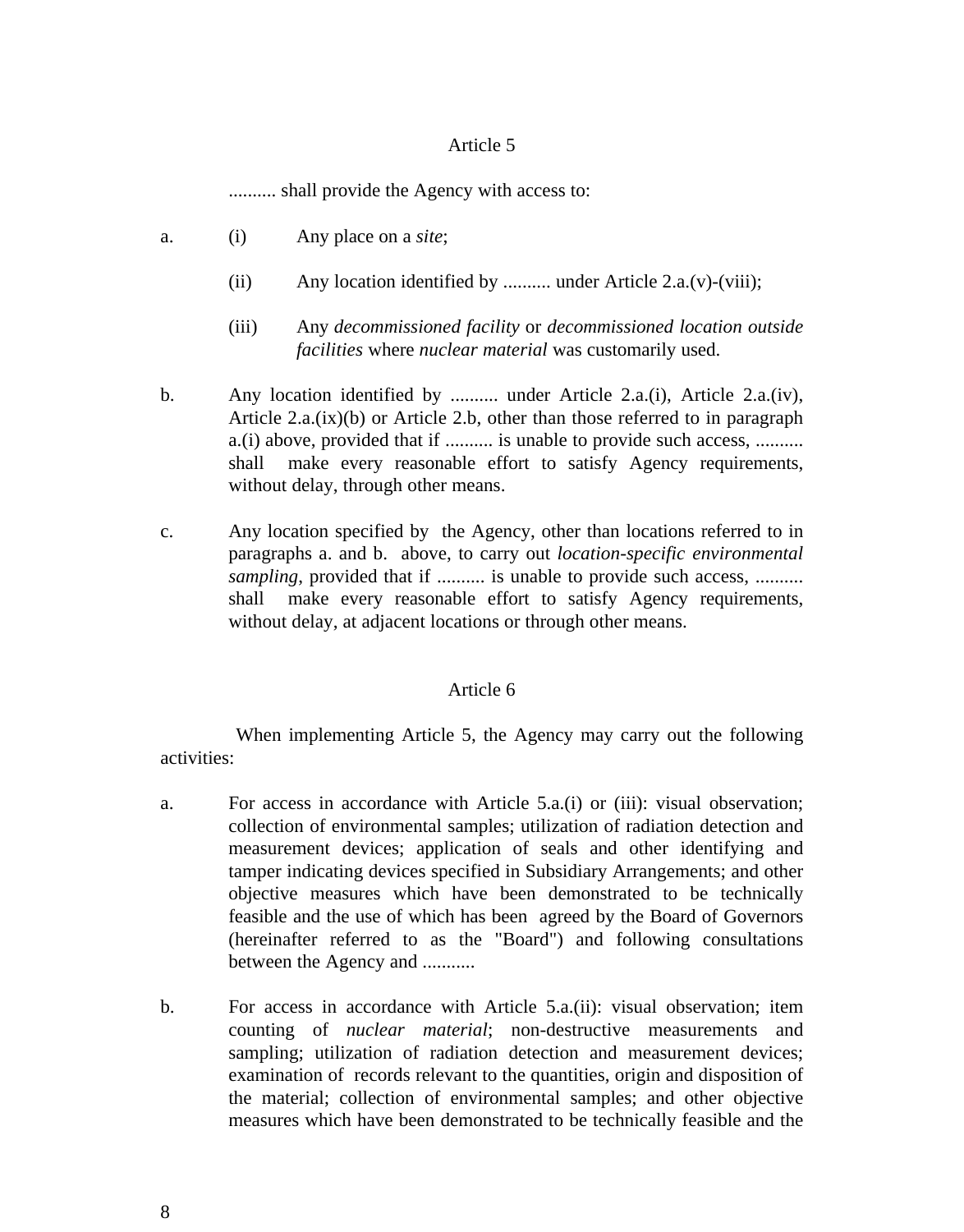## Article 5

.......... shall provide the Agency with access to:

a. (i) Any place on a *site*;

   (ii) Any location identified by .......... under Article 2.a.(v)-(viii);

   (iii) Any *decommissioned facility* or *decommissioned location outside facilities* where *nuclear material* was customarily used.

b. Any location identified by .......... under Article 2.a.(i), Article 2.a.(iv), Article 2.a.(ix)(b) or Article 2.b, other than those referred to in paragraph a.(i) above, provided that if .......... is unable to provide such access, .......... shall make every reasonable effort to satisfy Agency requirements, without delay, through other means.

c. Any location specified by the Agency, other than locations referred to in paragraphs a. and b. above, to carry out *location-specific environmental sampling*, provided that if .......... is unable to provide such access, .......... shall make every reasonable effort to satisfy Agency requirements, without delay, at adjacent locations or through other means.

## Article 6

When implementing Article 5, the Agency may carry out the following activities:

a. For access in accordance with Article 5.a.(i) or (iii): visual observation; collection of environmental samples; utilization of radiation detection and measurement devices; application of seals and other identifying and tamper indicating devices specified in Subsidiary Arrangements; and other objective measures which have been demonstrated to be technically feasible and the use of which has been agreed by the Board of Governors (hereinafter referred to as the "Board") and following consultations between the Agency and ...........

b. For access in accordance with Article 5.a.(ii): visual observation; item counting of *nuclear material*; non-destructive measurements and sampling; utilization of radiation detection and measurement devices; examination of records relevant to the quantities, origin and disposition of the material; collection of environmental samples; and other objective measures which have been demonstrated to be technically feasible and the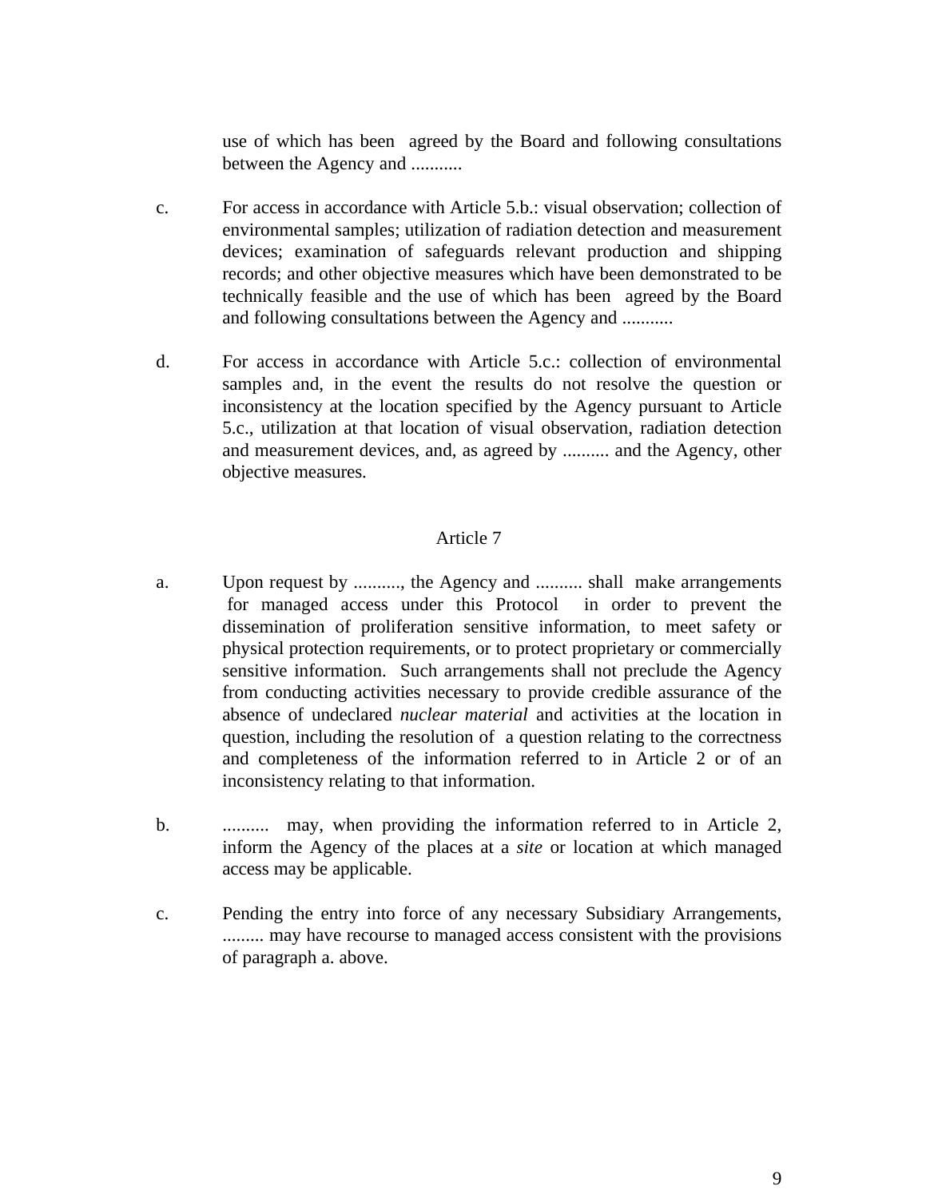use of which has been agreed by the Board and following consultations between the Agency and ...........

c. For access in accordance with Article 5.b.: visual observation; collection of environmental samples; utilization of radiation detection and measurement devices; examination of safeguards relevant production and shipping records; and other objective measures which have been demonstrated to be technically feasible and the use of which has been agreed by the Board and following consultations between the Agency and ...........

d. For access in accordance with Article 5.c.: collection of environmental samples and, in the event the results do not resolve the question or inconsistency at the location specified by the Agency pursuant to Article 5.c., utilization at that location of visual observation, radiation detection and measurement devices, and, as agreed by .......... and the Agency, other objective measures.

## Article 7

a. Upon request by .........., the Agency and .......... shall make arrangements for managed access under this Protocol in order to prevent the dissemination of proliferation sensitive information, to meet safety or physical protection requirements, or to protect proprietary or commercially sensitive information. Such arrangements shall not preclude the Agency from conducting activities necessary to provide credible assurance of the absence of undeclared *nuclear material* and activities at the location in question, including the resolution of a question relating to the correctness and completeness of the information referred to in Article 2 or of an inconsistency relating to that information.

b. .......... may, when providing the information referred to in Article 2, inform the Agency of the places at a *site* or location at which managed access may be applicable.

c. Pending the entry into force of any necessary Subsidiary Arrangements, ......... may have recourse to managed access consistent with the provisions of paragraph a. above.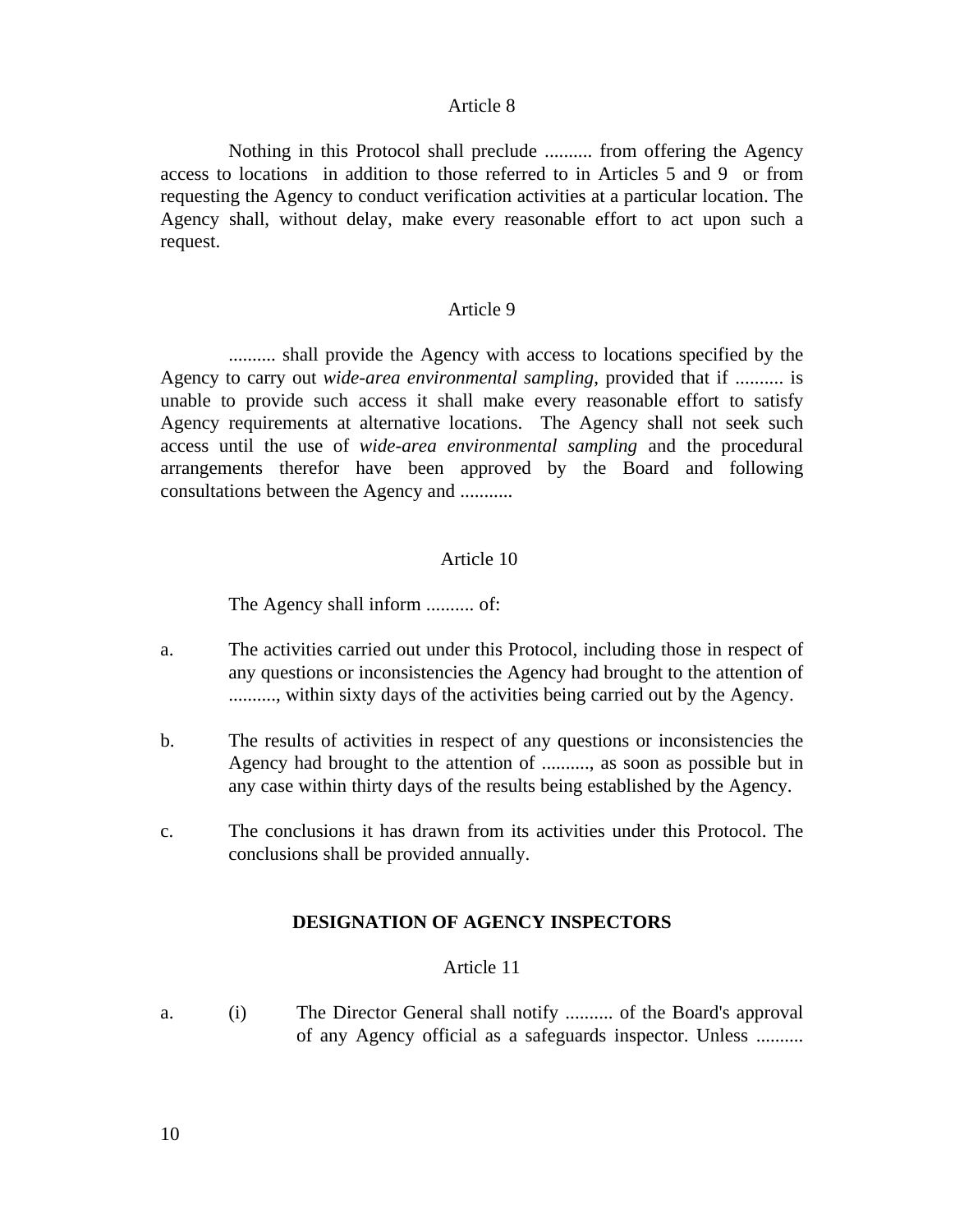Article 8

Nothing in this Protocol shall preclude .......... from offering the Agency access to locations in addition to those referred to in Articles 5 and 9 or from requesting the Agency to conduct verification activities at a particular location. The Agency shall, without delay, make every reasonable effort to act upon such a request.

Article 9

.......... shall provide the Agency with access to locations specified by the Agency to carry out *wide-area environmental sampling*, provided that if .......... is unable to provide such access it shall make every reasonable effort to satisfy Agency requirements at alternative locations. The Agency shall not seek such access until the use of *wide-area environmental sampling* and the procedural arrangements therefor have been approved by the Board and following consultations between the Agency and ..........

Article 10

The Agency shall inform .......... of:

a. The activities carried out under this Protocol, including those in respect of any questions or inconsistencies the Agency had brought to the attention of .........., within sixty days of the activities being carried out by the Agency.

b. The results of activities in respect of any questions or inconsistencies the Agency had brought to the attention of .........., as soon as possible but in any case within thirty days of the results being established by the Agency.

c. The conclusions it has drawn from its activities under this Protocol. The conclusions shall be provided annually.

## DESIGNATION OF AGENCY INSPECTORS

Article 11

a. (i) The Director General shall notify .......... of the Board's approval of any Agency official as a safeguards inspector. Unless ..........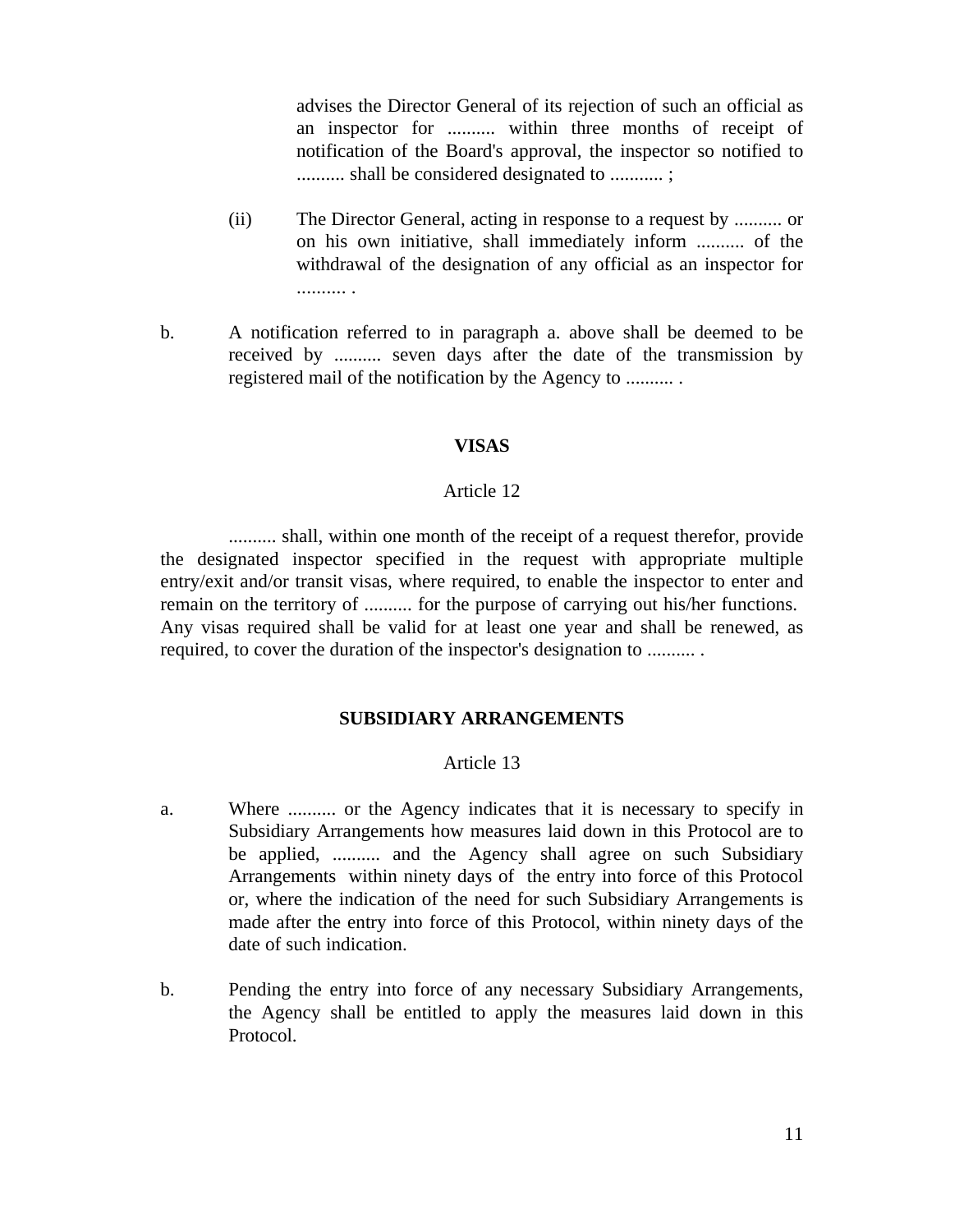advises the Director General of its rejection of such an official as an inspector for .......... within three months of receipt of notification of the Board's approval, the inspector so notified to .......... shall be considered designated to ........... ;

(ii) The Director General, acting in response to a request by .......... or on his own initiative, shall immediately inform .......... of the withdrawal of the designation of any official as an inspector for .......... .

b. A notification referred to in paragraph a. above shall be deemed to be received by .......... seven days after the date of the transmission by registered mail of the notification by the Agency to .......... .

## VISAS

### Article 12

.......... shall, within one month of the receipt of a request therefor, provide the designated inspector specified in the request with appropriate multiple entry/exit and/or transit visas, where required, to enable the inspector to enter and remain on the territory of .......... for the purpose of carrying out his/her functions. Any visas required shall be valid for at least one year and shall be renewed, as required, to cover the duration of the inspector's designation to .......... .

## SUBSIDIARY ARRANGEMENTS

### Article 13

a. Where .......... or the Agency indicates that it is necessary to specify in Subsidiary Arrangements how measures laid down in this Protocol are to be applied, .......... and the Agency shall agree on such Subsidiary Arrangements within ninety days of the entry into force of this Protocol or, where the indication of the need for such Subsidiary Arrangements is made after the entry into force of this Protocol, within ninety days of the date of such indication.

b. Pending the entry into force of any necessary Subsidiary Arrangements, the Agency shall be entitled to apply the measures laid down in this Protocol.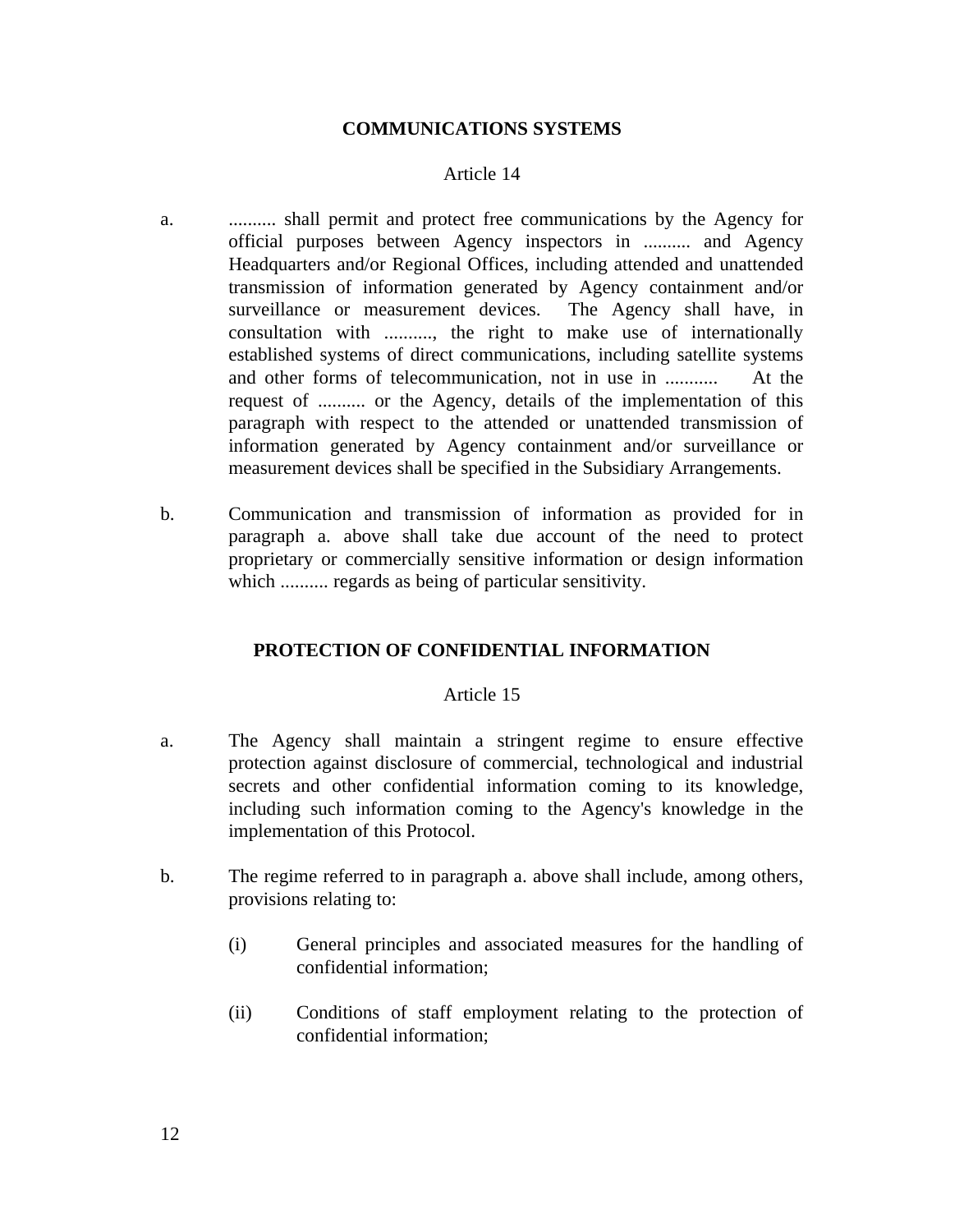## COMMUNICATIONS SYSTEMS

Article 14

a. .......... shall permit and protect free communications by the Agency for official purposes between Agency inspectors in .......... and Agency Headquarters and/or Regional Offices, including attended and unattended transmission of information generated by Agency containment and/or surveillance or measurement devices. The Agency shall have, in consultation with .........., the right to make use of internationally established systems of direct communications, including satellite systems and other forms of telecommunication, not in use in ........... At the request of .......... or the Agency, details of the implementation of this paragraph with respect to the attended or unattended transmission of information generated by Agency containment and/or surveillance or measurement devices shall be specified in the Subsidiary Arrangements.

b. Communication and transmission of information as provided for in paragraph a. above shall take due account of the need to protect proprietary or commercially sensitive information or design information which .......... regards as being of particular sensitivity.

## PROTECTION OF CONFIDENTIAL INFORMATION

Article 15

a. The Agency shall maintain a stringent regime to ensure effective protection against disclosure of commercial, technological and industrial secrets and other confidential information coming to its knowledge, including such information coming to the Agency's knowledge in the implementation of this Protocol.

b. The regime referred to in paragraph a. above shall include, among others, provisions relating to:

   (i) General principles and associated measures for the handling of confidential information;

   (ii) Conditions of staff employment relating to the protection of confidential information;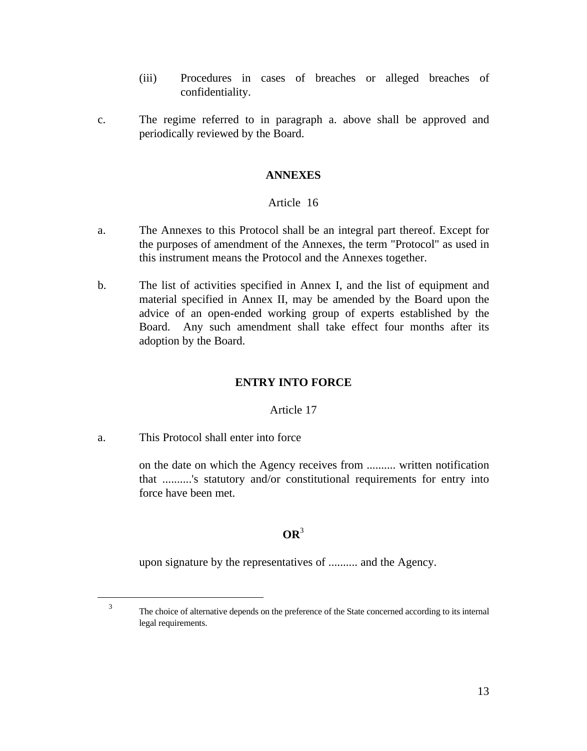(iii) Procedures in cases of breaches or alleged breaches of confidentiality.

c. The regime referred to in paragraph a. above shall be approved and periodically reviewed by the Board.

## ANNEXES

Article 16

a. The Annexes to this Protocol shall be an integral part thereof. Except for the purposes of amendment of the Annexes, the term "Protocol" as used in this instrument means the Protocol and the Annexes together.

b. The list of activities specified in Annex I, and the list of equipment and material specified in Annex II, may be amended by the Board upon the advice of an open-ended working group of experts established by the Board. Any such amendment shall take effect four months after its adoption by the Board.

## ENTRY INTO FORCE

Article 17

a. This Protocol shall enter into force

on the date on which the Agency receives from .......... written notification that ..........'s statutory and/or constitutional requirements for entry into force have been met.

**OR**[3]

upon signature by the representatives of .......... and the Agency.

---

[3] The choice of alternative depends on the preference of the State concerned according to its internal legal requirements.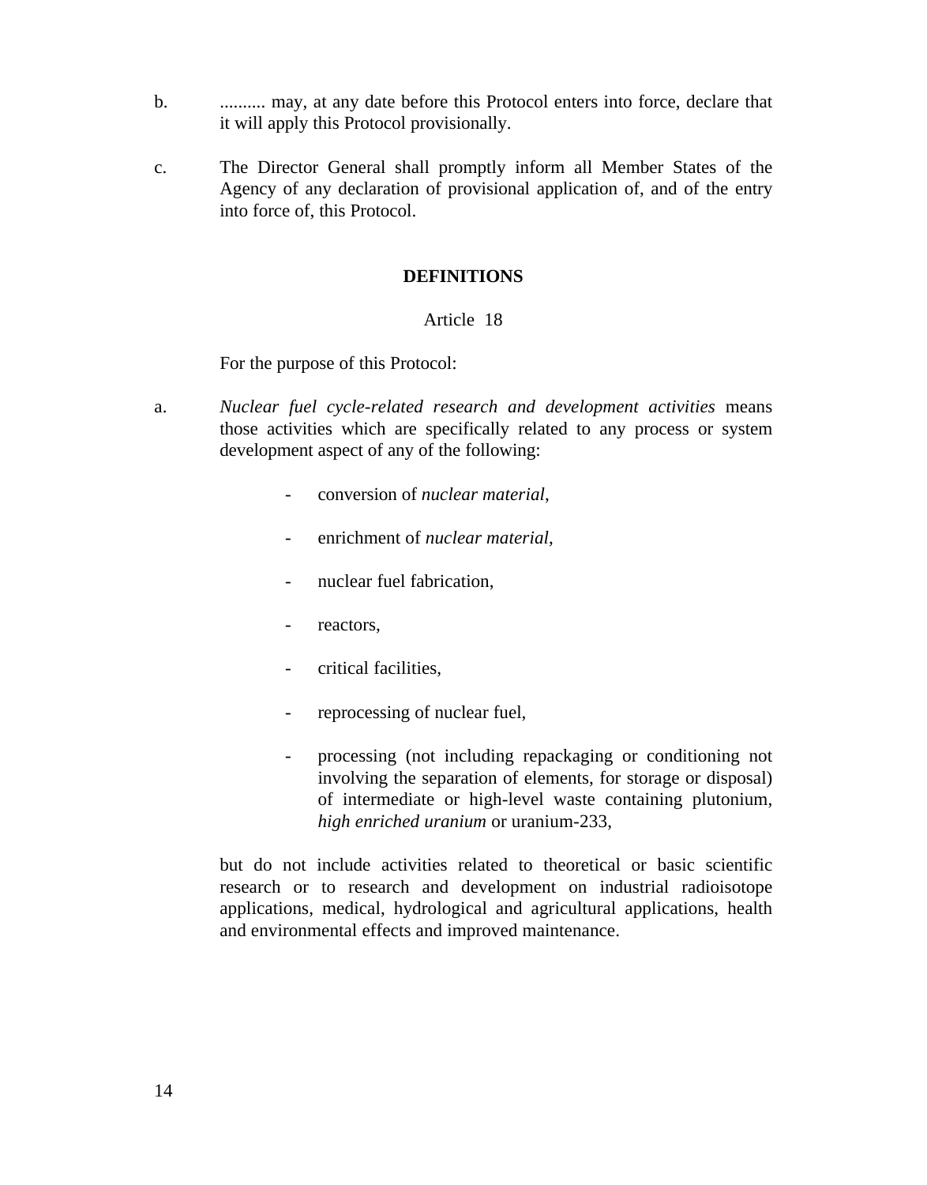b. .......... may, at any date before this Protocol enters into force, declare that it will apply this Protocol provisionally.

c. The Director General shall promptly inform all Member States of the Agency of any declaration of provisional application of, and of the entry into force of, this Protocol.

## DEFINITIONS

Article 18

For the purpose of this Protocol:

a. *Nuclear fuel cycle-related research and development activities* means those activities which are specifically related to any process or system development aspect of any of the following:

- conversion of *nuclear material*,
- enrichment of *nuclear material*,
- nuclear fuel fabrication,
- reactors,
- critical facilities,
- reprocessing of nuclear fuel,
- processing (not including repackaging or conditioning not involving the separation of elements, for storage or disposal) of intermediate or high-level waste containing plutonium, *high enriched uranium* or uranium-233,

but do not include activities related to theoretical or basic scientific research or to research and development on industrial radioisotope applications, medical, hydrological and agricultural applications, health and environmental effects and improved maintenance.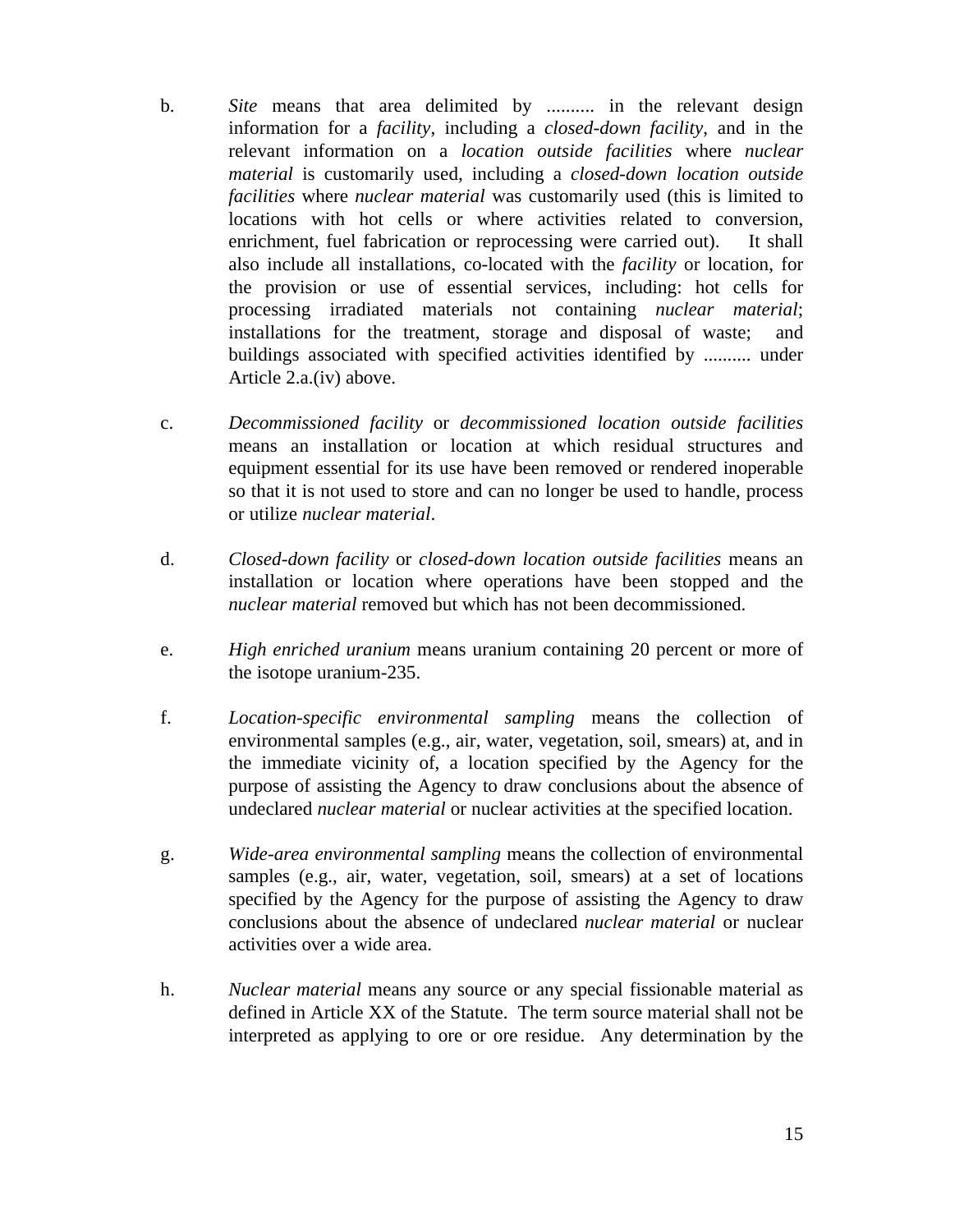b. *Site* means that area delimited by .......... in the relevant design information for a *facility*, including a *closed-down facility*, and in the relevant information on a *location outside facilities* where *nuclear material* is customarily used, including a *closed-down location outside facilities* where *nuclear material* was customarily used (this is limited to locations with hot cells or where activities related to conversion, enrichment, fuel fabrication or reprocessing were carried out). It shall also include all installations, co-located with the *facility* or location, for the provision or use of essential services, including: hot cells for processing irradiated materials not containing *nuclear material*; installations for the treatment, storage and disposal of waste; and buildings associated with specified activities identified by .......... under Article 2.a.(iv) above.

c. *Decommissioned facility* or *decommissioned location outside facilities* means an installation or location at which residual structures and equipment essential for its use have been removed or rendered inoperable so that it is not used to store and can no longer be used to handle, process or utilize *nuclear material*.

d. *Closed-down facility* or *closed-down location outside facilities* means an installation or location where operations have been stopped and the *nuclear material* removed but which has not been decommissioned.

e. *High enriched uranium* means uranium containing 20 percent or more of the isotope uranium-235.

f. *Location-specific environmental sampling* means the collection of environmental samples (e.g., air, water, vegetation, soil, smears) at, and in the immediate vicinity of, a location specified by the Agency for the purpose of assisting the Agency to draw conclusions about the absence of undeclared *nuclear material* or nuclear activities at the specified location.

g. *Wide-area environmental sampling* means the collection of environmental samples (e.g., air, water, vegetation, soil, smears) at a set of locations specified by the Agency for the purpose of assisting the Agency to draw conclusions about the absence of undeclared *nuclear material* or nuclear activities over a wide area.

h. *Nuclear material* means any source or any special fissionable material as defined in Article XX of the Statute. The term source material shall not be interpreted as applying to ore or ore residue. Any determination by the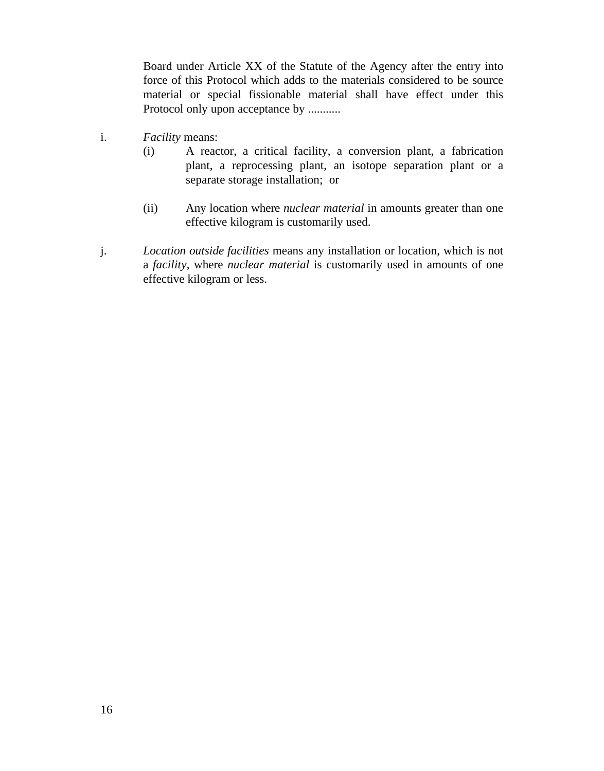Board under Article XX of the Statute of the Agency after the entry into force of this Protocol which adds to the materials considered to be source material or special fissionable material shall have effect under this Protocol only upon acceptance by ...........

i. *Facility* means:

   (i) A reactor, a critical facility, a conversion plant, a fabrication plant, a reprocessing plant, an isotope separation plant or a separate storage installation; or

   (ii) Any location where *nuclear material* in amounts greater than one effective kilogram is customarily used.

j. *Location outside facilities* means any installation or location, which is not a *facility*, where *nuclear material* is customarily used in amounts of one effective kilogram or less.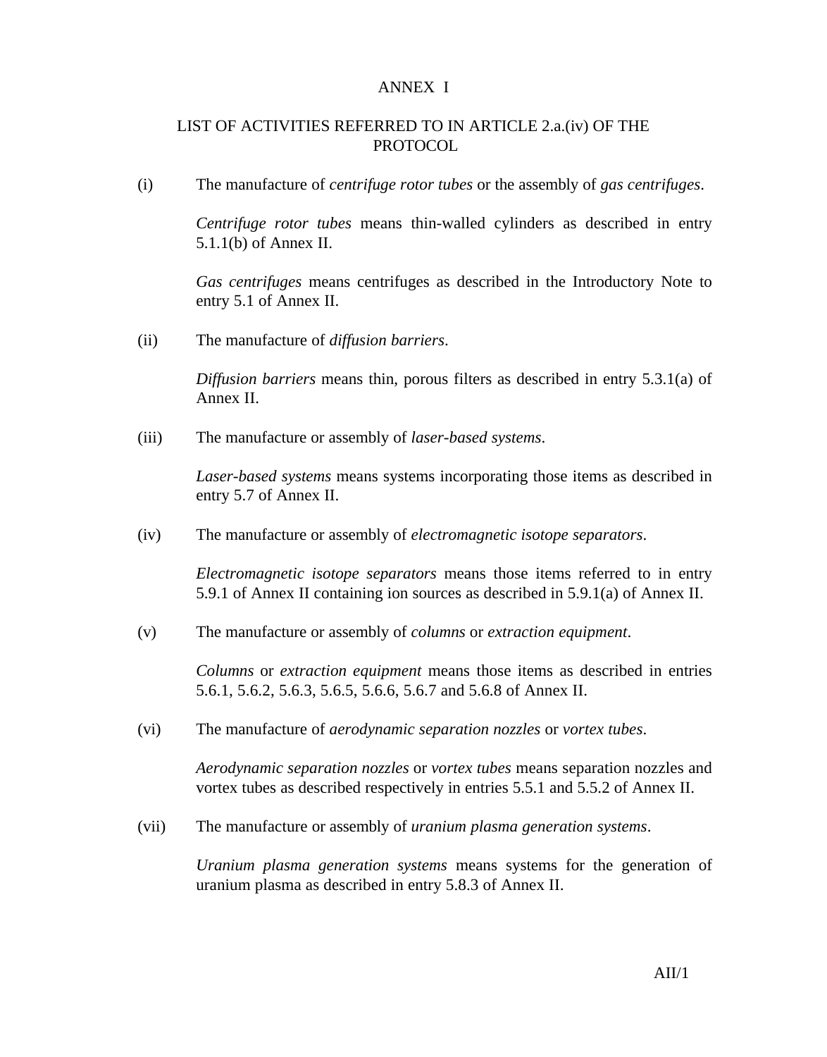# ANNEX I

## LIST OF ACTIVITIES REFERRED TO IN ARTICLE 2.a.(iv) OF THE PROTOCOL

(i) The manufacture of *centrifuge rotor tubes* or the assembly of *gas centrifuges*.

*Centrifuge rotor tubes* means thin-walled cylinders as described in entry 5.1.1(b) of Annex II.

*Gas centrifuges* means centrifuges as described in the Introductory Note to entry 5.1 of Annex II.

(ii) The manufacture of *diffusion barriers*.

*Diffusion barriers* means thin, porous filters as described in entry 5.3.1(a) of Annex II.

(iii) The manufacture or assembly of *laser-based systems*.

*Laser-based systems* means systems incorporating those items as described in entry 5.7 of Annex II.

(iv) The manufacture or assembly of *electromagnetic isotope separators*.

*Electromagnetic isotope separators* means those items referred to in entry 5.9.1 of Annex II containing ion sources as described in 5.9.1(a) of Annex II.

(v) The manufacture or assembly of *columns* or *extraction equipment*.

*Columns* or *extraction equipment* means those items as described in entries 5.6.1, 5.6.2, 5.6.3, 5.6.5, 5.6.6, 5.6.7 and 5.6.8 of Annex II.

(vi) The manufacture of *aerodynamic separation nozzles* or *vortex tubes*.

*Aerodynamic separation nozzles* or *vortex tubes* means separation nozzles and vortex tubes as described respectively in entries 5.5.1 and 5.5.2 of Annex II.

(vii) The manufacture or assembly of *uranium plasma generation systems*.

*Uranium plasma generation systems* means systems for the generation of uranium plasma as described in entry 5.8.3 of Annex II.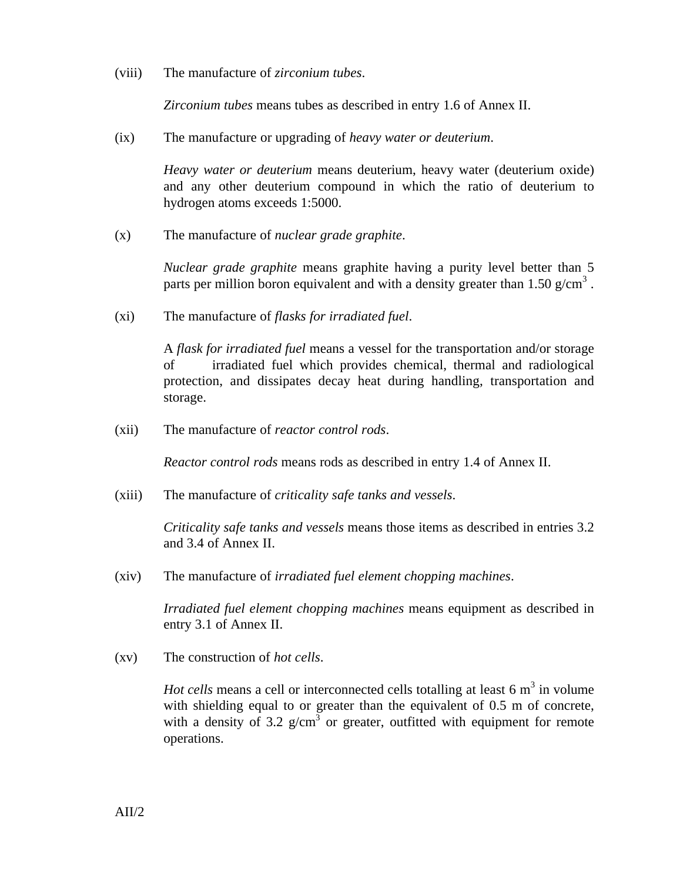(viii) The manufacture of *zirconium tubes*.

*Zirconium tubes* means tubes as described in entry 1.6 of Annex II.

(ix) The manufacture or upgrading of *heavy water or deuterium*.

*Heavy water or deuterium* means deuterium, heavy water (deuterium oxide) and any other deuterium compound in which the ratio of deuterium to hydrogen atoms exceeds 1:5000.

(x) The manufacture of *nuclear grade graphite*.

*Nuclear grade graphite* means graphite having a purity level better than 5 parts per million boron equivalent and with a density greater than 1.50 g/cm$^3$ .

(xi) The manufacture of *flasks for irradiated fuel*.

A *flask for irradiated fuel* means a vessel for the transportation and/or storage of irradiated fuel which provides chemical, thermal and radiological protection, and dissipates decay heat during handling, transportation and storage.

(xii) The manufacture of *reactor control rods*.

*Reactor control rods* means rods as described in entry 1.4 of Annex II.

(xiii) The manufacture of *criticality safe tanks and vessels*.

*Criticality safe tanks and vessels* means those items as described in entries 3.2 and 3.4 of Annex II.

(xiv) The manufacture of *irradiated fuel element chopping machines*.

*Irradiated fuel element chopping machines* means equipment as described in entry 3.1 of Annex II.

(xv) The construction of *hot cells*.

*Hot cells* means a cell or interconnected cells totalling at least 6 m$^3$ in volume with shielding equal to or greater than the equivalent of 0.5 m of concrete, with a density of 3.2 g/cm$^3$ or greater, outfitted with equipment for remote operations.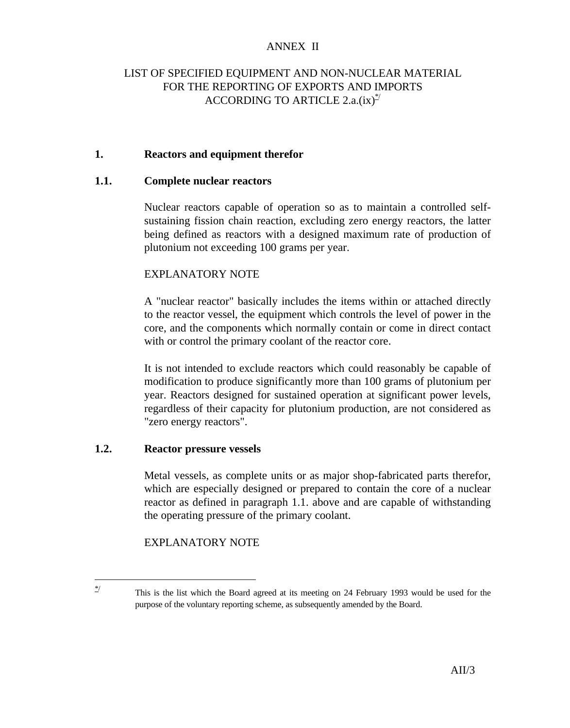# ANNEX II

## LIST OF SPECIFIED EQUIPMENT AND NON-NUCLEAR MATERIAL FOR THE REPORTING OF EXPORTS AND IMPORTS ACCORDING TO ARTICLE 2.a.(ix)[*/]

### 1. Reactors and equipment therefor

#### 1.1. Complete nuclear reactors

Nuclear reactors capable of operation so as to maintain a controlled self-sustaining fission chain reaction, excluding zero energy reactors, the latter being defined as reactors with a designed maximum rate of production of plutonium not exceeding 100 grams per year.

EXPLANATORY NOTE

A "nuclear reactor" basically includes the items within or attached directly to the reactor vessel, the equipment which controls the level of power in the core, and the components which normally contain or come in direct contact with or control the primary coolant of the reactor core.

It is not intended to exclude reactors which could reasonably be capable of modification to produce significantly more than 100 grams of plutonium per year. Reactors designed for sustained operation at significant power levels, regardless of their capacity for plutonium production, are not considered as "zero energy reactors".

#### 1.2. Reactor pressure vessels

Metal vessels, as complete units or as major shop-fabricated parts therefor, which are especially designed or prepared to contain the core of a nuclear reactor as defined in paragraph 1.1. above and are capable of withstanding the operating pressure of the primary coolant.

EXPLANATORY NOTE

---

[*/] This is the list which the Board agreed at its meeting on 24 February 1993 would be used for the purpose of the voluntary reporting scheme, as subsequently amended by the Board.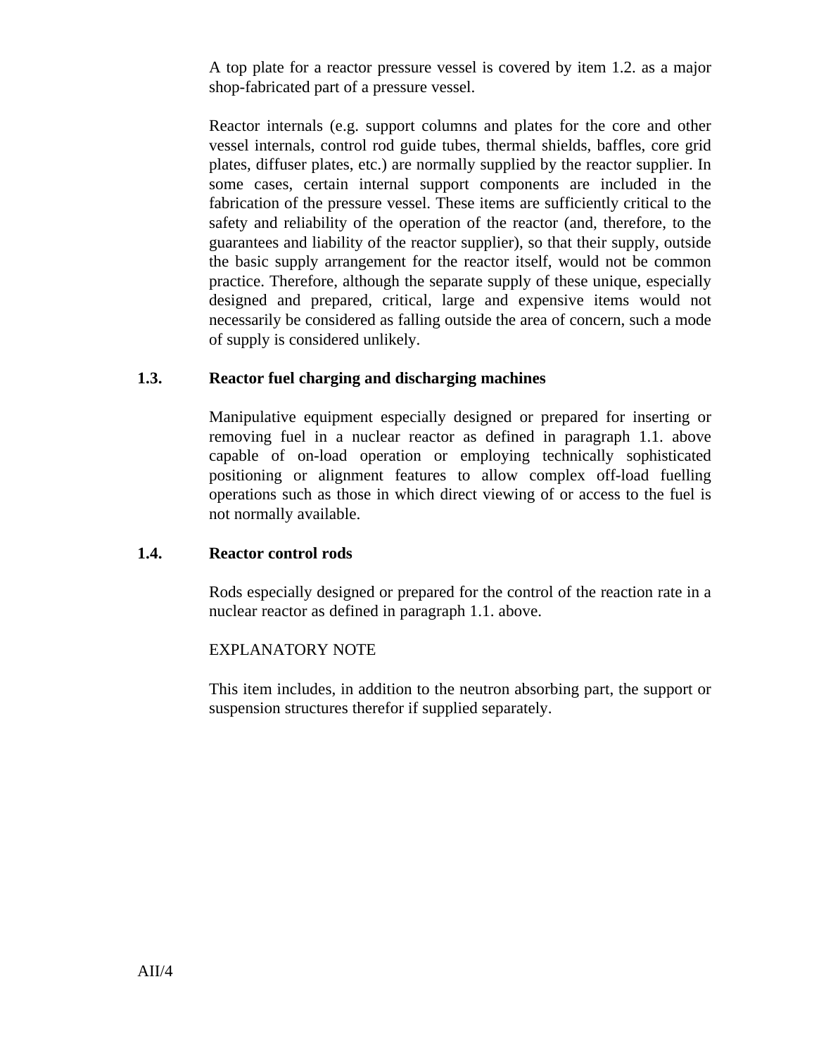A top plate for a reactor pressure vessel is covered by item 1.2. as a major shop-fabricated part of a pressure vessel.

Reactor internals (e.g. support columns and plates for the core and other vessel internals, control rod guide tubes, thermal shields, baffles, core grid plates, diffuser plates, etc.) are normally supplied by the reactor supplier. In some cases, certain internal support components are included in the fabrication of the pressure vessel. These items are sufficiently critical to the safety and reliability of the operation of the reactor (and, therefore, to the guarantees and liability of the reactor supplier), so that their supply, outside the basic supply arrangement for the reactor itself, would not be common practice. Therefore, although the separate supply of these unique, especially designed and prepared, critical, large and expensive items would not necessarily be considered as falling outside the area of concern, such a mode of supply is considered unlikely.

### 1.3. Reactor fuel charging and discharging machines

Manipulative equipment especially designed or prepared for inserting or removing fuel in a nuclear reactor as defined in paragraph 1.1. above capable of on-load operation or employing technically sophisticated positioning or alignment features to allow complex off-load fuelling operations such as those in which direct viewing of or access to the fuel is not normally available.

### 1.4. Reactor control rods

Rods especially designed or prepared for the control of the reaction rate in a nuclear reactor as defined in paragraph 1.1. above.

EXPLANATORY NOTE

This item includes, in addition to the neutron absorbing part, the support or suspension structures therefor if supplied separately.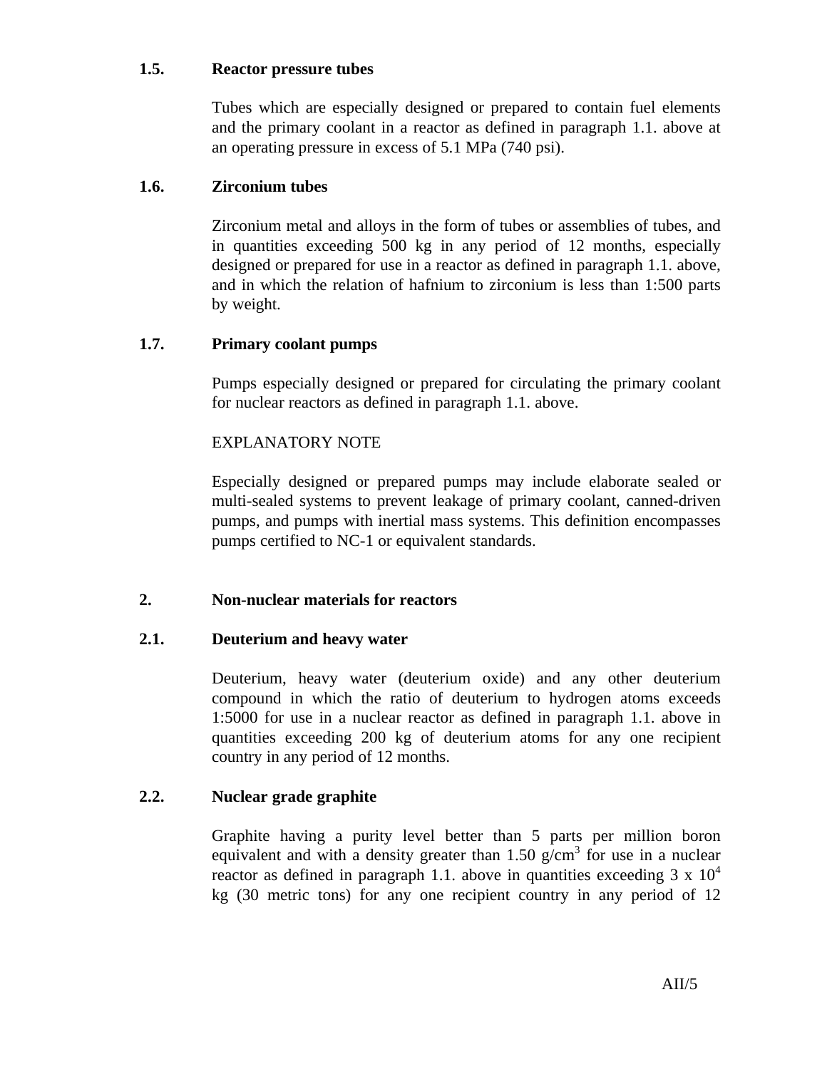### 1.5. Reactor pressure tubes

Tubes which are especially designed or prepared to contain fuel elements and the primary coolant in a reactor as defined in paragraph 1.1. above at an operating pressure in excess of 5.1 MPa (740 psi).

### 1.6. Zirconium tubes

Zirconium metal and alloys in the form of tubes or assemblies of tubes, and in quantities exceeding 500 kg in any period of 12 months, especially designed or prepared for use in a reactor as defined in paragraph 1.1. above, and in which the relation of hafnium to zirconium is less than 1:500 parts by weight.

### 1.7. Primary coolant pumps

Pumps especially designed or prepared for circulating the primary coolant for nuclear reactors as defined in paragraph 1.1. above.

EXPLANATORY NOTE

Especially designed or prepared pumps may include elaborate sealed or multi-sealed systems to prevent leakage of primary coolant, canned-driven pumps, and pumps with inertial mass systems. This definition encompasses pumps certified to NC-1 or equivalent standards.

## 2. Non-nuclear materials for reactors

### 2.1. Deuterium and heavy water

Deuterium, heavy water (deuterium oxide) and any other deuterium compound in which the ratio of deuterium to hydrogen atoms exceeds 1:5000 for use in a nuclear reactor as defined in paragraph 1.1. above in quantities exceeding 200 kg of deuterium atoms for any one recipient country in any period of 12 months.

### 2.2. Nuclear grade graphite

Graphite having a purity level better than 5 parts per million boron equivalent and with a density greater than 1.50 g/cm$^3$ for use in a nuclear reactor as defined in paragraph 1.1. above in quantities exceeding 3 x $10^4$ kg (30 metric tons) for any one recipient country in any period of 12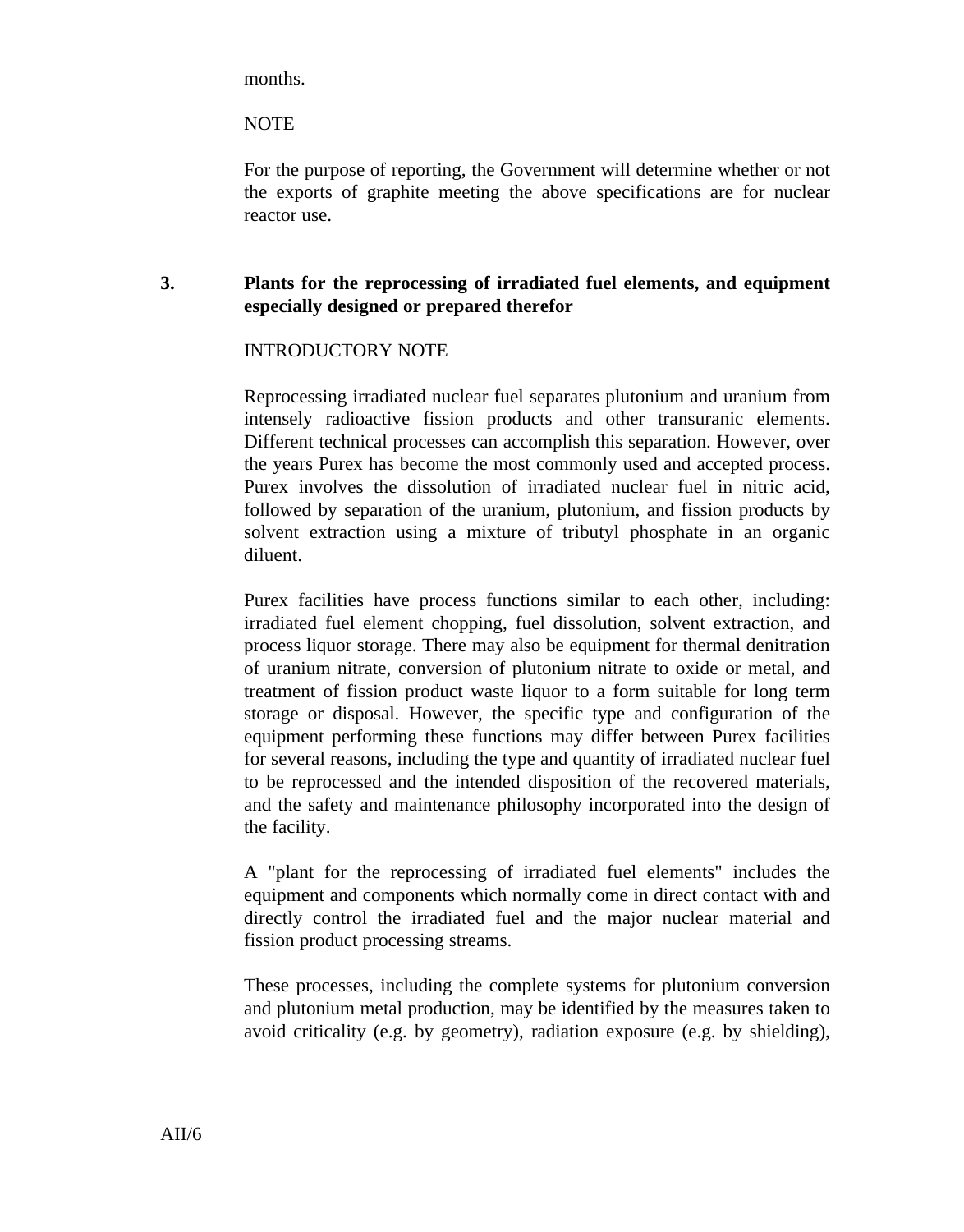months.

NOTE

For the purpose of reporting, the Government will determine whether or not the exports of graphite meeting the above specifications are for nuclear reactor use.

## 3. Plants for the reprocessing of irradiated fuel elements, and equipment especially designed or prepared therefor

INTRODUCTORY NOTE

Reprocessing irradiated nuclear fuel separates plutonium and uranium from intensely radioactive fission products and other transuranic elements. Different technical processes can accomplish this separation. However, over the years Purex has become the most commonly used and accepted process. Purex involves the dissolution of irradiated nuclear fuel in nitric acid, followed by separation of the uranium, plutonium, and fission products by solvent extraction using a mixture of tributyl phosphate in an organic diluent.

Purex facilities have process functions similar to each other, including: irradiated fuel element chopping, fuel dissolution, solvent extraction, and process liquor storage. There may also be equipment for thermal denitration of uranium nitrate, conversion of plutonium nitrate to oxide or metal, and treatment of fission product waste liquor to a form suitable for long term storage or disposal. However, the specific type and configuration of the equipment performing these functions may differ between Purex facilities for several reasons, including the type and quantity of irradiated nuclear fuel to be reprocessed and the intended disposition of the recovered materials, and the safety and maintenance philosophy incorporated into the design of the facility.

A "plant for the reprocessing of irradiated fuel elements" includes the equipment and components which normally come in direct contact with and directly control the irradiated fuel and the major nuclear material and fission product processing streams.

These processes, including the complete systems for plutonium conversion and plutonium metal production, may be identified by the measures taken to avoid criticality (e.g. by geometry), radiation exposure (e.g. by shielding),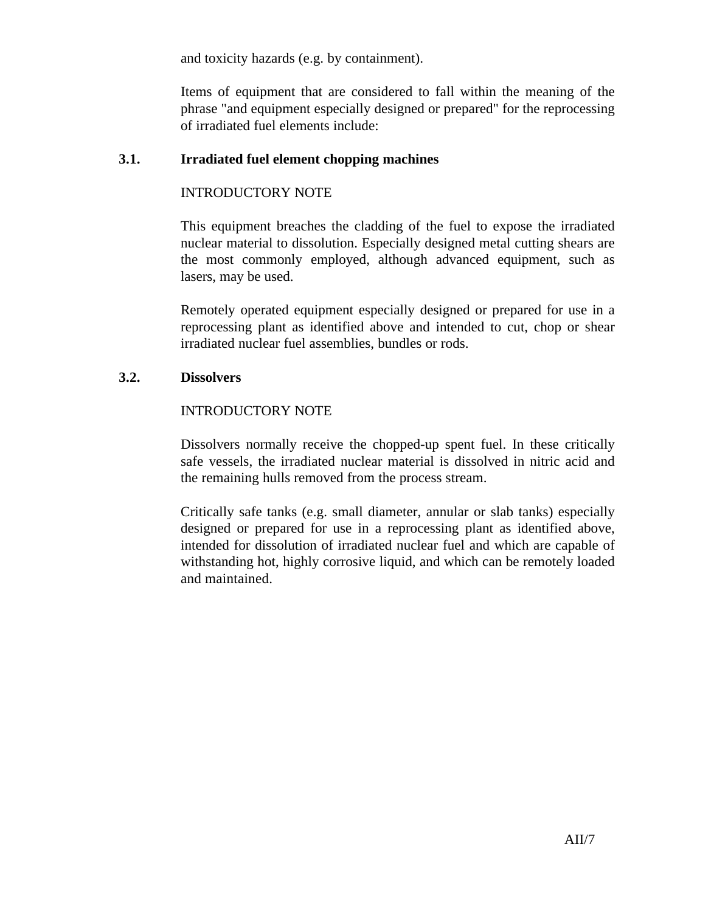and toxicity hazards (e.g. by containment).

Items of equipment that are considered to fall within the meaning of the phrase "and equipment especially designed or prepared" for the reprocessing of irradiated fuel elements include:

### 3.1. Irradiated fuel element chopping machines

INTRODUCTORY NOTE

This equipment breaches the cladding of the fuel to expose the irradiated nuclear material to dissolution. Especially designed metal cutting shears are the most commonly employed, although advanced equipment, such as lasers, may be used.

Remotely operated equipment especially designed or prepared for use in a reprocessing plant as identified above and intended to cut, chop or shear irradiated nuclear fuel assemblies, bundles or rods.

### 3.2. Dissolvers

INTRODUCTORY NOTE

Dissolvers normally receive the chopped-up spent fuel. In these critically safe vessels, the irradiated nuclear material is dissolved in nitric acid and the remaining hulls removed from the process stream.

Critically safe tanks (e.g. small diameter, annular or slab tanks) especially designed or prepared for use in a reprocessing plant as identified above, intended for dissolution of irradiated nuclear fuel and which are capable of withstanding hot, highly corrosive liquid, and which can be remotely loaded and maintained.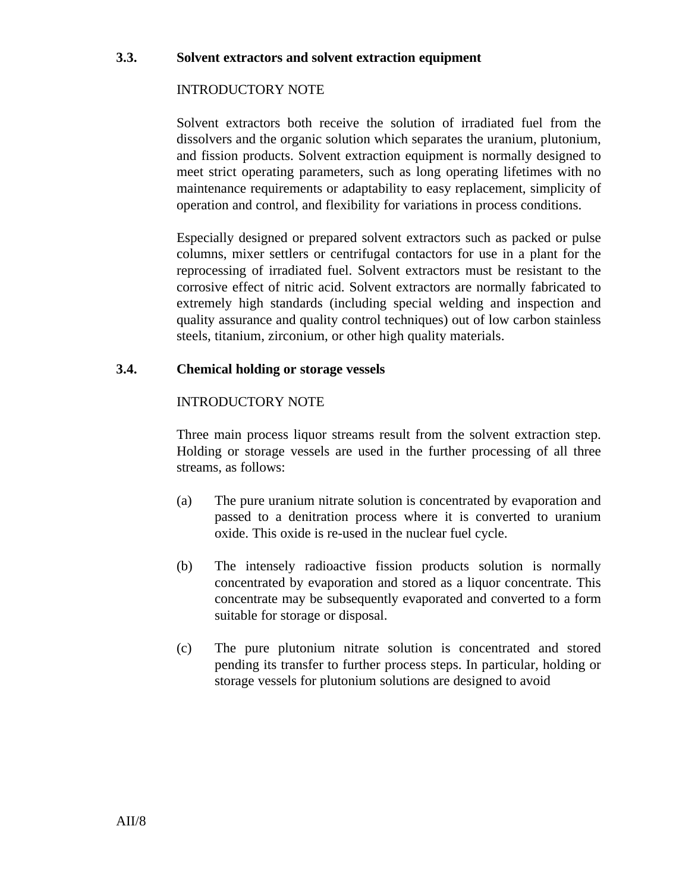### 3.3. Solvent extractors and solvent extraction equipment

INTRODUCTORY NOTE

Solvent extractors both receive the solution of irradiated fuel from the dissolvers and the organic solution which separates the uranium, plutonium, and fission products. Solvent extraction equipment is normally designed to meet strict operating parameters, such as long operating lifetimes with no maintenance requirements or adaptability to easy replacement, simplicity of operation and control, and flexibility for variations in process conditions.

Especially designed or prepared solvent extractors such as packed or pulse columns, mixer settlers or centrifugal contactors for use in a plant for the reprocessing of irradiated fuel. Solvent extractors must be resistant to the corrosive effect of nitric acid. Solvent extractors are normally fabricated to extremely high standards (including special welding and inspection and quality assurance and quality control techniques) out of low carbon stainless steels, titanium, zirconium, or other high quality materials.

### 3.4. Chemical holding or storage vessels

INTRODUCTORY NOTE

Three main process liquor streams result from the solvent extraction step. Holding or storage vessels are used in the further processing of all three streams, as follows:

(a) The pure uranium nitrate solution is concentrated by evaporation and passed to a denitration process where it is converted to uranium oxide. This oxide is re-used in the nuclear fuel cycle.

(b) The intensely radioactive fission products solution is normally concentrated by evaporation and stored as a liquor concentrate. This concentrate may be subsequently evaporated and converted to a form suitable for storage or disposal.

(c) The pure plutonium nitrate solution is concentrated and stored pending its transfer to further process steps. In particular, holding or storage vessels for plutonium solutions are designed to avoid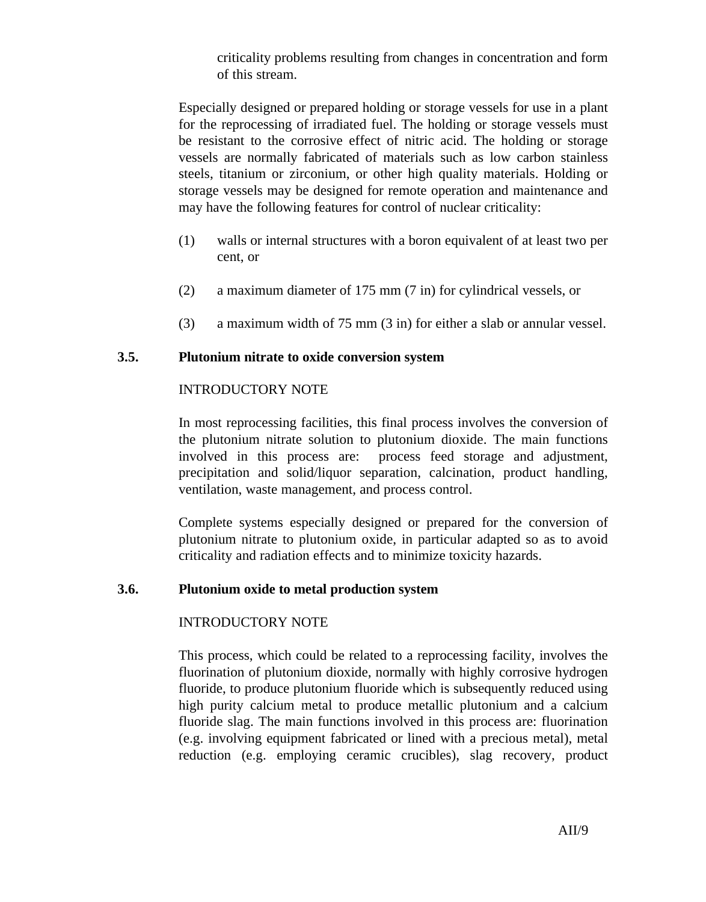criticality problems resulting from changes in concentration and form of this stream.

Especially designed or prepared holding or storage vessels for use in a plant for the reprocessing of irradiated fuel. The holding or storage vessels must be resistant to the corrosive effect of nitric acid. The holding or storage vessels are normally fabricated of materials such as low carbon stainless steels, titanium or zirconium, or other high quality materials. Holding or storage vessels may be designed for remote operation and maintenance and may have the following features for control of nuclear criticality:

(1) walls or internal structures with a boron equivalent of at least two per cent, or

(2) a maximum diameter of 175 mm (7 in) for cylindrical vessels, or

(3) a maximum width of 75 mm (3 in) for either a slab or annular vessel.

### 3.5. Plutonium nitrate to oxide conversion system

INTRODUCTORY NOTE

In most reprocessing facilities, this final process involves the conversion of the plutonium nitrate solution to plutonium dioxide. The main functions involved in this process are: process feed storage and adjustment, precipitation and solid/liquor separation, calcination, product handling, ventilation, waste management, and process control.

Complete systems especially designed or prepared for the conversion of plutonium nitrate to plutonium oxide, in particular adapted so as to avoid criticality and radiation effects and to minimize toxicity hazards.

### 3.6. Plutonium oxide to metal production system

INTRODUCTORY NOTE

This process, which could be related to a reprocessing facility, involves the fluorination of plutonium dioxide, normally with highly corrosive hydrogen fluoride, to produce plutonium fluoride which is subsequently reduced using high purity calcium metal to produce metallic plutonium and a calcium fluoride slag. The main functions involved in this process are: fluorination (e.g. involving equipment fabricated or lined with a precious metal), metal reduction (e.g. employing ceramic crucibles), slag recovery, product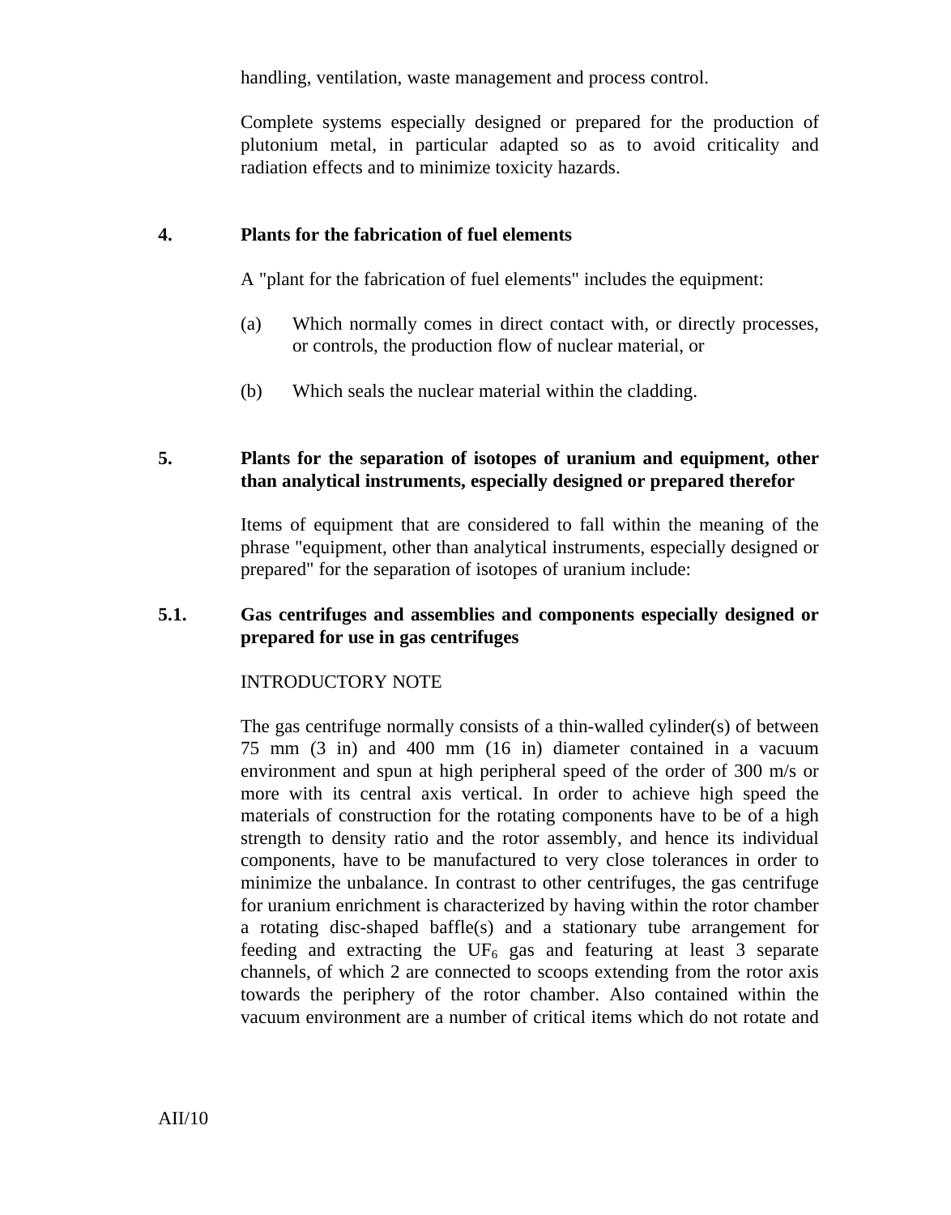handling, ventilation, waste management and process control.

Complete systems especially designed or prepared for the production of plutonium metal, in particular adapted so as to avoid criticality and radiation effects and to minimize toxicity hazards.

## 4. Plants for the fabrication of fuel elements

A "plant for the fabrication of fuel elements" includes the equipment:

(a) Which normally comes in direct contact with, or directly processes, or controls, the production flow of nuclear material, or

(b) Which seals the nuclear material within the cladding.

## 5. Plants for the separation of isotopes of uranium and equipment, other than analytical instruments, especially designed or prepared therefor

Items of equipment that are considered to fall within the meaning of the phrase "equipment, other than analytical instruments, especially designed or prepared" for the separation of isotopes of uranium include:

### 5.1. Gas centrifuges and assemblies and components especially designed or prepared for use in gas centrifuges

INTRODUCTORY NOTE

The gas centrifuge normally consists of a thin-walled cylinder(s) of between 75 mm (3 in) and 400 mm (16 in) diameter contained in a vacuum environment and spun at high peripheral speed of the order of 300 m/s or more with its central axis vertical. In order to achieve high speed the materials of construction for the rotating components have to be of a high strength to density ratio and the rotor assembly, and hence its individual components, have to be manufactured to very close tolerances in order to minimize the unbalance. In contrast to other centrifuges, the gas centrifuge for uranium enrichment is characterized by having within the rotor chamber a rotating disc-shaped baffle(s) and a stationary tube arrangement for feeding and extracting the $UF_6$ gas and featuring at least 3 separate channels, of which 2 are connected to scoops extending from the rotor axis towards the periphery of the rotor chamber. Also contained within the vacuum environment are a number of critical items which do not rotate and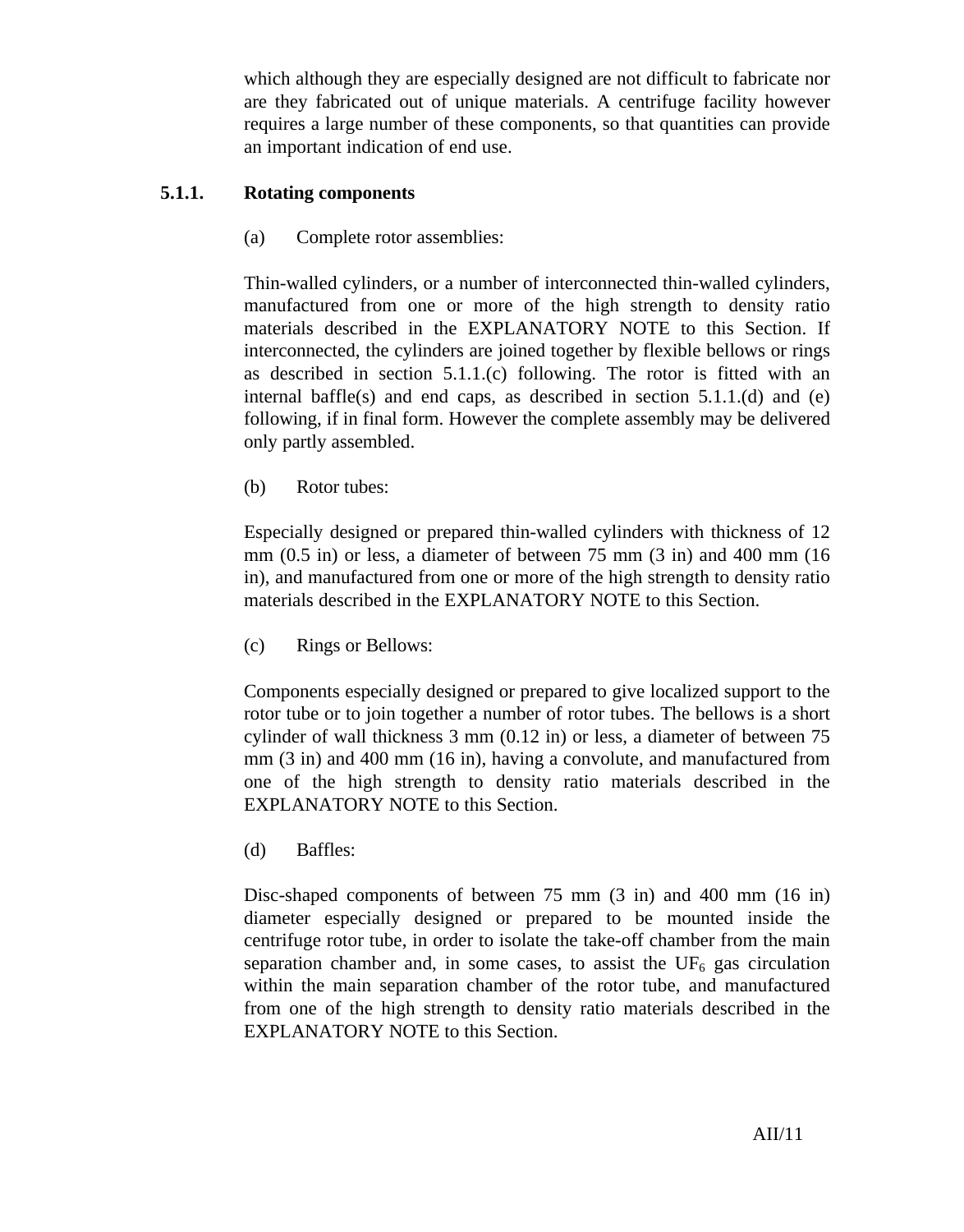which although they are especially designed are not difficult to fabricate nor are they fabricated out of unique materials. A centrifuge facility however requires a large number of these components, so that quantities can provide an important indication of end use.

### 5.1.1. Rotating components

(a) Complete rotor assemblies:

Thin-walled cylinders, or a number of interconnected thin-walled cylinders, manufactured from one or more of the high strength to density ratio materials described in the EXPLANATORY NOTE to this Section. If interconnected, the cylinders are joined together by flexible bellows or rings as described in section 5.1.1.(c) following. The rotor is fitted with an internal baffle(s) and end caps, as described in section 5.1.1.(d) and (e) following, if in final form. However the complete assembly may be delivered only partly assembled.

(b) Rotor tubes:

Especially designed or prepared thin-walled cylinders with thickness of 12 mm (0.5 in) or less, a diameter of between 75 mm (3 in) and 400 mm (16 in), and manufactured from one or more of the high strength to density ratio materials described in the EXPLANATORY NOTE to this Section.

(c) Rings or Bellows:

Components especially designed or prepared to give localized support to the rotor tube or to join together a number of rotor tubes. The bellows is a short cylinder of wall thickness 3 mm (0.12 in) or less, a diameter of between 75 mm (3 in) and 400 mm (16 in), having a convolute, and manufactured from one of the high strength to density ratio materials described in the EXPLANATORY NOTE to this Section.

(d) Baffles:

Disc-shaped components of between 75 mm (3 in) and 400 mm (16 in) diameter especially designed or prepared to be mounted inside the centrifuge rotor tube, in order to isolate the take-off chamber from the main separation chamber and, in some cases, to assist the $UF_6$ gas circulation within the main separation chamber of the rotor tube, and manufactured from one of the high strength to density ratio materials described in the EXPLANATORY NOTE to this Section.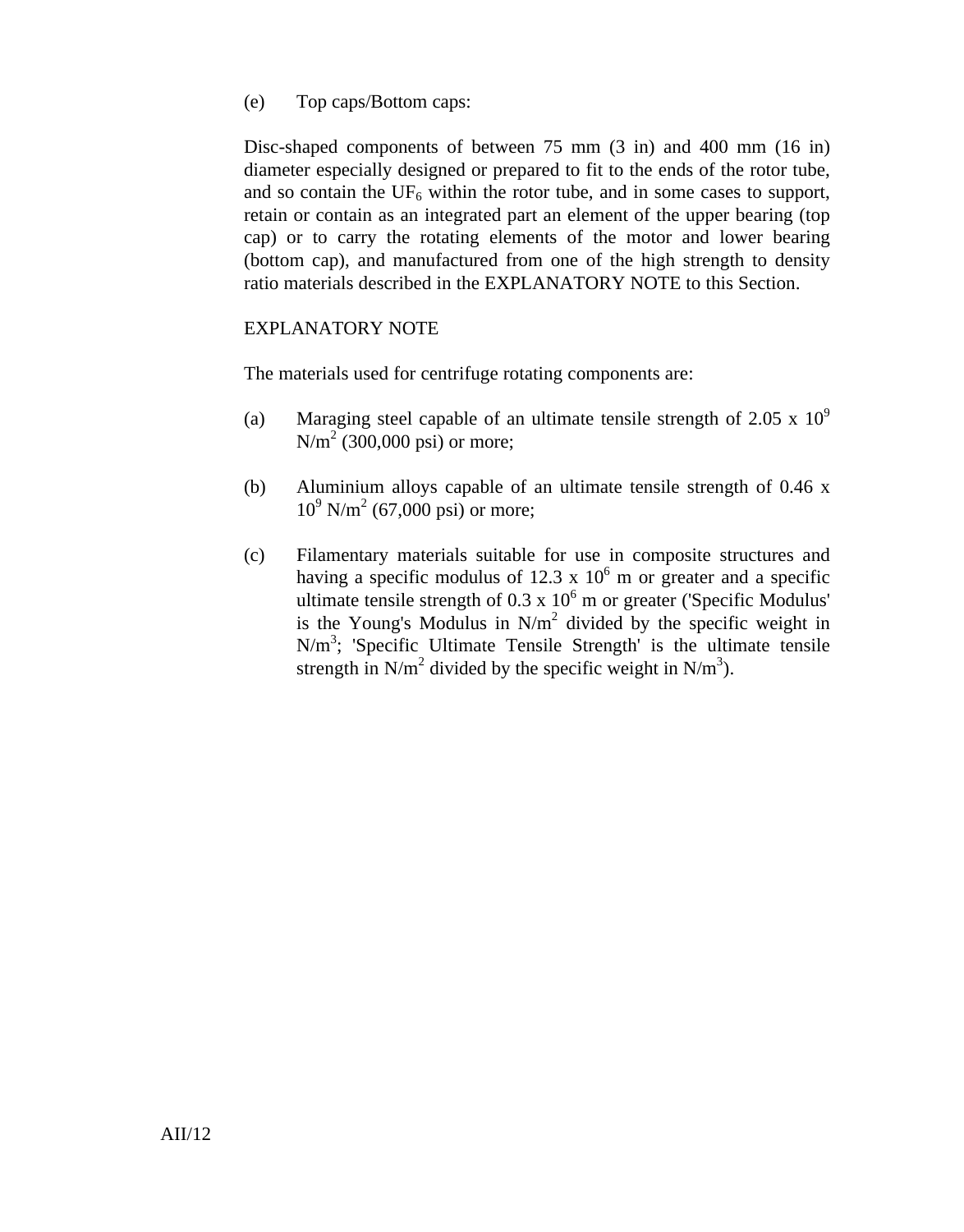(e) Top caps/Bottom caps:

Disc-shaped components of between 75 mm (3 in) and 400 mm (16 in) diameter especially designed or prepared to fit to the ends of the rotor tube, and so contain the $UF_6$ within the rotor tube, and in some cases to support, retain or contain as an integrated part an element of the upper bearing (top cap) or to carry the rotating elements of the motor and lower bearing (bottom cap), and manufactured from one of the high strength to density ratio materials described in the EXPLANATORY NOTE to this Section.

EXPLANATORY NOTE

The materials used for centrifuge rotating components are:

(a) Maraging steel capable of an ultimate tensile strength of $2.05 \times 10^9$ $N/m^2$ (300,000 psi) or more;

(b) Aluminium alloys capable of an ultimate tensile strength of $0.46 \times 10^9$ $N/m^2$ (67,000 psi) or more;

(c) Filamentary materials suitable for use in composite structures and having a specific modulus of $12.3 \times 10^6$ m or greater and a specific ultimate tensile strength of $0.3 \times 10^6$ m or greater ('Specific Modulus' is the Young's Modulus in $N/m^2$ divided by the specific weight in $N/m^3$; 'Specific Ultimate Tensile Strength' is the ultimate tensile strength in $N/m^2$ divided by the specific weight in $N/m^3$).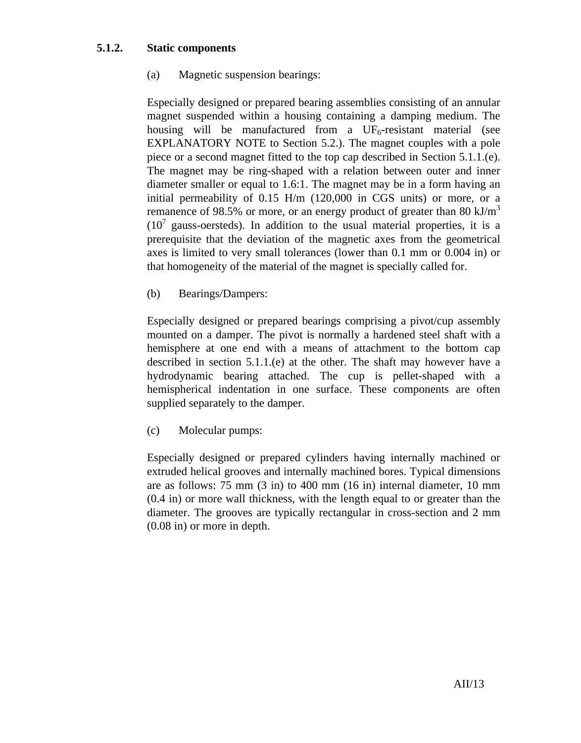### 5.1.2. Static components

(a) Magnetic suspension bearings:

Especially designed or prepared bearing assemblies consisting of an annular magnet suspended within a housing containing a damping medium. The housing will be manufactured from a $UF_6$-resistant material (see EXPLANATORY NOTE to Section 5.2.). The magnet couples with a pole piece or a second magnet fitted to the top cap described in Section 5.1.1.(e). The magnet may be ring-shaped with a relation between outer and inner diameter smaller or equal to 1.6:1. The magnet may be in a form having an initial permeability of 0.15 H/m (120,000 in CGS units) or more, or a remanence of 98.5% or more, or an energy product of greater than 80 kJ/$m^3$ ($10^7$ gauss-oersteds). In addition to the usual material properties, it is a prerequisite that the deviation of the magnetic axes from the geometrical axes is limited to very small tolerances (lower than 0.1 mm or 0.004 in) or that homogeneity of the material of the magnet is specially called for.

(b) Bearings/Dampers:

Especially designed or prepared bearings comprising a pivot/cup assembly mounted on a damper. The pivot is normally a hardened steel shaft with a hemisphere at one end with a means of attachment to the bottom cap described in section 5.1.1.(e) at the other. The shaft may however have a hydrodynamic bearing attached. The cup is pellet-shaped with a hemispherical indentation in one surface. These components are often supplied separately to the damper.

(c) Molecular pumps:

Especially designed or prepared cylinders having internally machined or extruded helical grooves and internally machined bores. Typical dimensions are as follows: 75 mm (3 in) to 400 mm (16 in) internal diameter, 10 mm (0.4 in) or more wall thickness, with the length equal to or greater than the diameter. The grooves are typically rectangular in cross-section and 2 mm (0.08 in) or more in depth.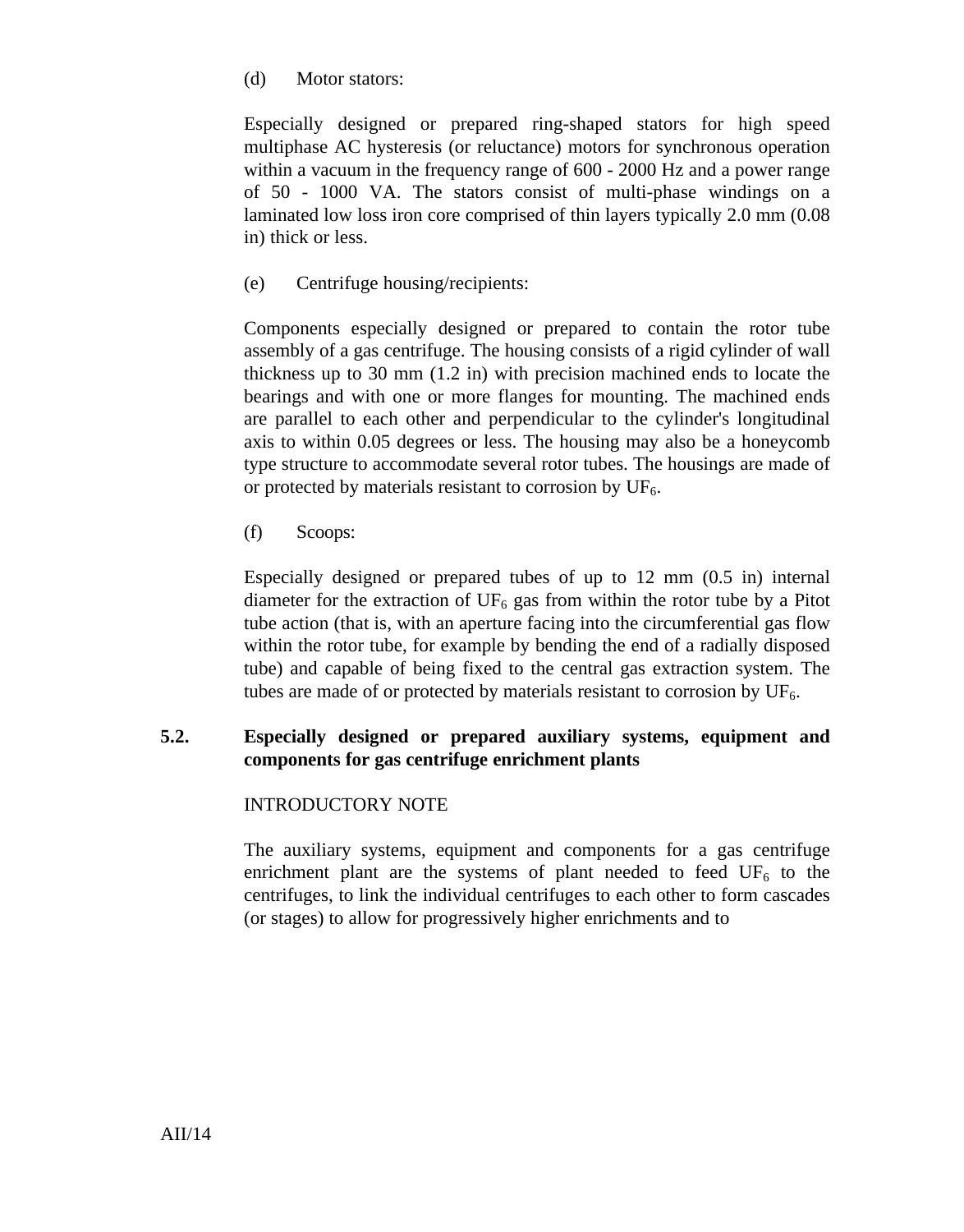(d) Motor stators:

Especially designed or prepared ring-shaped stators for high speed multiphase AC hysteresis (or reluctance) motors for synchronous operation within a vacuum in the frequency range of 600 - 2000 Hz and a power range of 50 - 1000 VA. The stators consist of multi-phase windings on a laminated low loss iron core comprised of thin layers typically 2.0 mm (0.08 in) thick or less.

(e) Centrifuge housing/recipients:

Components especially designed or prepared to contain the rotor tube assembly of a gas centrifuge. The housing consists of a rigid cylinder of wall thickness up to 30 mm (1.2 in) with precision machined ends to locate the bearings and with one or more flanges for mounting. The machined ends are parallel to each other and perpendicular to the cylinder's longitudinal axis to within 0.05 degrees or less. The housing may also be a honeycomb type structure to accommodate several rotor tubes. The housings are made of or protected by materials resistant to corrosion by $UF_6$.

(f) Scoops:

Especially designed or prepared tubes of up to 12 mm (0.5 in) internal diameter for the extraction of $UF_6$ gas from within the rotor tube by a Pitot tube action (that is, with an aperture facing into the circumferential gas flow within the rotor tube, for example by bending the end of a radially disposed tube) and capable of being fixed to the central gas extraction system. The tubes are made of or protected by materials resistant to corrosion by $UF_6$.

## 5.2. Especially designed or prepared auxiliary systems, equipment and components for gas centrifuge enrichment plants

INTRODUCTORY NOTE

The auxiliary systems, equipment and components for a gas centrifuge enrichment plant are the systems of plant needed to feed $UF_6$ to the centrifuges, to link the individual centrifuges to each other to form cascades (or stages) to allow for progressively higher enrichments and to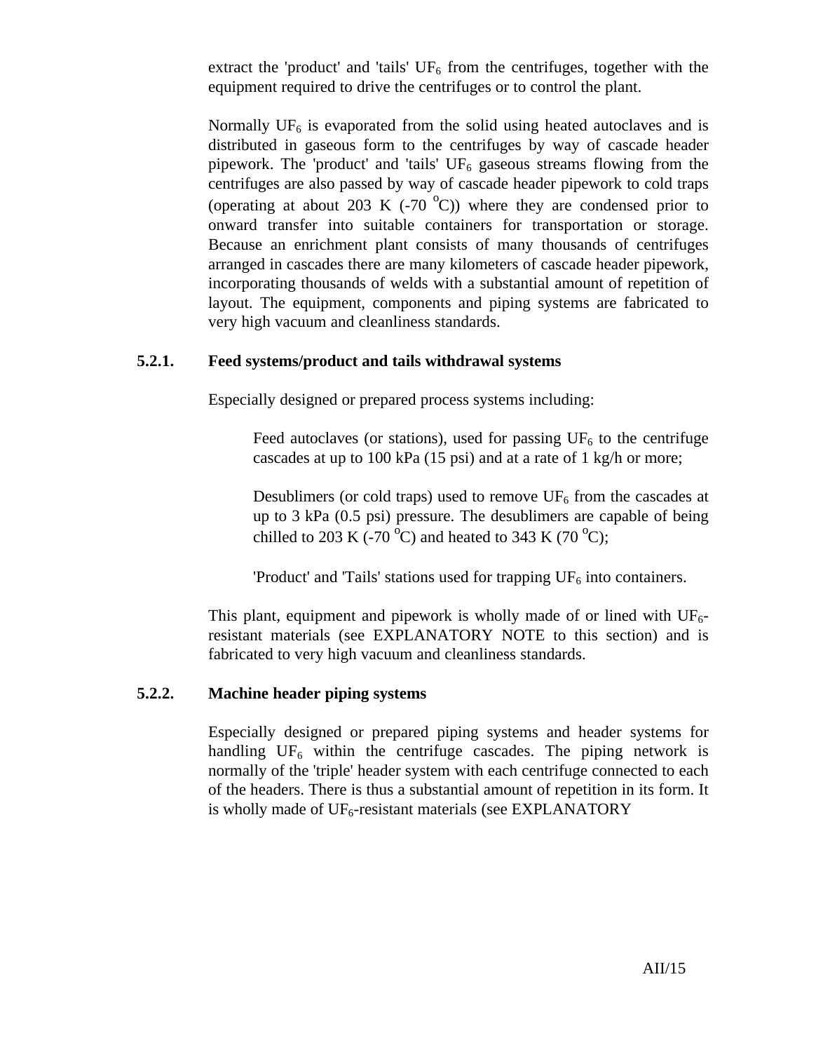extract the 'product' and 'tails' $UF_6$ from the centrifuges, together with the equipment required to drive the centrifuges or to control the plant.

Normally $UF_6$ is evaporated from the solid using heated autoclaves and is distributed in gaseous form to the centrifuges by way of cascade header pipework. The 'product' and 'tails' $UF_6$ gaseous streams flowing from the centrifuges are also passed by way of cascade header pipework to cold traps (operating at about 203 K (-70 $^{o}$C)) where they are condensed prior to onward transfer into suitable containers for transportation or storage. Because an enrichment plant consists of many thousands of centrifuges arranged in cascades there are many kilometers of cascade header pipework, incorporating thousands of welds with a substantial amount of repetition of layout. The equipment, components and piping systems are fabricated to very high vacuum and cleanliness standards.

### 5.2.1. Feed systems/product and tails withdrawal systems

Especially designed or prepared process systems including:

> Feed autoclaves (or stations), used for passing $UF_6$ to the centrifuge cascades at up to 100 kPa (15 psi) and at a rate of 1 kg/h or more;
>
> Desublimers (or cold traps) used to remove $UF_6$ from the cascades at up to 3 kPa (0.5 psi) pressure. The desublimers are capable of being chilled to 203 K (-70 $^{o}$C) and heated to 343 K (70 $^{o}$C);
>
> 'Product' and 'Tails' stations used for trapping $UF_6$ into containers.

This plant, equipment and pipework is wholly made of or lined with $UF_6$-resistant materials (see EXPLANATORY NOTE to this section) and is fabricated to very high vacuum and cleanliness standards.

### 5.2.2. Machine header piping systems

Especially designed or prepared piping systems and header systems for handling $UF_6$ within the centrifuge cascades. The piping network is normally of the 'triple' header system with each centrifuge connected to each of the headers. There is thus a substantial amount of repetition in its form. It is wholly made of $UF_6$-resistant materials (see EXPLANATORY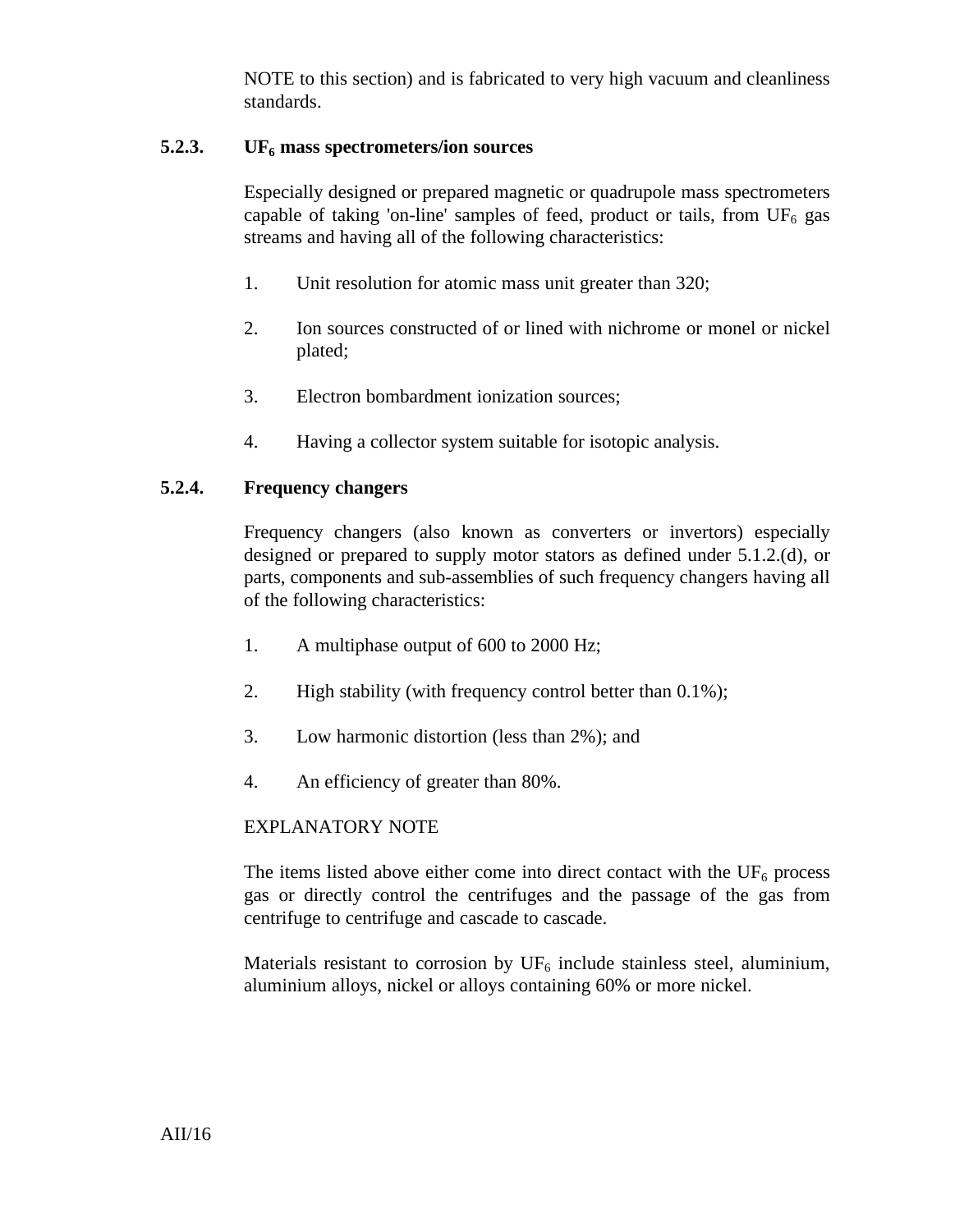NOTE to this section) and is fabricated to very high vacuum and cleanliness standards.

### 5.2.3. $UF_6$ mass spectrometers/ion sources

Especially designed or prepared magnetic or quadrupole mass spectrometers capable of taking 'on-line' samples of feed, product or tails, from $UF_6$ gas streams and having all of the following characteristics:

1. Unit resolution for atomic mass unit greater than 320;

2. Ion sources constructed of or lined with nichrome or monel or nickel plated;

3. Electron bombardment ionization sources;

4. Having a collector system suitable for isotopic analysis.

### 5.2.4. Frequency changers

Frequency changers (also known as converters or invertors) especially designed or prepared to supply motor stators as defined under 5.1.2.(d), or parts, components and sub-assemblies of such frequency changers having all of the following characteristics:

1. A multiphase output of 600 to 2000 Hz;

2. High stability (with frequency control better than 0.1%);

3. Low harmonic distortion (less than 2%); and

4. An efficiency of greater than 80%.

EXPLANATORY NOTE

The items listed above either come into direct contact with the $UF_6$ process gas or directly control the centrifuges and the passage of the gas from centrifuge to centrifuge and cascade to cascade.

Materials resistant to corrosion by $UF_6$ include stainless steel, aluminium, aluminium alloys, nickel or alloys containing 60% or more nickel.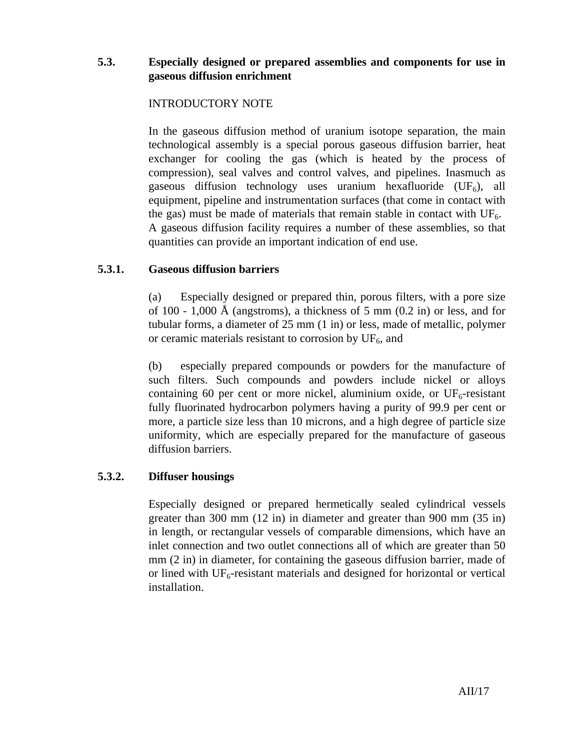### 5.3. Especially designed or prepared assemblies and components for use in gaseous diffusion enrichment

INTRODUCTORY NOTE

In the gaseous diffusion method of uranium isotope separation, the main technological assembly is a special porous gaseous diffusion barrier, heat exchanger for cooling the gas (which is heated by the process of compression), seal valves and control valves, and pipelines. Inasmuch as gaseous diffusion technology uses uranium hexafluoride ($UF_6$), all equipment, pipeline and instrumentation surfaces (that come in contact with the gas) must be made of materials that remain stable in contact with $UF_6$. A gaseous diffusion facility requires a number of these assemblies, so that quantities can provide an important indication of end use.

#### 5.3.1. Gaseous diffusion barriers

(a) Especially designed or prepared thin, porous filters, with a pore size of 100 - 1,000 Å (angstroms), a thickness of 5 mm (0.2 in) or less, and for tubular forms, a diameter of 25 mm (1 in) or less, made of metallic, polymer or ceramic materials resistant to corrosion by $UF_6$, and

(b) especially prepared compounds or powders for the manufacture of such filters. Such compounds and powders include nickel or alloys containing 60 per cent or more nickel, aluminium oxide, or $UF_6$-resistant fully fluorinated hydrocarbon polymers having a purity of 99.9 per cent or more, a particle size less than 10 microns, and a high degree of particle size uniformity, which are especially prepared for the manufacture of gaseous diffusion barriers.

#### 5.3.2. Diffuser housings

Especially designed or prepared hermetically sealed cylindrical vessels greater than 300 mm (12 in) in diameter and greater than 900 mm (35 in) in length, or rectangular vessels of comparable dimensions, which have an inlet connection and two outlet connections all of which are greater than 50 mm (2 in) in diameter, for containing the gaseous diffusion barrier, made of or lined with $UF_6$-resistant materials and designed for horizontal or vertical installation.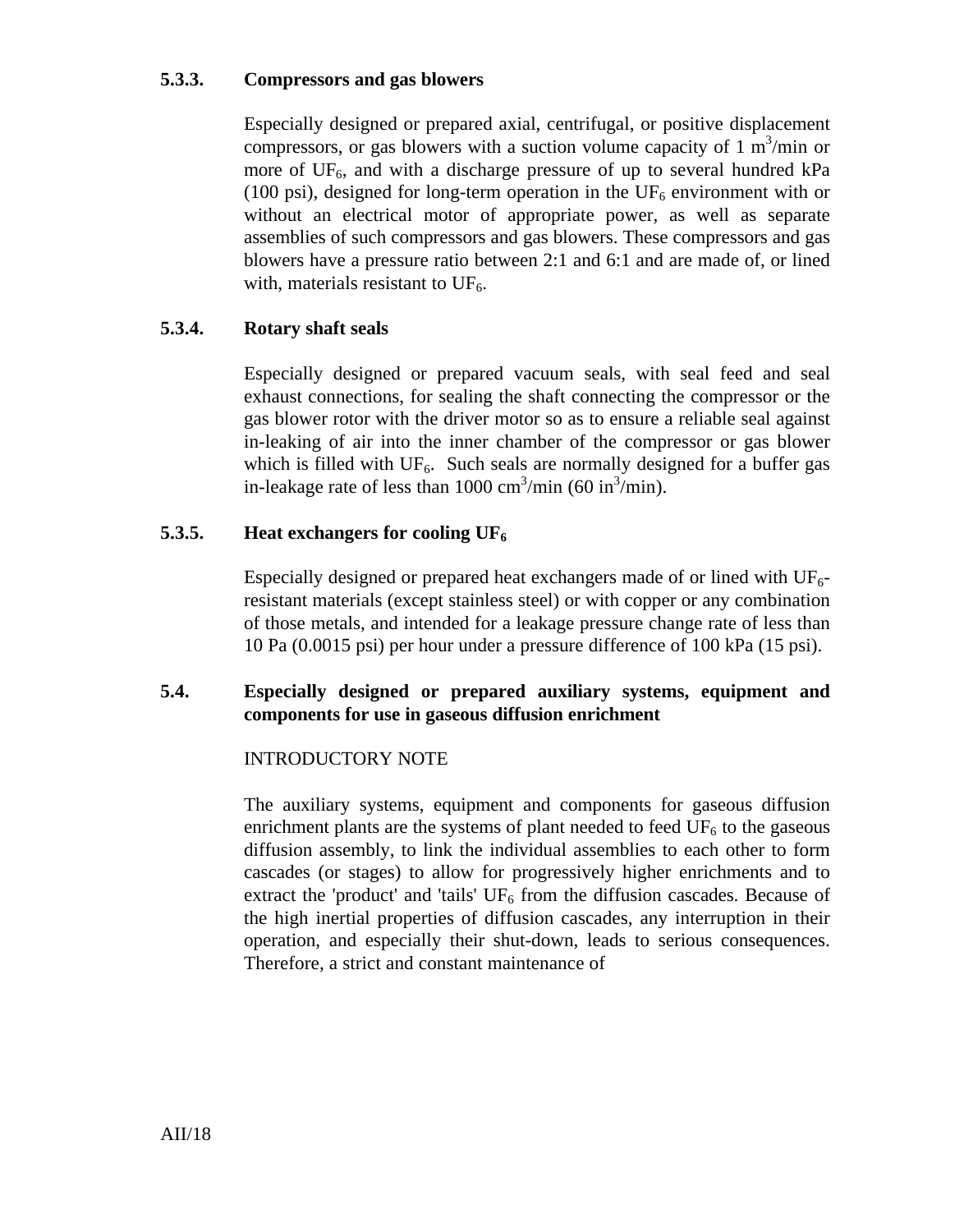### 5.3.3. Compressors and gas blowers

Especially designed or prepared axial, centrifugal, or positive displacement compressors, or gas blowers with a suction volume capacity of 1 $m^3$/min or more of $UF_6$, and with a discharge pressure of up to several hundred kPa (100 psi), designed for long-term operation in the $UF_6$ environment with or without an electrical motor of appropriate power, as well as separate assemblies of such compressors and gas blowers. These compressors and gas blowers have a pressure ratio between 2:1 and 6:1 and are made of, or lined with, materials resistant to $UF_6$.

### 5.3.4. Rotary shaft seals

Especially designed or prepared vacuum seals, with seal feed and seal exhaust connections, for sealing the shaft connecting the compressor or the gas blower rotor with the driver motor so as to ensure a reliable seal against in-leaking of air into the inner chamber of the compressor or gas blower which is filled with $UF_6$. Such seals are normally designed for a buffer gas in-leakage rate of less than 1000 $cm^3$/min (60 $in^3$/min).

### 5.3.5. Heat exchangers for cooling $UF_6$

Especially designed or prepared heat exchangers made of or lined with $UF_6$-resistant materials (except stainless steel) or with copper or any combination of those metals, and intended for a leakage pressure change rate of less than 10 Pa (0.0015 psi) per hour under a pressure difference of 100 kPa (15 psi).

## 5.4. Especially designed or prepared auxiliary systems, equipment and components for use in gaseous diffusion enrichment

INTRODUCTORY NOTE

The auxiliary systems, equipment and components for gaseous diffusion enrichment plants are the systems of plant needed to feed $UF_6$ to the gaseous diffusion assembly, to link the individual assemblies to each other to form cascades (or stages) to allow for progressively higher enrichments and to extract the 'product' and 'tails' $UF_6$ from the diffusion cascades. Because of the high inertial properties of diffusion cascades, any interruption in their operation, and especially their shut-down, leads to serious consequences. Therefore, a strict and constant maintenance of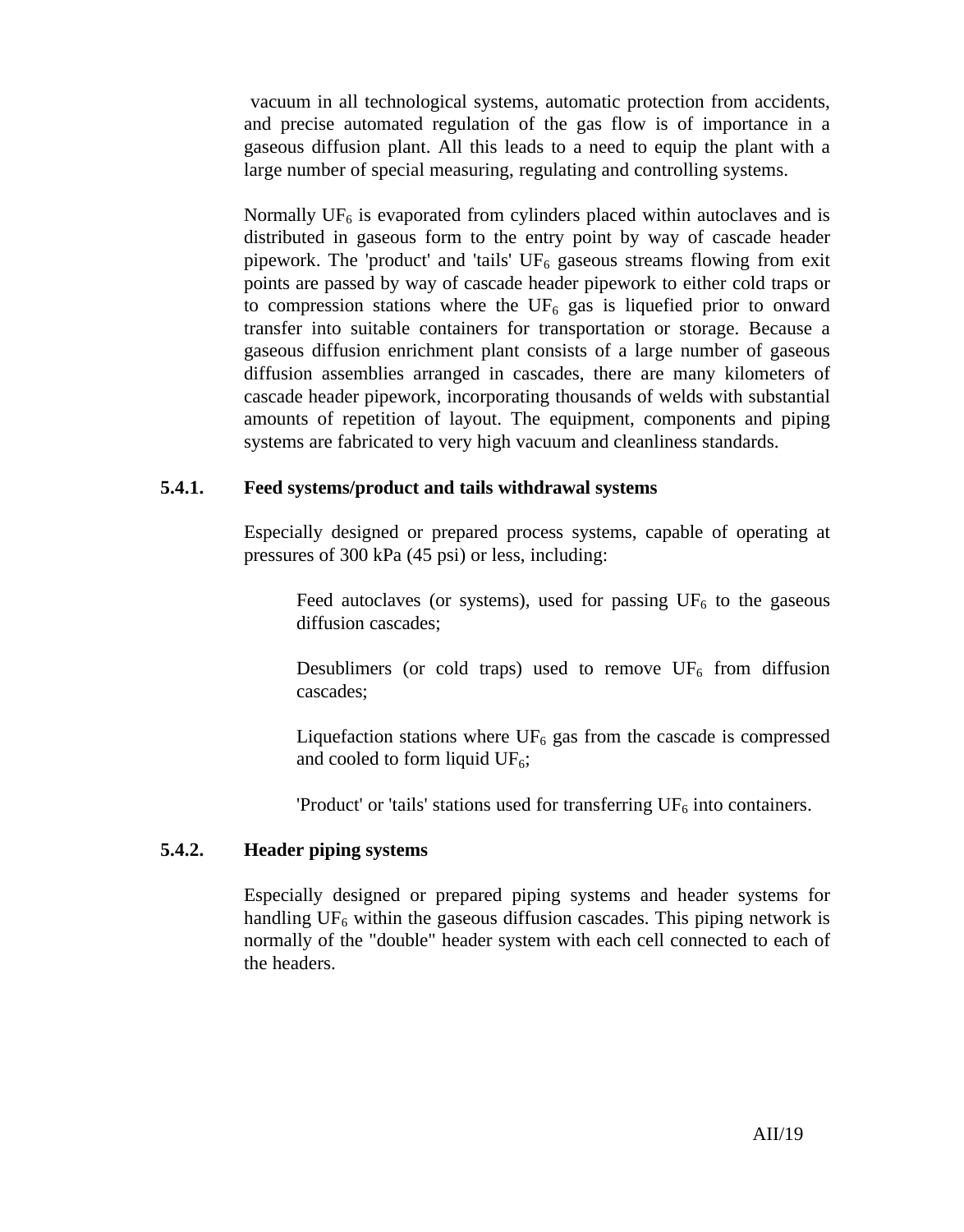vacuum in all technological systems, automatic protection from accidents, and precise automated regulation of the gas flow is of importance in a gaseous diffusion plant. All this leads to a need to equip the plant with a large number of special measuring, regulating and controlling systems.

Normally $UF_6$ is evaporated from cylinders placed within autoclaves and is distributed in gaseous form to the entry point by way of cascade header pipework. The 'product' and 'tails' $UF_6$ gaseous streams flowing from exit points are passed by way of cascade header pipework to either cold traps or to compression stations where the $UF_6$ gas is liquefied prior to onward transfer into suitable containers for transportation or storage. Because a gaseous diffusion enrichment plant consists of a large number of gaseous diffusion assemblies arranged in cascades, there are many kilometers of cascade header pipework, incorporating thousands of welds with substantial amounts of repetition of layout. The equipment, components and piping systems are fabricated to very high vacuum and cleanliness standards.

### 5.4.1. Feed systems/product and tails withdrawal systems

Especially designed or prepared process systems, capable of operating at pressures of 300 kPa (45 psi) or less, including:

Feed autoclaves (or systems), used for passing $UF_6$ to the gaseous diffusion cascades;

Desublimers (or cold traps) used to remove $UF_6$ from diffusion cascades;

Liquefaction stations where $UF_6$ gas from the cascade is compressed and cooled to form liquid $UF_6$;

'Product' or 'tails' stations used for transferring $UF_6$ into containers.

### 5.4.2. Header piping systems

Especially designed or prepared piping systems and header systems for handling $UF_6$ within the gaseous diffusion cascades. This piping network is normally of the "double" header system with each cell connected to each of the headers.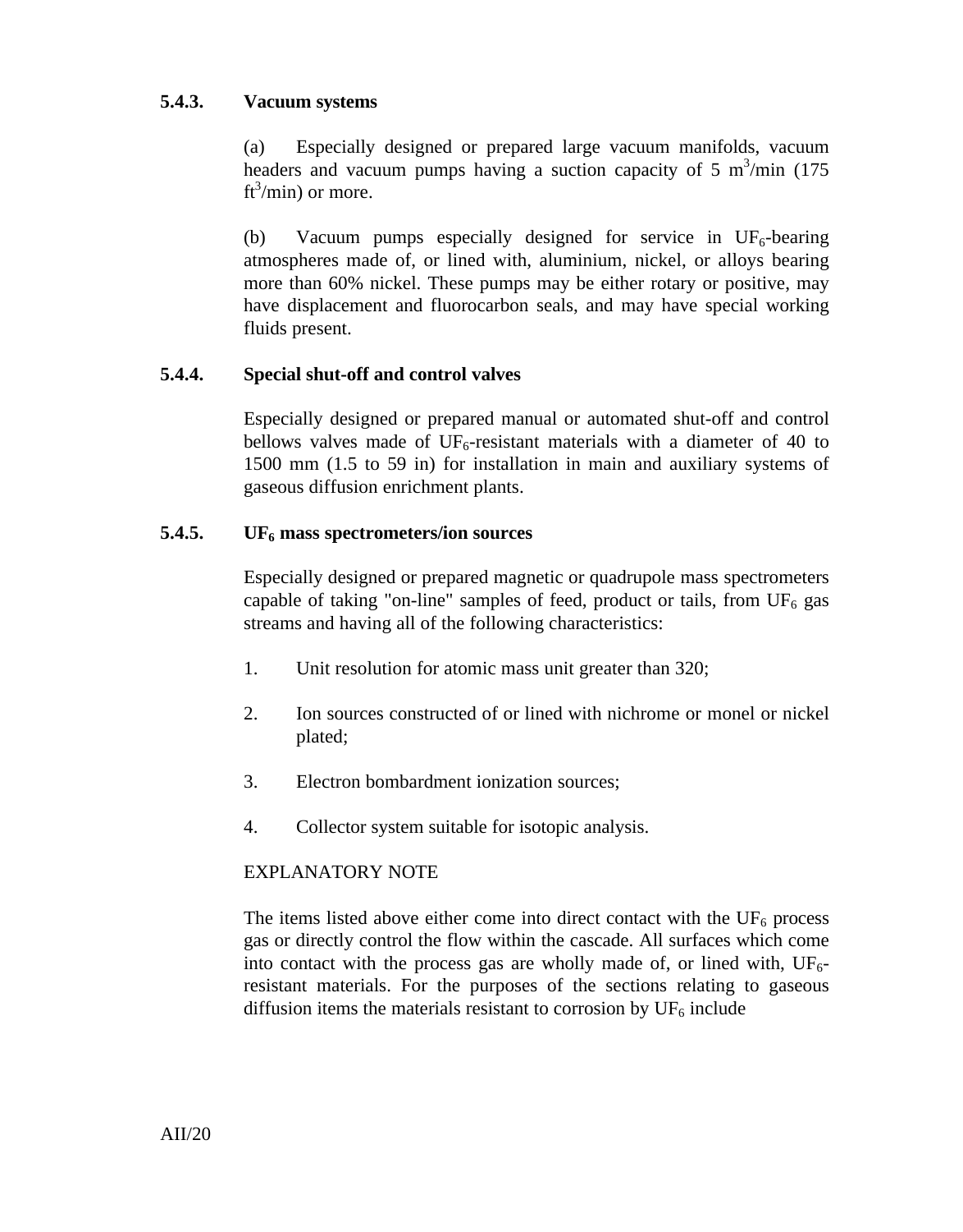### 5.4.3. Vacuum systems

(a) Especially designed or prepared large vacuum manifolds, vacuum headers and vacuum pumps having a suction capacity of 5 $m^3$/min (175 $ft^3$/min) or more.

(b) Vacuum pumps especially designed for service in $UF_6$-bearing atmospheres made of, or lined with, aluminium, nickel, or alloys bearing more than 60% nickel. These pumps may be either rotary or positive, may have displacement and fluorocarbon seals, and may have special working fluids present.

### 5.4.4. Special shut-off and control valves

Especially designed or prepared manual or automated shut-off and control bellows valves made of $UF_6$-resistant materials with a diameter of 40 to 1500 mm (1.5 to 59 in) for installation in main and auxiliary systems of gaseous diffusion enrichment plants.

### 5.4.5. $UF_6$ mass spectrometers/ion sources

Especially designed or prepared magnetic or quadrupole mass spectrometers capable of taking "on-line" samples of feed, product or tails, from $UF_6$ gas streams and having all of the following characteristics:

1. Unit resolution for atomic mass unit greater than 320;
2. Ion sources constructed of or lined with nichrome or monel or nickel plated;
3. Electron bombardment ionization sources;
4. Collector system suitable for isotopic analysis.

EXPLANATORY NOTE

The items listed above either come into direct contact with the $UF_6$ process gas or directly control the flow within the cascade. All surfaces which come into contact with the process gas are wholly made of, or lined with, $UF_6$-resistant materials. For the purposes of the sections relating to gaseous diffusion items the materials resistant to corrosion by $UF_6$ include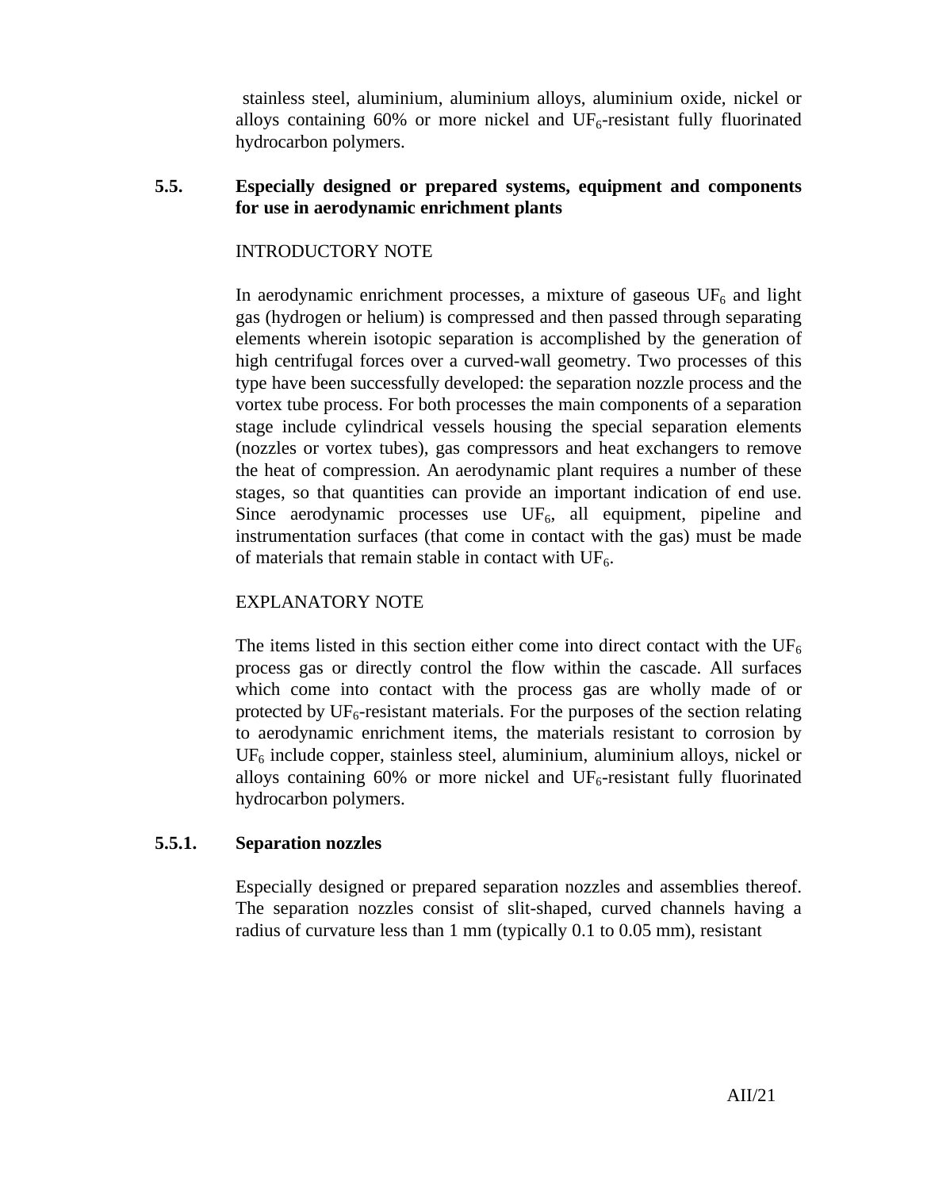stainless steel, aluminium, aluminium alloys, aluminium oxide, nickel or alloys containing 60% or more nickel and $UF_6$-resistant fully fluorinated hydrocarbon polymers.

### 5.5. Especially designed or prepared systems, equipment and components for use in aerodynamic enrichment plants

INTRODUCTORY NOTE

In aerodynamic enrichment processes, a mixture of gaseous $UF_6$ and light gas (hydrogen or helium) is compressed and then passed through separating elements wherein isotopic separation is accomplished by the generation of high centrifugal forces over a curved-wall geometry. Two processes of this type have been successfully developed: the separation nozzle process and the vortex tube process. For both processes the main components of a separation stage include cylindrical vessels housing the special separation elements (nozzles or vortex tubes), gas compressors and heat exchangers to remove the heat of compression. An aerodynamic plant requires a number of these stages, so that quantities can provide an important indication of end use. Since aerodynamic processes use $UF_6$, all equipment, pipeline and instrumentation surfaces (that come in contact with the gas) must be made of materials that remain stable in contact with $UF_6$.

EXPLANATORY NOTE

The items listed in this section either come into direct contact with the $UF_6$ process gas or directly control the flow within the cascade. All surfaces which come into contact with the process gas are wholly made of or protected by $UF_6$-resistant materials. For the purposes of the section relating to aerodynamic enrichment items, the materials resistant to corrosion by $UF_6$ include copper, stainless steel, aluminium, aluminium alloys, nickel or alloys containing 60% or more nickel and $UF_6$-resistant fully fluorinated hydrocarbon polymers.

### 5.5.1. Separation nozzles

Especially designed or prepared separation nozzles and assemblies thereof. The separation nozzles consist of slit-shaped, curved channels having a radius of curvature less than 1 mm (typically 0.1 to 0.05 mm), resistant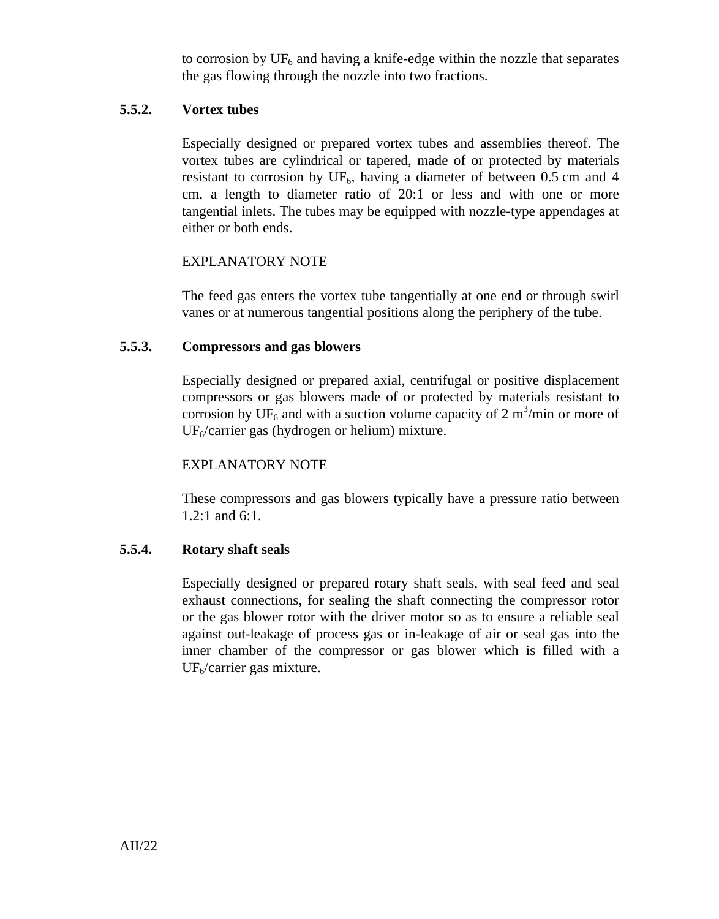to corrosion by $UF_6$ and having a knife-edge within the nozzle that separates the gas flowing through the nozzle into two fractions.

### 5.5.2. Vortex tubes

Especially designed or prepared vortex tubes and assemblies thereof. The vortex tubes are cylindrical or tapered, made of or protected by materials resistant to corrosion by $UF_6$, having a diameter of between 0.5 cm and 4 cm, a length to diameter ratio of 20:1 or less and with one or more tangential inlets. The tubes may be equipped with nozzle-type appendages at either or both ends.

EXPLANATORY NOTE

The feed gas enters the vortex tube tangentially at one end or through swirl vanes or at numerous tangential positions along the periphery of the tube.

### 5.5.3. Compressors and gas blowers

Especially designed or prepared axial, centrifugal or positive displacement compressors or gas blowers made of or protected by materials resistant to corrosion by $UF_6$ and with a suction volume capacity of 2 $m^3$/min or more of $UF_6$/carrier gas (hydrogen or helium) mixture.

EXPLANATORY NOTE

These compressors and gas blowers typically have a pressure ratio between 1.2:1 and 6:1.

### 5.5.4. Rotary shaft seals

Especially designed or prepared rotary shaft seals, with seal feed and seal exhaust connections, for sealing the shaft connecting the compressor rotor or the gas blower rotor with the driver motor so as to ensure a reliable seal against out-leakage of process gas or in-leakage of air or seal gas into the inner chamber of the compressor or gas blower which is filled with a $UF_6$/carrier gas mixture.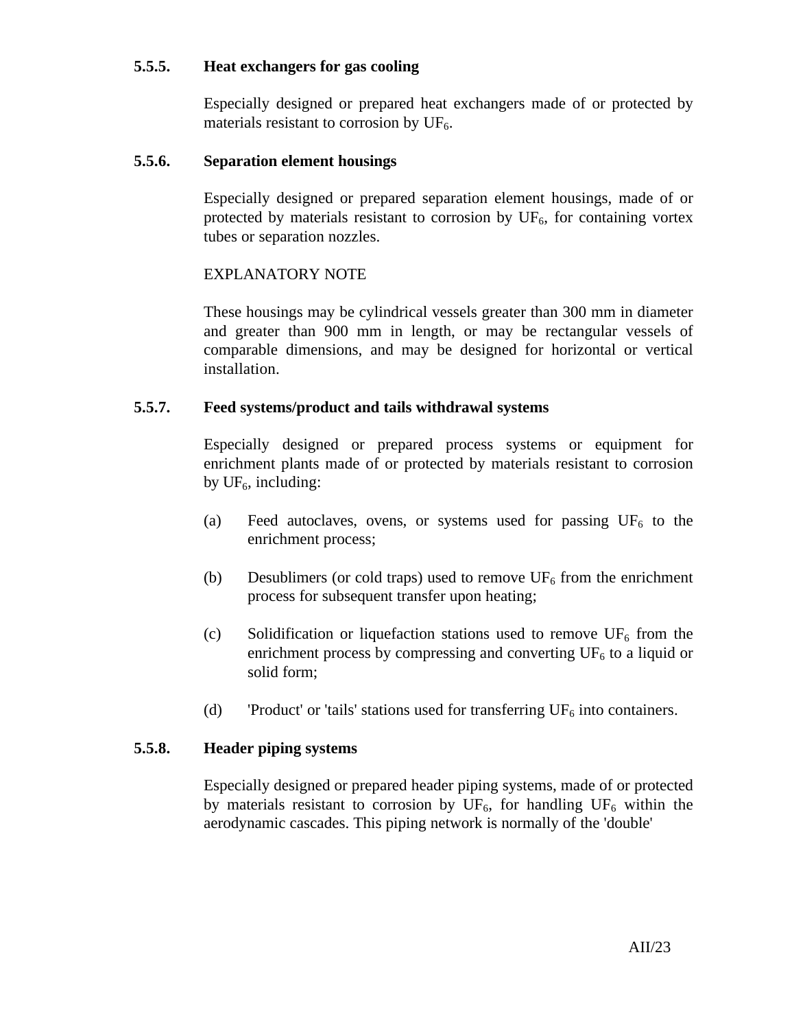### 5.5.5. Heat exchangers for gas cooling

Especially designed or prepared heat exchangers made of or protected by materials resistant to corrosion by $UF_6$.

### 5.5.6. Separation element housings

Especially designed or prepared separation element housings, made of or protected by materials resistant to corrosion by $UF_6$, for containing vortex tubes or separation nozzles.

EXPLANATORY NOTE

These housings may be cylindrical vessels greater than 300 mm in diameter and greater than 900 mm in length, or may be rectangular vessels of comparable dimensions, and may be designed for horizontal or vertical installation.

### 5.5.7. Feed systems/product and tails withdrawal systems

Especially designed or prepared process systems or equipment for enrichment plants made of or protected by materials resistant to corrosion by $UF_6$, including:

(a) Feed autoclaves, ovens, or systems used for passing $UF_6$ to the enrichment process;

(b) Desublimers (or cold traps) used to remove $UF_6$ from the enrichment process for subsequent transfer upon heating;

(c) Solidification or liquefaction stations used to remove $UF_6$ from the enrichment process by compressing and converting $UF_6$ to a liquid or solid form;

(d) 'Product' or 'tails' stations used for transferring $UF_6$ into containers.

### 5.5.8. Header piping systems

Especially designed or prepared header piping systems, made of or protected by materials resistant to corrosion by $UF_6$, for handling $UF_6$ within the aerodynamic cascades. This piping network is normally of the 'double'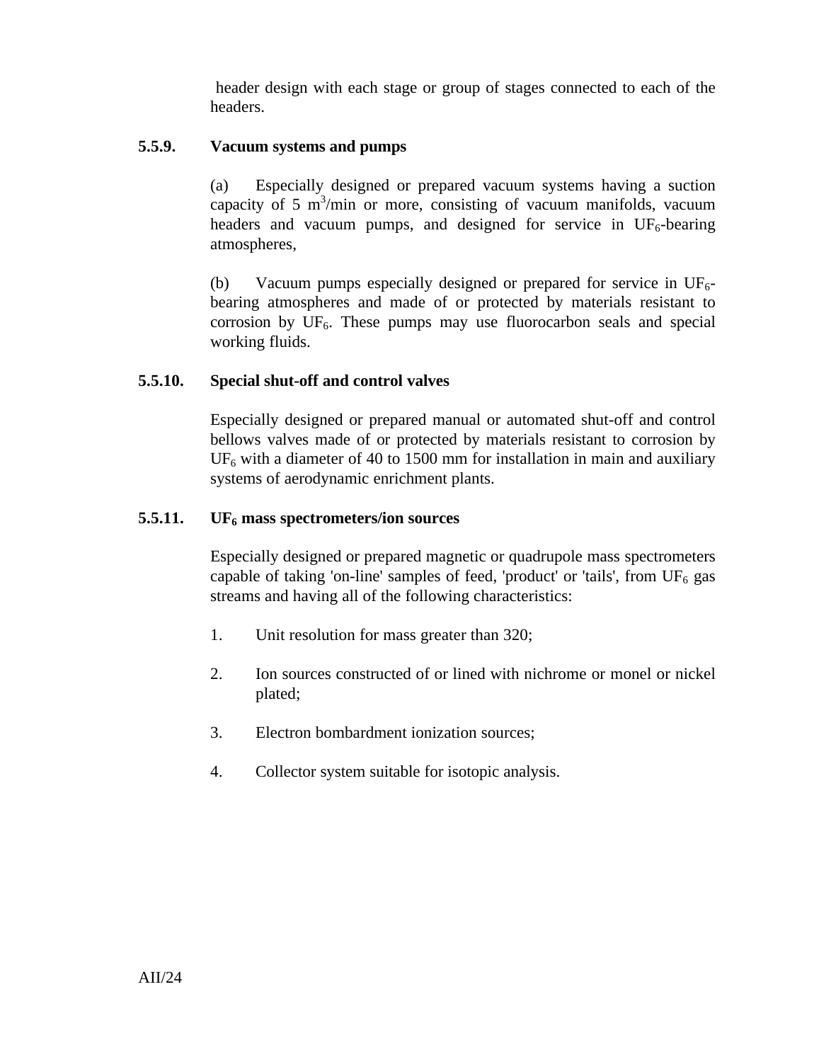header design with each stage or group of stages connected to each of the headers.

### 5.5.9. Vacuum systems and pumps

(a) Especially designed or prepared vacuum systems having a suction capacity of 5 $m^3$/min or more, consisting of vacuum manifolds, vacuum headers and vacuum pumps, and designed for service in $UF_6$-bearing atmospheres,

(b) Vacuum pumps especially designed or prepared for service in $UF_6$-bearing atmospheres and made of or protected by materials resistant to corrosion by $UF_6$. These pumps may use fluorocarbon seals and special working fluids.

### 5.5.10. Special shut-off and control valves

Especially designed or prepared manual or automated shut-off and control bellows valves made of or protected by materials resistant to corrosion by $UF_6$ with a diameter of 40 to 1500 mm for installation in main and auxiliary systems of aerodynamic enrichment plants.

### 5.5.11. $UF_6$ mass spectrometers/ion sources

Especially designed or prepared magnetic or quadrupole mass spectrometers capable of taking 'on-line' samples of feed, 'product' or 'tails', from $UF_6$ gas streams and having all of the following characteristics:

1. Unit resolution for mass greater than 320;
2. Ion sources constructed of or lined with nichrome or monel or nickel plated;
3. Electron bombardment ionization sources;
4. Collector system suitable for isotopic analysis.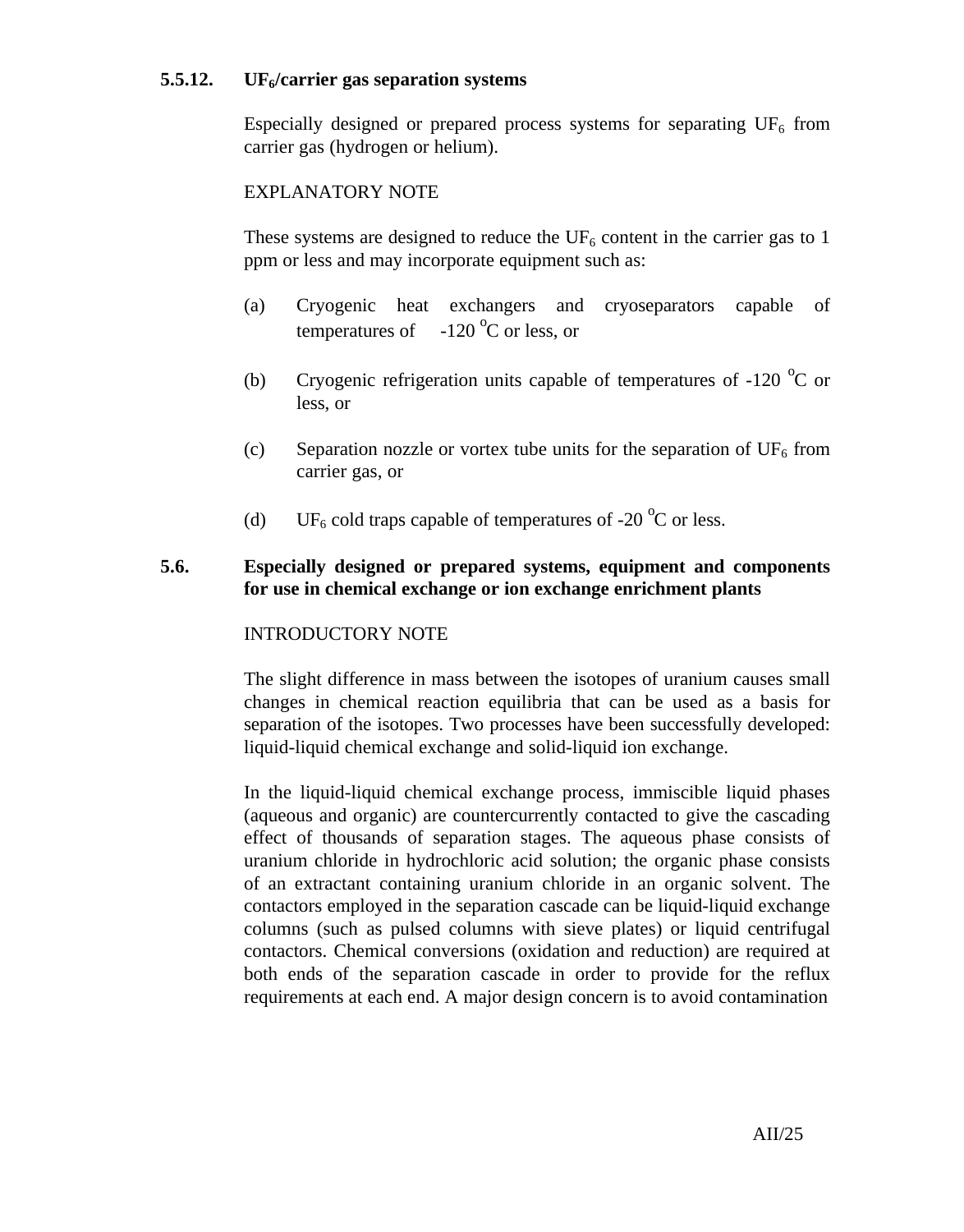### 5.5.12. $UF_6$/carrier gas separation systems

Especially designed or prepared process systems for separating $UF_6$ from carrier gas (hydrogen or helium).

EXPLANATORY NOTE

These systems are designed to reduce the $UF_6$ content in the carrier gas to 1 ppm or less and may incorporate equipment such as:

(a) Cryogenic heat exchangers and cryoseparators capable of temperatures of -120 $^{o}$C or less, or

(b) Cryogenic refrigeration units capable of temperatures of -120 $^{o}$C or less, or

(c) Separation nozzle or vortex tube units for the separation of $UF_6$ from carrier gas, or

(d) $UF_6$ cold traps capable of temperatures of -20 $^{o}$C or less.

### 5.6. Especially designed or prepared systems, equipment and components for use in chemical exchange or ion exchange enrichment plants

INTRODUCTORY NOTE

The slight difference in mass between the isotopes of uranium causes small changes in chemical reaction equilibria that can be used as a basis for separation of the isotopes. Two processes have been successfully developed: liquid-liquid chemical exchange and solid-liquid ion exchange.

In the liquid-liquid chemical exchange process, immiscible liquid phases (aqueous and organic) are countercurrently contacted to give the cascading effect of thousands of separation stages. The aqueous phase consists of uranium chloride in hydrochloric acid solution; the organic phase consists of an extractant containing uranium chloride in an organic solvent. The contactors employed in the separation cascade can be liquid-liquid exchange columns (such as pulsed columns with sieve plates) or liquid centrifugal contactors. Chemical conversions (oxidation and reduction) are required at both ends of the separation cascade in order to provide for the reflux requirements at each end. A major design concern is to avoid contamination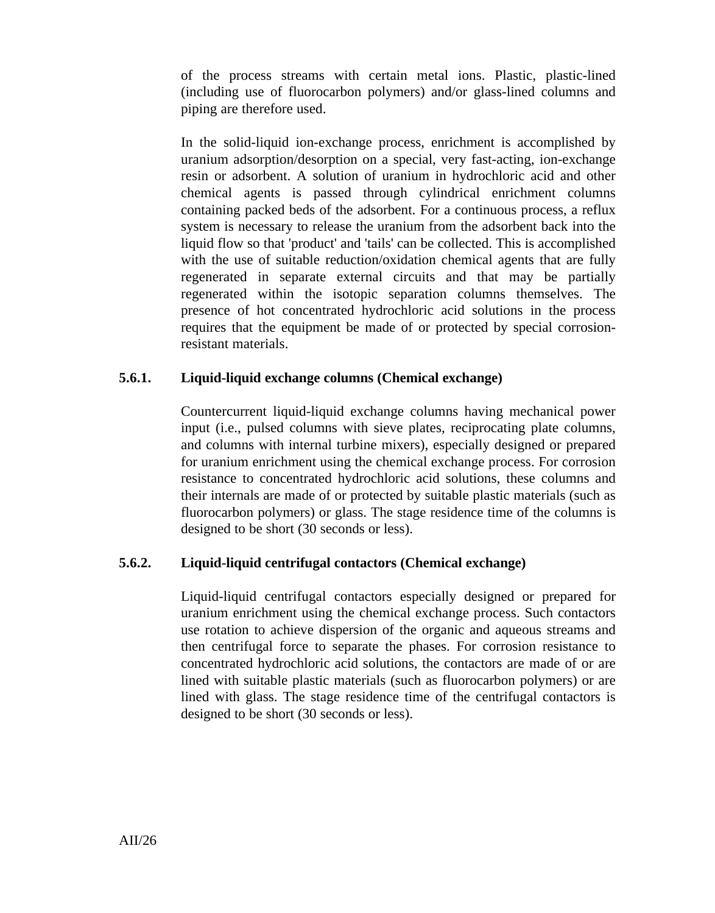of the process streams with certain metal ions. Plastic, plastic-lined (including use of fluorocarbon polymers) and/or glass-lined columns and piping are therefore used.

In the solid-liquid ion-exchange process, enrichment is accomplished by uranium adsorption/desorption on a special, very fast-acting, ion-exchange resin or adsorbent. A solution of uranium in hydrochloric acid and other chemical agents is passed through cylindrical enrichment columns containing packed beds of the adsorbent. For a continuous process, a reflux system is necessary to release the uranium from the adsorbent back into the liquid flow so that 'product' and 'tails' can be collected. This is accomplished with the use of suitable reduction/oxidation chemical agents that are fully regenerated in separate external circuits and that may be partially regenerated within the isotopic separation columns themselves. The presence of hot concentrated hydrochloric acid solutions in the process requires that the equipment be made of or protected by special corrosion-resistant materials.

### 5.6.1. Liquid-liquid exchange columns (Chemical exchange)

Countercurrent liquid-liquid exchange columns having mechanical power input (i.e., pulsed columns with sieve plates, reciprocating plate columns, and columns with internal turbine mixers), especially designed or prepared for uranium enrichment using the chemical exchange process. For corrosion resistance to concentrated hydrochloric acid solutions, these columns and their internals are made of or protected by suitable plastic materials (such as fluorocarbon polymers) or glass. The stage residence time of the columns is designed to be short (30 seconds or less).

### 5.6.2. Liquid-liquid centrifugal contactors (Chemical exchange)

Liquid-liquid centrifugal contactors especially designed or prepared for uranium enrichment using the chemical exchange process. Such contactors use rotation to achieve dispersion of the organic and aqueous streams and then centrifugal force to separate the phases. For corrosion resistance to concentrated hydrochloric acid solutions, the contactors are made of or are lined with suitable plastic materials (such as fluorocarbon polymers) or are lined with glass. The stage residence time of the centrifugal contactors is designed to be short (30 seconds or less).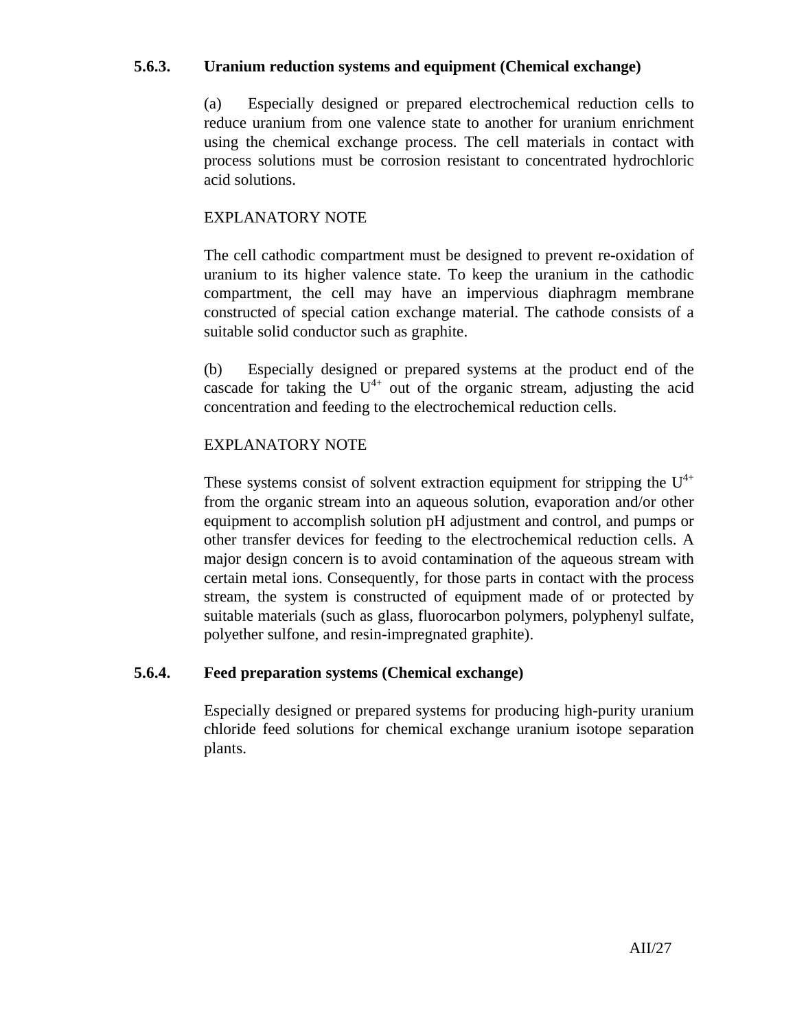### 5.6.3. Uranium reduction systems and equipment (Chemical exchange)

(a) Especially designed or prepared electrochemical reduction cells to reduce uranium from one valence state to another for uranium enrichment using the chemical exchange process. The cell materials in contact with process solutions must be corrosion resistant to concentrated hydrochloric acid solutions.

EXPLANATORY NOTE

The cell cathodic compartment must be designed to prevent re-oxidation of uranium to its higher valence state. To keep the uranium in the cathodic compartment, the cell may have an impervious diaphragm membrane constructed of special cation exchange material. The cathode consists of a suitable solid conductor such as graphite.

(b) Especially designed or prepared systems at the product end of the cascade for taking the $U^{4+}$ out of the organic stream, adjusting the acid concentration and feeding to the electrochemical reduction cells.

EXPLANATORY NOTE

These systems consist of solvent extraction equipment for stripping the $U^{4+}$ from the organic stream into an aqueous solution, evaporation and/or other equipment to accomplish solution pH adjustment and control, and pumps or other transfer devices for feeding to the electrochemical reduction cells. A major design concern is to avoid contamination of the aqueous stream with certain metal ions. Consequently, for those parts in contact with the process stream, the system is constructed of equipment made of or protected by suitable materials (such as glass, fluorocarbon polymers, polyphenyl sulfate, polyether sulfone, and resin-impregnated graphite).

### 5.6.4. Feed preparation systems (Chemical exchange)

Especially designed or prepared systems for producing high-purity uranium chloride feed solutions for chemical exchange uranium isotope separation plants.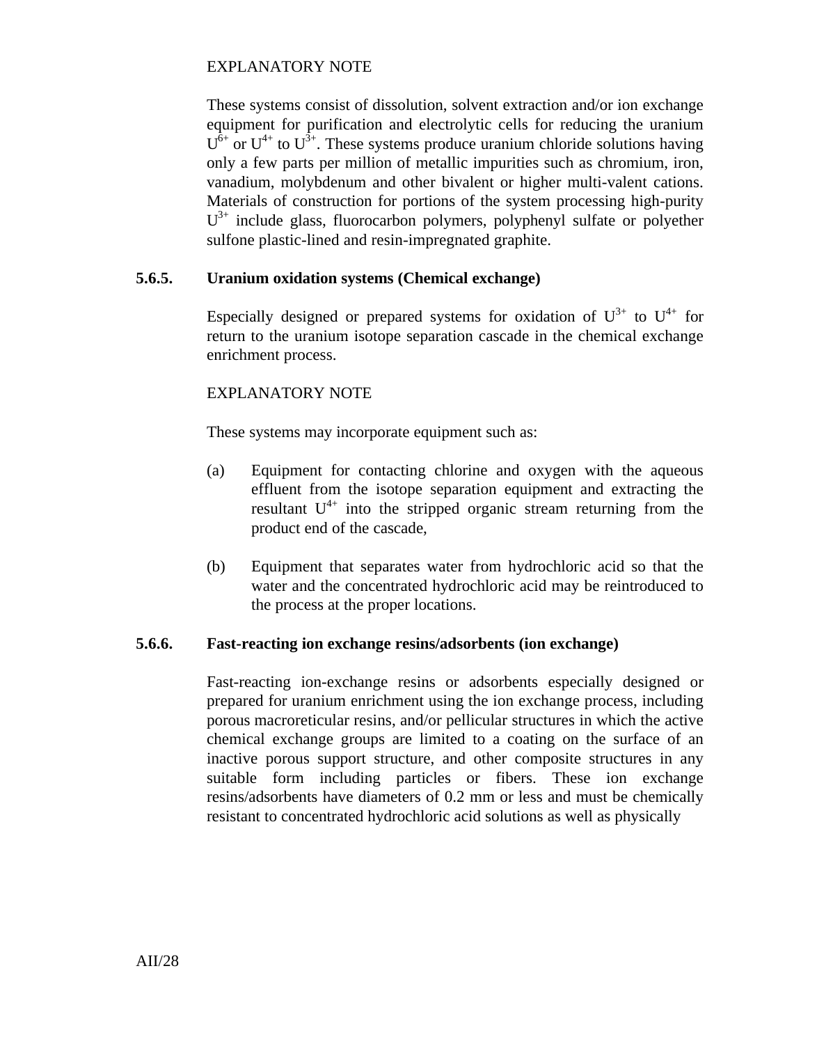EXPLANATORY NOTE

These systems consist of dissolution, solvent extraction and/or ion exchange equipment for purification and electrolytic cells for reducing the uranium $U^{6+}$ or $U^{4+}$ to $U^{3+}$. These systems produce uranium chloride solutions having only a few parts per million of metallic impurities such as chromium, iron, vanadium, molybdenum and other bivalent or higher multi-valent cations. Materials of construction for portions of the system processing high-purity $U^{3+}$ include glass, fluorocarbon polymers, polyphenyl sulfate or polyether sulfone plastic-lined and resin-impregnated graphite.

### 5.6.5. Uranium oxidation systems (Chemical exchange)

Especially designed or prepared systems for oxidation of $U^{3+}$ to $U^{4+}$ for return to the uranium isotope separation cascade in the chemical exchange enrichment process.

EXPLANATORY NOTE

These systems may incorporate equipment such as:

(a) Equipment for contacting chlorine and oxygen with the aqueous effluent from the isotope separation equipment and extracting the resultant $U^{4+}$ into the stripped organic stream returning from the product end of the cascade,

(b) Equipment that separates water from hydrochloric acid so that the water and the concentrated hydrochloric acid may be reintroduced to the process at the proper locations.

### 5.6.6. Fast-reacting ion exchange resins/adsorbents (ion exchange)

Fast-reacting ion-exchange resins or adsorbents especially designed or prepared for uranium enrichment using the ion exchange process, including porous macroreticular resins, and/or pellicular structures in which the active chemical exchange groups are limited to a coating on the surface of an inactive porous support structure, and other composite structures in any suitable form including particles or fibers. These ion exchange resins/adsorbents have diameters of 0.2 mm or less and must be chemically resistant to concentrated hydrochloric acid solutions as well as physically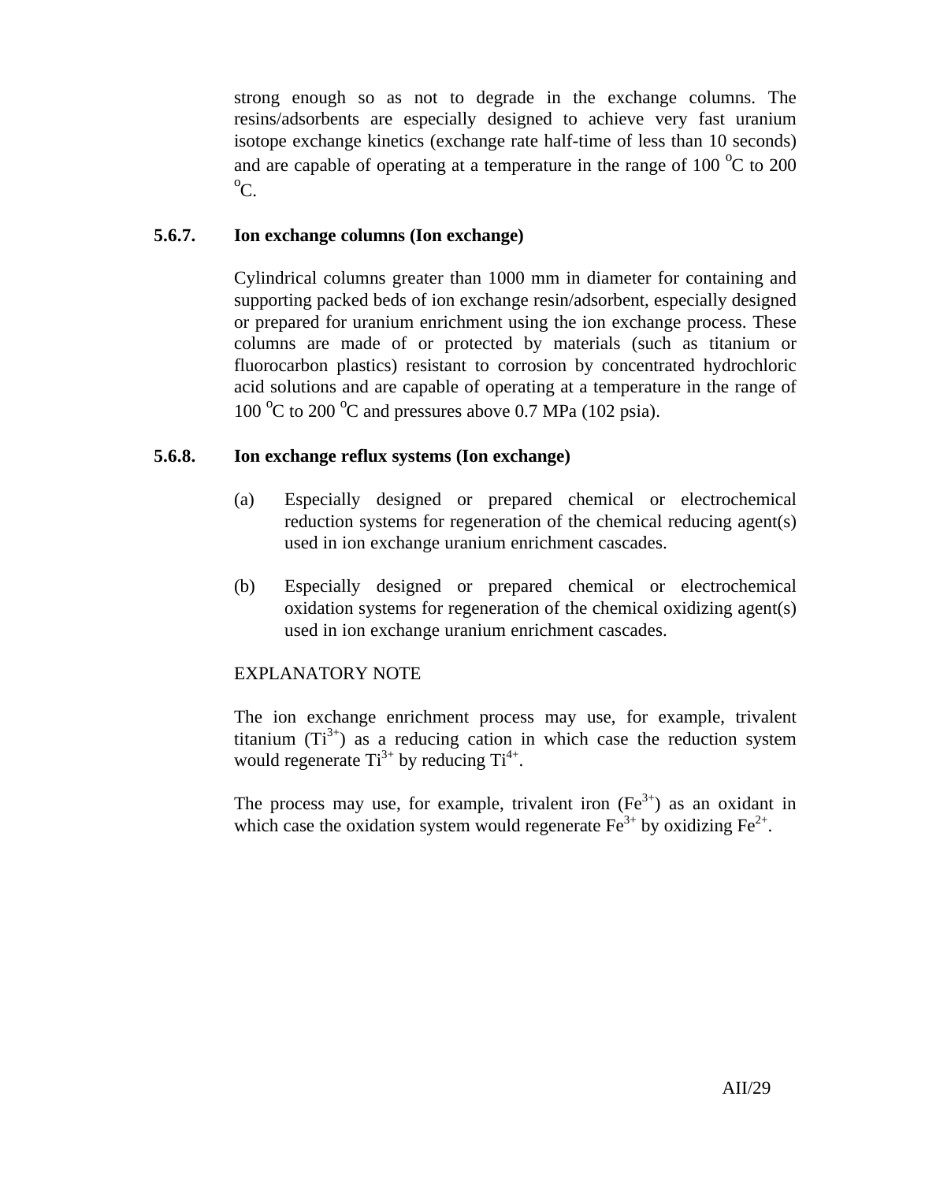strong enough so as not to degrade in the exchange columns. The resins/adsorbents are especially designed to achieve very fast uranium isotope exchange kinetics (exchange rate half-time of less than 10 seconds) and are capable of operating at a temperature in the range of 100 °C to 200 °C.

### 5.6.7. Ion exchange columns (Ion exchange)

Cylindrical columns greater than 1000 mm in diameter for containing and supporting packed beds of ion exchange resin/adsorbent, especially designed or prepared for uranium enrichment using the ion exchange process. These columns are made of or protected by materials (such as titanium or fluorocarbon plastics) resistant to corrosion by concentrated hydrochloric acid solutions and are capable of operating at a temperature in the range of 100 °C to 200 °C and pressures above 0.7 MPa (102 psia).

### 5.6.8. Ion exchange reflux systems (Ion exchange)

(a) Especially designed or prepared chemical or electrochemical reduction systems for regeneration of the chemical reducing agent(s) used in ion exchange uranium enrichment cascades.

(b) Especially designed or prepared chemical or electrochemical oxidation systems for regeneration of the chemical oxidizing agent(s) used in ion exchange uranium enrichment cascades.

EXPLANATORY NOTE

The ion exchange enrichment process may use, for example, trivalent titanium ($Ti^{3+}$) as a reducing cation in which case the reduction system would regenerate $Ti^{3+}$ by reducing $Ti^{4+}$.

The process may use, for example, trivalent iron ($Fe^{3+}$) as an oxidant in which case the oxidation system would regenerate $Fe^{3+}$ by oxidizing $Fe^{2+}$.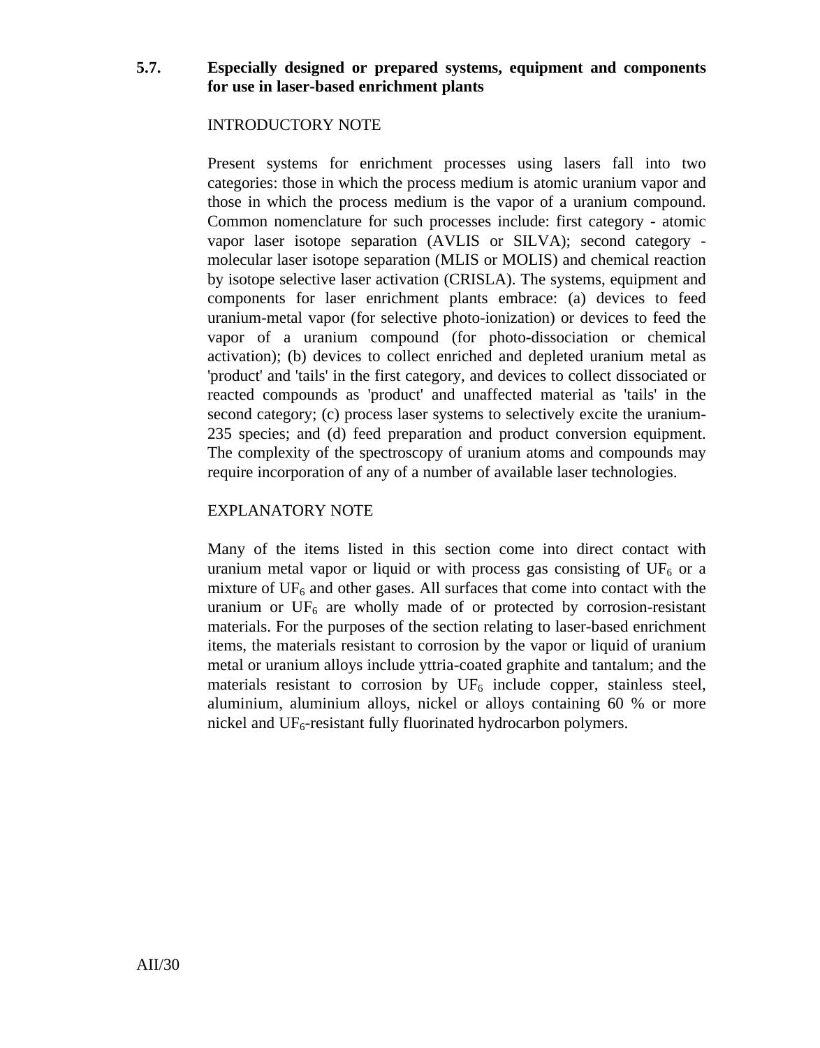### 5.7. Especially designed or prepared systems, equipment and components for use in laser-based enrichment plants

INTRODUCTORY NOTE

Present systems for enrichment processes using lasers fall into two categories: those in which the process medium is atomic uranium vapor and those in which the process medium is the vapor of a uranium compound. Common nomenclature for such processes include: first category - atomic vapor laser isotope separation (AVLIS or SILVA); second category - molecular laser isotope separation (MLIS or MOLIS) and chemical reaction by isotope selective laser activation (CRISLA). The systems, equipment and components for laser enrichment plants embrace: (a) devices to feed uranium-metal vapor (for selective photo-ionization) or devices to feed the vapor of a uranium compound (for photo-dissociation or chemical activation); (b) devices to collect enriched and depleted uranium metal as 'product' and 'tails' in the first category, and devices to collect dissociated or reacted compounds as 'product' and unaffected material as 'tails' in the second category; (c) process laser systems to selectively excite the uranium-235 species; and (d) feed preparation and product conversion equipment. The complexity of the spectroscopy of uranium atoms and compounds may require incorporation of any of a number of available laser technologies.

EXPLANATORY NOTE

Many of the items listed in this section come into direct contact with uranium metal vapor or liquid or with process gas consisting of $UF_6$ or a mixture of $UF_6$ and other gases. All surfaces that come into contact with the uranium or $UF_6$ are wholly made of or protected by corrosion-resistant materials. For the purposes of the section relating to laser-based enrichment items, the materials resistant to corrosion by the vapor or liquid of uranium metal or uranium alloys include yttria-coated graphite and tantalum; and the materials resistant to corrosion by $UF_6$ include copper, stainless steel, aluminium, aluminium alloys, nickel or alloys containing 60 % or more nickel and $UF_6$-resistant fully fluorinated hydrocarbon polymers.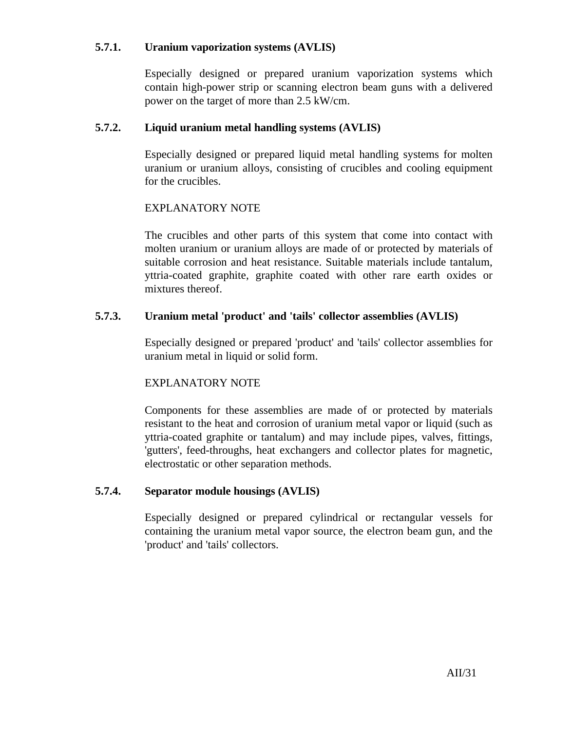### 5.7.1. Uranium vaporization systems (AVLIS)

Especially designed or prepared uranium vaporization systems which contain high-power strip or scanning electron beam guns with a delivered power on the target of more than 2.5 kW/cm.

### 5.7.2. Liquid uranium metal handling systems (AVLIS)

Especially designed or prepared liquid metal handling systems for molten uranium or uranium alloys, consisting of crucibles and cooling equipment for the crucibles.

EXPLANATORY NOTE

The crucibles and other parts of this system that come into contact with molten uranium or uranium alloys are made of or protected by materials of suitable corrosion and heat resistance. Suitable materials include tantalum, yttria-coated graphite, graphite coated with other rare earth oxides or mixtures thereof.

### 5.7.3. Uranium metal 'product' and 'tails' collector assemblies (AVLIS)

Especially designed or prepared 'product' and 'tails' collector assemblies for uranium metal in liquid or solid form.

EXPLANATORY NOTE

Components for these assemblies are made of or protected by materials resistant to the heat and corrosion of uranium metal vapor or liquid (such as yttria-coated graphite or tantalum) and may include pipes, valves, fittings, 'gutters', feed-throughs, heat exchangers and collector plates for magnetic, electrostatic or other separation methods.

### 5.7.4. Separator module housings (AVLIS)

Especially designed or prepared cylindrical or rectangular vessels for containing the uranium metal vapor source, the electron beam gun, and the 'product' and 'tails' collectors.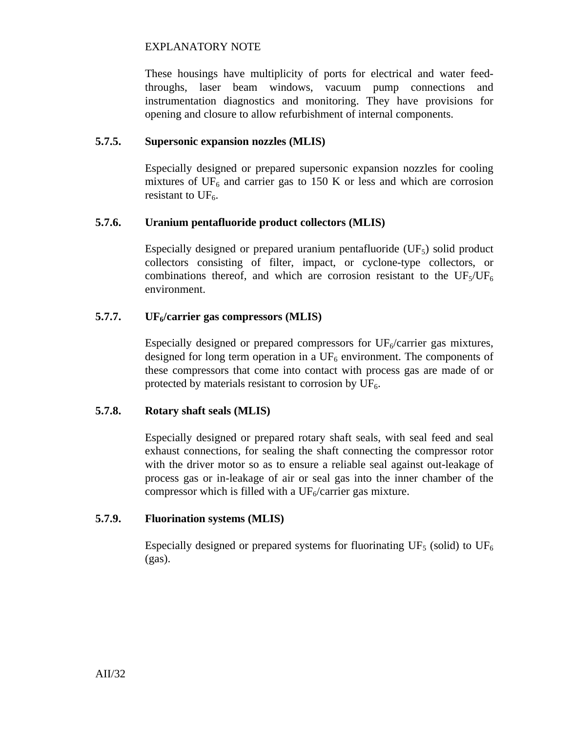EXPLANATORY NOTE

These housings have multiplicity of ports for electrical and water feed-throughs, laser beam windows, vacuum pump connections and instrumentation diagnostics and monitoring. They have provisions for opening and closure to allow refurbishment of internal components.

### 5.7.5. Supersonic expansion nozzles (MLIS)

Especially designed or prepared supersonic expansion nozzles for cooling mixtures of $UF_6$ and carrier gas to 150 K or less and which are corrosion resistant to $UF_6$.

### 5.7.6. Uranium pentafluoride product collectors (MLIS)

Especially designed or prepared uranium pentafluoride ($UF_5$) solid product collectors consisting of filter, impact, or cyclone-type collectors, or combinations thereof, and which are corrosion resistant to the $UF_5$/$UF_6$ environment.

### 5.7.7. $UF_6$/carrier gas compressors (MLIS)

Especially designed or prepared compressors for $UF_6$/carrier gas mixtures, designed for long term operation in a $UF_6$ environment. The components of these compressors that come into contact with process gas are made of or protected by materials resistant to corrosion by $UF_6$.

### 5.7.8. Rotary shaft seals (MLIS)

Especially designed or prepared rotary shaft seals, with seal feed and seal exhaust connections, for sealing the shaft connecting the compressor rotor with the driver motor so as to ensure a reliable seal against out-leakage of process gas or in-leakage of air or seal gas into the inner chamber of the compressor which is filled with a $UF_6$/carrier gas mixture.

### 5.7.9. Fluorination systems (MLIS)

Especially designed or prepared systems for fluorinating $UF_5$ (solid) to $UF_6$ (gas).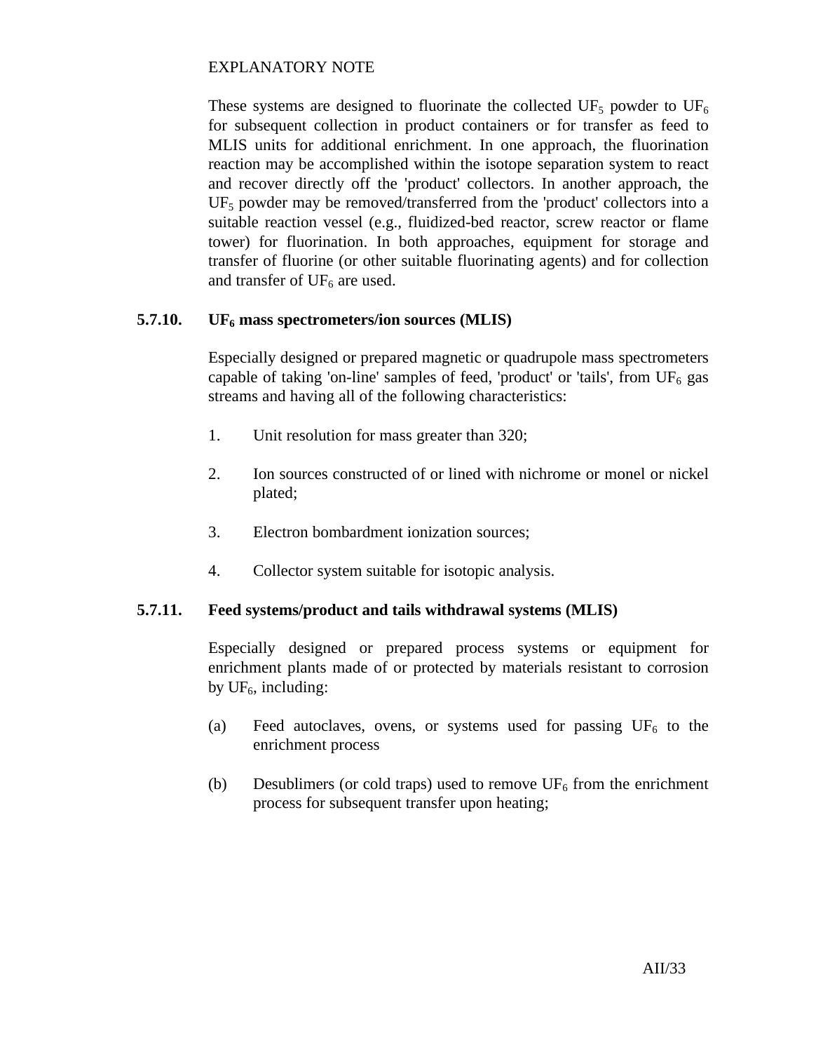EXPLANATORY NOTE

These systems are designed to fluorinate the collected $UF_5$ powder to $UF_6$ for subsequent collection in product containers or for transfer as feed to MLIS units for additional enrichment. In one approach, the fluorination reaction may be accomplished within the isotope separation system to react and recover directly off the 'product' collectors. In another approach, the $UF_5$ powder may be removed/transferred from the 'product' collectors into a suitable reaction vessel (e.g., fluidized-bed reactor, screw reactor or flame tower) for fluorination. In both approaches, equipment for storage and transfer of fluorine (or other suitable fluorinating agents) and for collection and transfer of $UF_6$ are used.

**5.7.10. $UF_6$ mass spectrometers/ion sources (MLIS)**

Especially designed or prepared magnetic or quadrupole mass spectrometers capable of taking 'on-line' samples of feed, 'product' or 'tails', from $UF_6$ gas streams and having all of the following characteristics:

1. Unit resolution for mass greater than 320;

2. Ion sources constructed of or lined with nichrome or monel or nickel plated;

3. Electron bombardment ionization sources;

4. Collector system suitable for isotopic analysis.

**5.7.11. Feed systems/product and tails withdrawal systems (MLIS)**

Especially designed or prepared process systems or equipment for enrichment plants made of or protected by materials resistant to corrosion by $UF_6$, including:

(a) Feed autoclaves, ovens, or systems used for passing $UF_6$ to the enrichment process

(b) Desublimers (or cold traps) used to remove $UF_6$ from the enrichment process for subsequent transfer upon heating;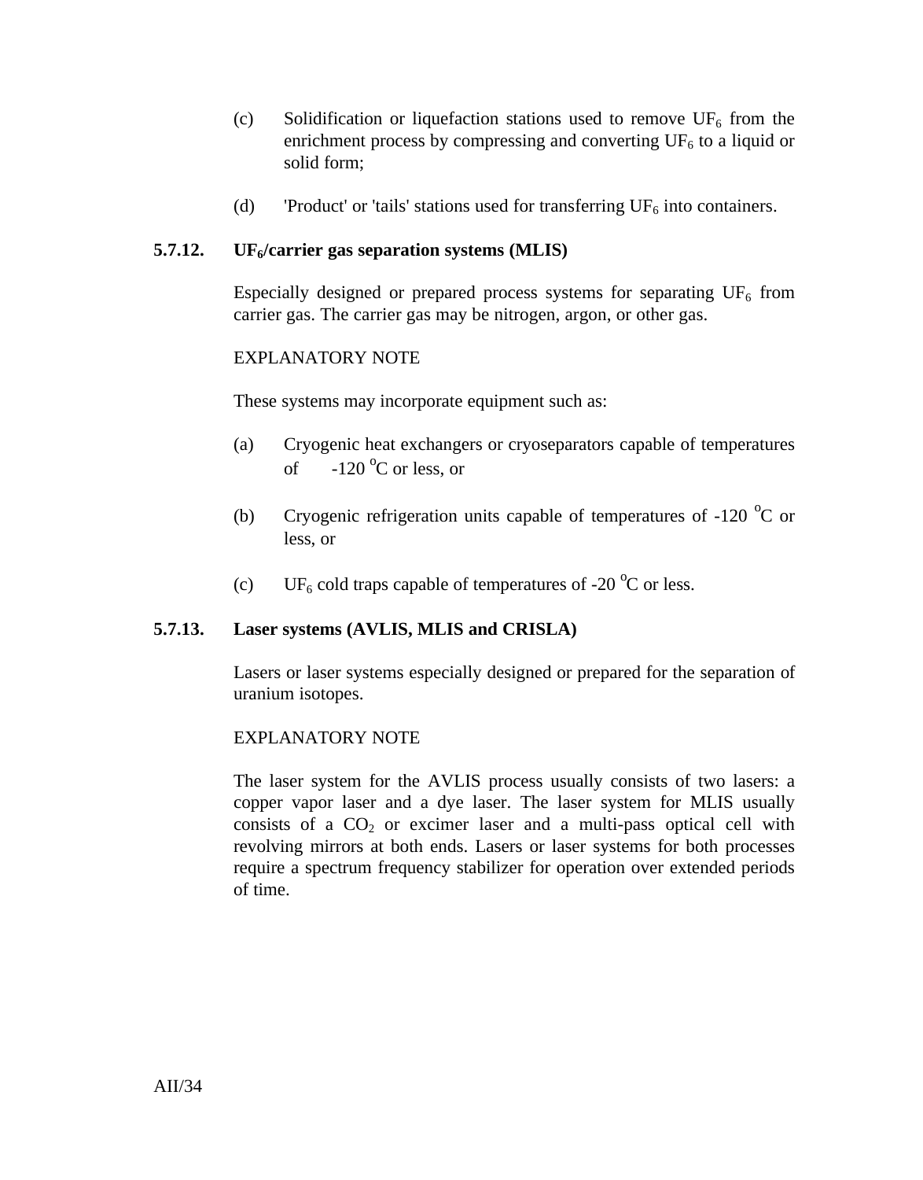(c) Solidification or liquefaction stations used to remove $UF_6$ from the enrichment process by compressing and converting $UF_6$ to a liquid or solid form;

(d) 'Product' or 'tails' stations used for transferring $UF_6$ into containers.

### 5.7.12. $UF_6$/carrier gas separation systems (MLIS)

Especially designed or prepared process systems for separating $UF_6$ from carrier gas. The carrier gas may be nitrogen, argon, or other gas.

EXPLANATORY NOTE

These systems may incorporate equipment such as:

(a) Cryogenic heat exchangers or cryoseparators capable of temperatures of -120 $^oC$ or less, or

(b) Cryogenic refrigeration units capable of temperatures of -120 $^oC$ or less, or

(c) $UF_6$ cold traps capable of temperatures of -20 $^oC$ or less.

### 5.7.13. Laser systems (AVLIS, MLIS and CRISLA)

Lasers or laser systems especially designed or prepared for the separation of uranium isotopes.

EXPLANATORY NOTE

The laser system for the AVLIS process usually consists of two lasers: a copper vapor laser and a dye laser. The laser system for MLIS usually consists of a $CO_2$ or excimer laser and a multi-pass optical cell with revolving mirrors at both ends. Lasers or laser systems for both processes require a spectrum frequency stabilizer for operation over extended periods of time.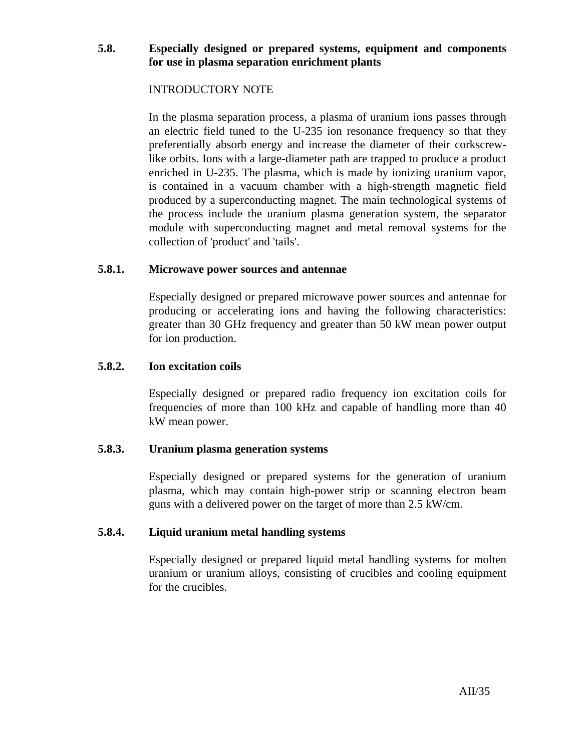### 5.8. Especially designed or prepared systems, equipment and components for use in plasma separation enrichment plants

INTRODUCTORY NOTE

In the plasma separation process, a plasma of uranium ions passes through an electric field tuned to the U-235 ion resonance frequency so that they preferentially absorb energy and increase the diameter of their corkscrew-like orbits. Ions with a large-diameter path are trapped to produce a product enriched in U-235. The plasma, which is made by ionizing uranium vapor, is contained in a vacuum chamber with a high-strength magnetic field produced by a superconducting magnet. The main technological systems of the process include the uranium plasma generation system, the separator module with superconducting magnet and metal removal systems for the collection of 'product' and 'tails'.

#### 5.8.1. Microwave power sources and antennae

Especially designed or prepared microwave power sources and antennae for producing or accelerating ions and having the following characteristics: greater than 30 GHz frequency and greater than 50 kW mean power output for ion production.

#### 5.8.2. Ion excitation coils

Especially designed or prepared radio frequency ion excitation coils for frequencies of more than 100 kHz and capable of handling more than 40 kW mean power.

#### 5.8.3. Uranium plasma generation systems

Especially designed or prepared systems for the generation of uranium plasma, which may contain high-power strip or scanning electron beam guns with a delivered power on the target of more than 2.5 kW/cm.

#### 5.8.4. Liquid uranium metal handling systems

Especially designed or prepared liquid metal handling systems for molten uranium or uranium alloys, consisting of crucibles and cooling equipment for the crucibles.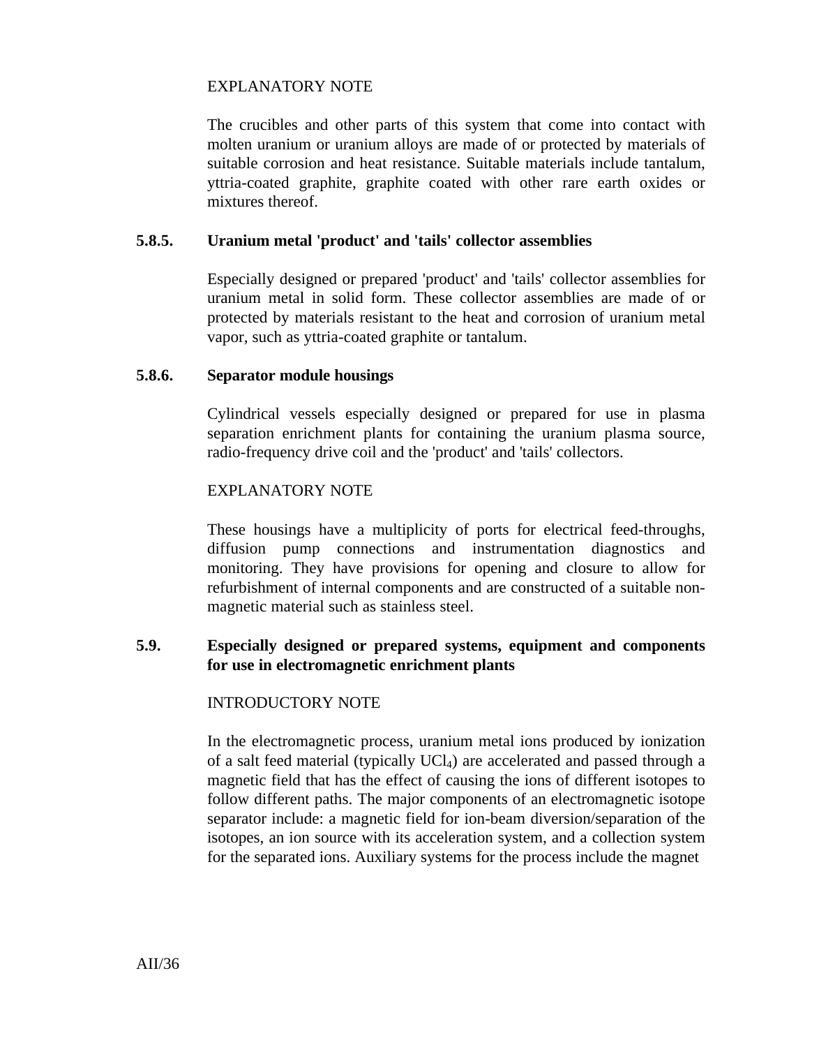EXPLANATORY NOTE

The crucibles and other parts of this system that come into contact with molten uranium or uranium alloys are made of or protected by materials of suitable corrosion and heat resistance. Suitable materials include tantalum, yttria-coated graphite, graphite coated with other rare earth oxides or mixtures thereof.

**5.8.5. Uranium metal 'product' and 'tails' collector assemblies**

Especially designed or prepared 'product' and 'tails' collector assemblies for uranium metal in solid form. These collector assemblies are made of or protected by materials resistant to the heat and corrosion of uranium metal vapor, such as yttria-coated graphite or tantalum.

**5.8.6. Separator module housings**

Cylindrical vessels especially designed or prepared for use in plasma separation enrichment plants for containing the uranium plasma source, radio-frequency drive coil and the 'product' and 'tails' collectors.

EXPLANATORY NOTE

These housings have a multiplicity of ports for electrical feed-throughs, diffusion pump connections and instrumentation diagnostics and monitoring. They have provisions for opening and closure to allow for refurbishment of internal components and are constructed of a suitable non-magnetic material such as stainless steel.

**5.9. Especially designed or prepared systems, equipment and components for use in electromagnetic enrichment plants**

INTRODUCTORY NOTE

In the electromagnetic process, uranium metal ions produced by ionization of a salt feed material (typically $UCl_4$) are accelerated and passed through a magnetic field that has the effect of causing the ions of different isotopes to follow different paths. The major components of an electromagnetic isotope separator include: a magnetic field for ion-beam diversion/separation of the isotopes, an ion source with its acceleration system, and a collection system for the separated ions. Auxiliary systems for the process include the magnet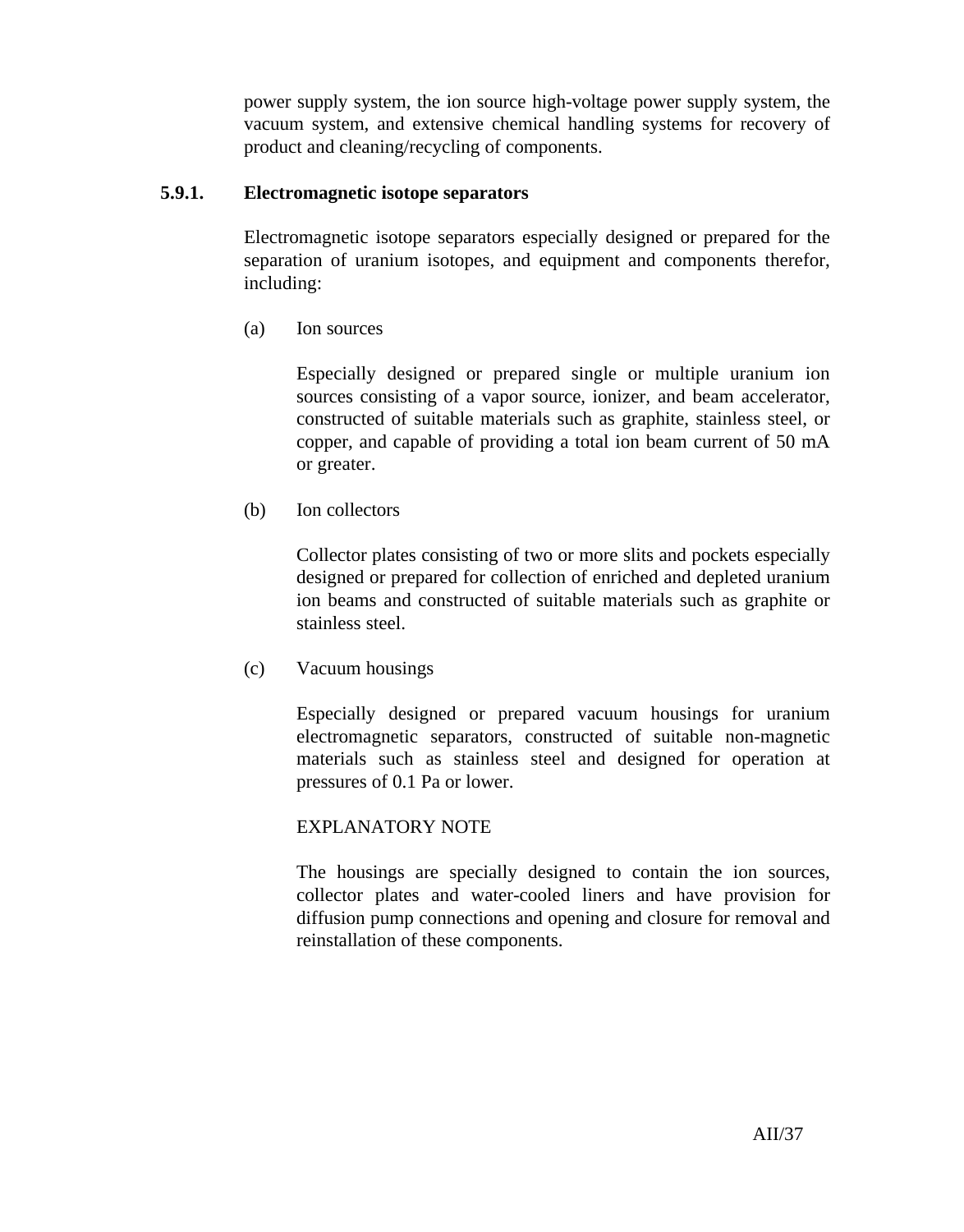power supply system, the ion source high-voltage power supply system, the vacuum system, and extensive chemical handling systems for recovery of product and cleaning/recycling of components.

### 5.9.1. Electromagnetic isotope separators

Electromagnetic isotope separators especially designed or prepared for the separation of uranium isotopes, and equipment and components therefor, including:

(a) Ion sources

Especially designed or prepared single or multiple uranium ion sources consisting of a vapor source, ionizer, and beam accelerator, constructed of suitable materials such as graphite, stainless steel, or copper, and capable of providing a total ion beam current of 50 mA or greater.

(b) Ion collectors

Collector plates consisting of two or more slits and pockets especially designed or prepared for collection of enriched and depleted uranium ion beams and constructed of suitable materials such as graphite or stainless steel.

(c) Vacuum housings

Especially designed or prepared vacuum housings for uranium electromagnetic separators, constructed of suitable non-magnetic materials such as stainless steel and designed for operation at pressures of 0.1 Pa or lower.

EXPLANATORY NOTE

The housings are specially designed to contain the ion sources, collector plates and water-cooled liners and have provision for diffusion pump connections and opening and closure for removal and reinstallation of these components.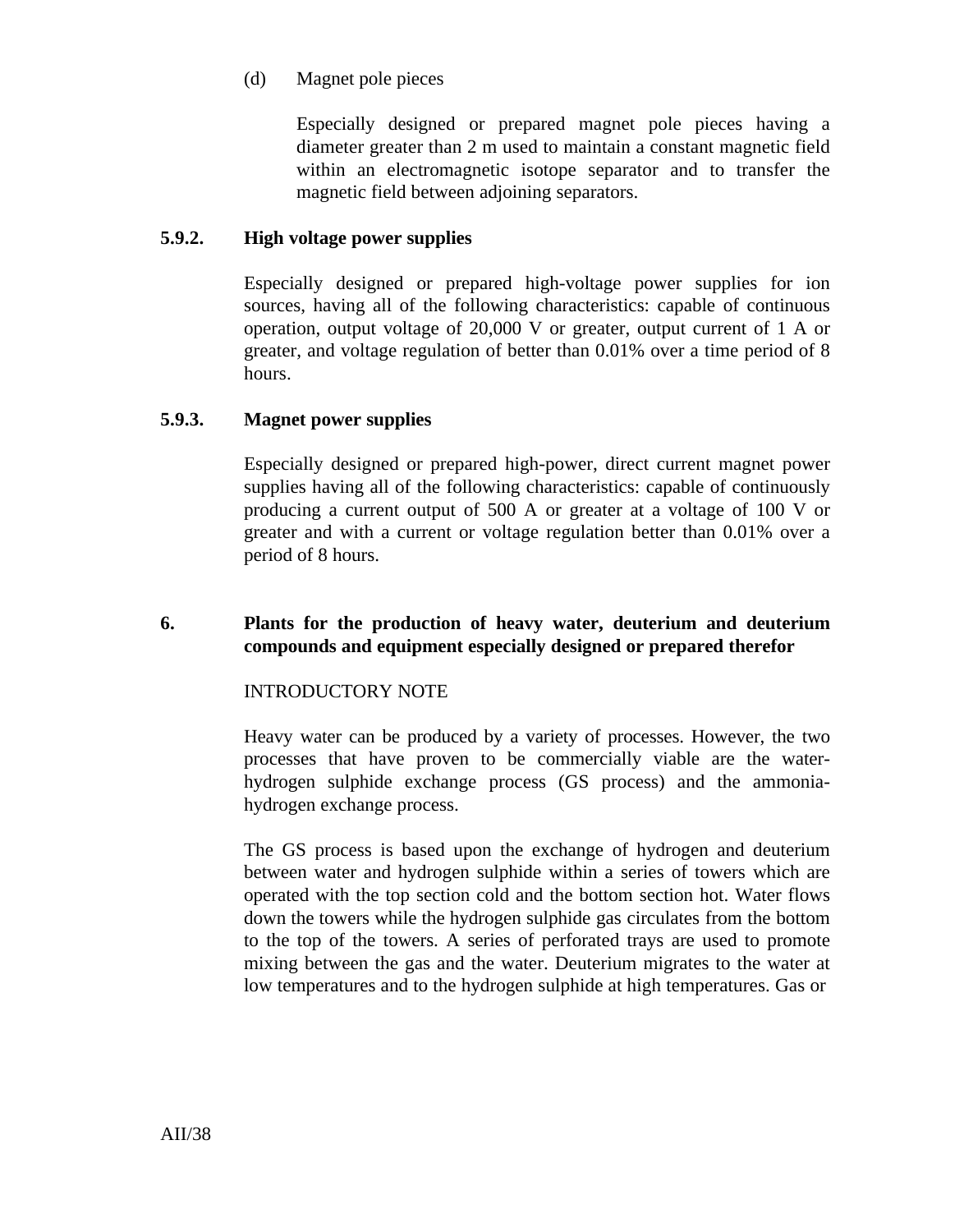(d) Magnet pole pieces

Especially designed or prepared magnet pole pieces having a diameter greater than 2 m used to maintain a constant magnetic field within an electromagnetic isotope separator and to transfer the magnetic field between adjoining separators.

**5.9.2. High voltage power supplies**

Especially designed or prepared high-voltage power supplies for ion sources, having all of the following characteristics: capable of continuous operation, output voltage of 20,000 V or greater, output current of 1 A or greater, and voltage regulation of better than 0.01% over a time period of 8 hours.

**5.9.3. Magnet power supplies**

Especially designed or prepared high-power, direct current magnet power supplies having all of the following characteristics: capable of continuously producing a current output of 500 A or greater at a voltage of 100 V or greater and with a current or voltage regulation better than 0.01% over a period of 8 hours.

## 6. Plants for the production of heavy water, deuterium and deuterium compounds and equipment especially designed or prepared therefor

INTRODUCTORY NOTE

Heavy water can be produced by a variety of processes. However, the two processes that have proven to be commercially viable are the water-hydrogen sulphide exchange process (GS process) and the ammonia-hydrogen exchange process.

The GS process is based upon the exchange of hydrogen and deuterium between water and hydrogen sulphide within a series of towers which are operated with the top section cold and the bottom section hot. Water flows down the towers while the hydrogen sulphide gas circulates from the bottom to the top of the towers. A series of perforated trays are used to promote mixing between the gas and the water. Deuterium migrates to the water at low temperatures and to the hydrogen sulphide at high temperatures. Gas or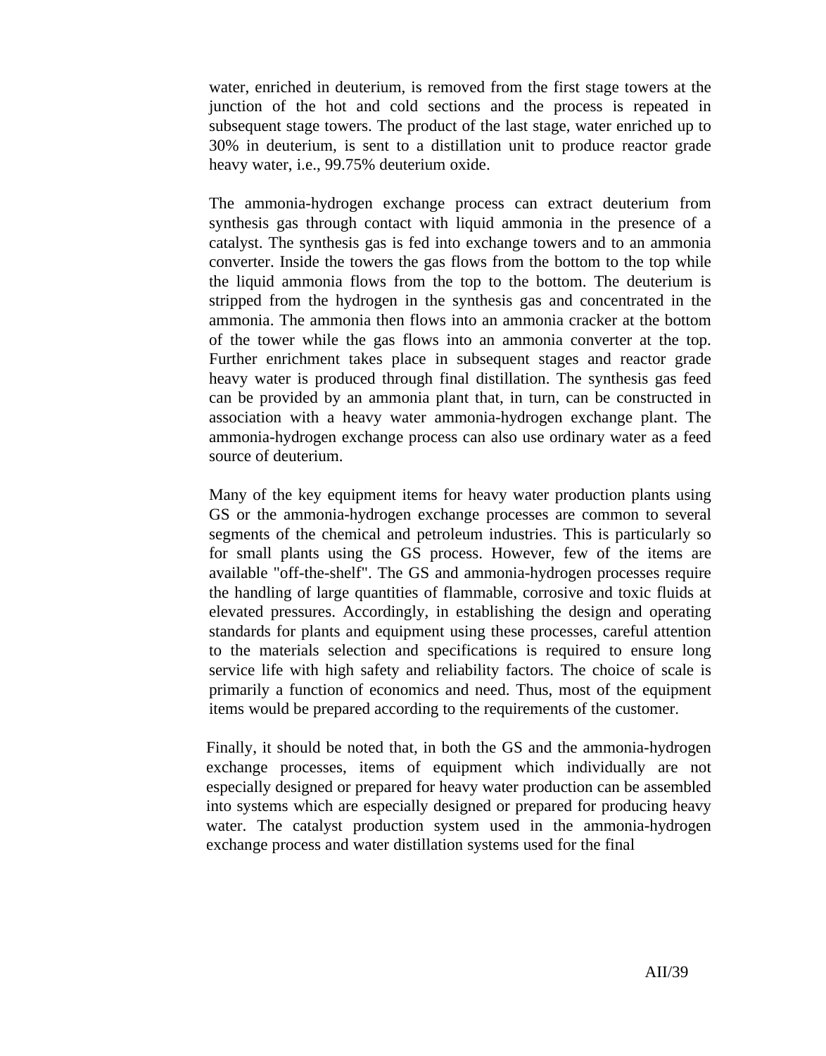water, enriched in deuterium, is removed from the first stage towers at the junction of the hot and cold sections and the process is repeated in subsequent stage towers. The product of the last stage, water enriched up to 30% in deuterium, is sent to a distillation unit to produce reactor grade heavy water, i.e., 99.75% deuterium oxide.

The ammonia-hydrogen exchange process can extract deuterium from synthesis gas through contact with liquid ammonia in the presence of a catalyst. The synthesis gas is fed into exchange towers and to an ammonia converter. Inside the towers the gas flows from the bottom to the top while the liquid ammonia flows from the top to the bottom. The deuterium is stripped from the hydrogen in the synthesis gas and concentrated in the ammonia. The ammonia then flows into an ammonia cracker at the bottom of the tower while the gas flows into an ammonia converter at the top. Further enrichment takes place in subsequent stages and reactor grade heavy water is produced through final distillation. The synthesis gas feed can be provided by an ammonia plant that, in turn, can be constructed in association with a heavy water ammonia-hydrogen exchange plant. The ammonia-hydrogen exchange process can also use ordinary water as a feed source of deuterium.

Many of the key equipment items for heavy water production plants using GS or the ammonia-hydrogen exchange processes are common to several segments of the chemical and petroleum industries. This is particularly so for small plants using the GS process. However, few of the items are available "off-the-shelf". The GS and ammonia-hydrogen processes require the handling of large quantities of flammable, corrosive and toxic fluids at elevated pressures. Accordingly, in establishing the design and operating standards for plants and equipment using these processes, careful attention to the materials selection and specifications is required to ensure long service life with high safety and reliability factors. The choice of scale is primarily a function of economics and need. Thus, most of the equipment items would be prepared according to the requirements of the customer.

Finally, it should be noted that, in both the GS and the ammonia-hydrogen exchange processes, items of equipment which individually are not especially designed or prepared for heavy water production can be assembled into systems which are especially designed or prepared for producing heavy water. The catalyst production system used in the ammonia-hydrogen exchange process and water distillation systems used for the final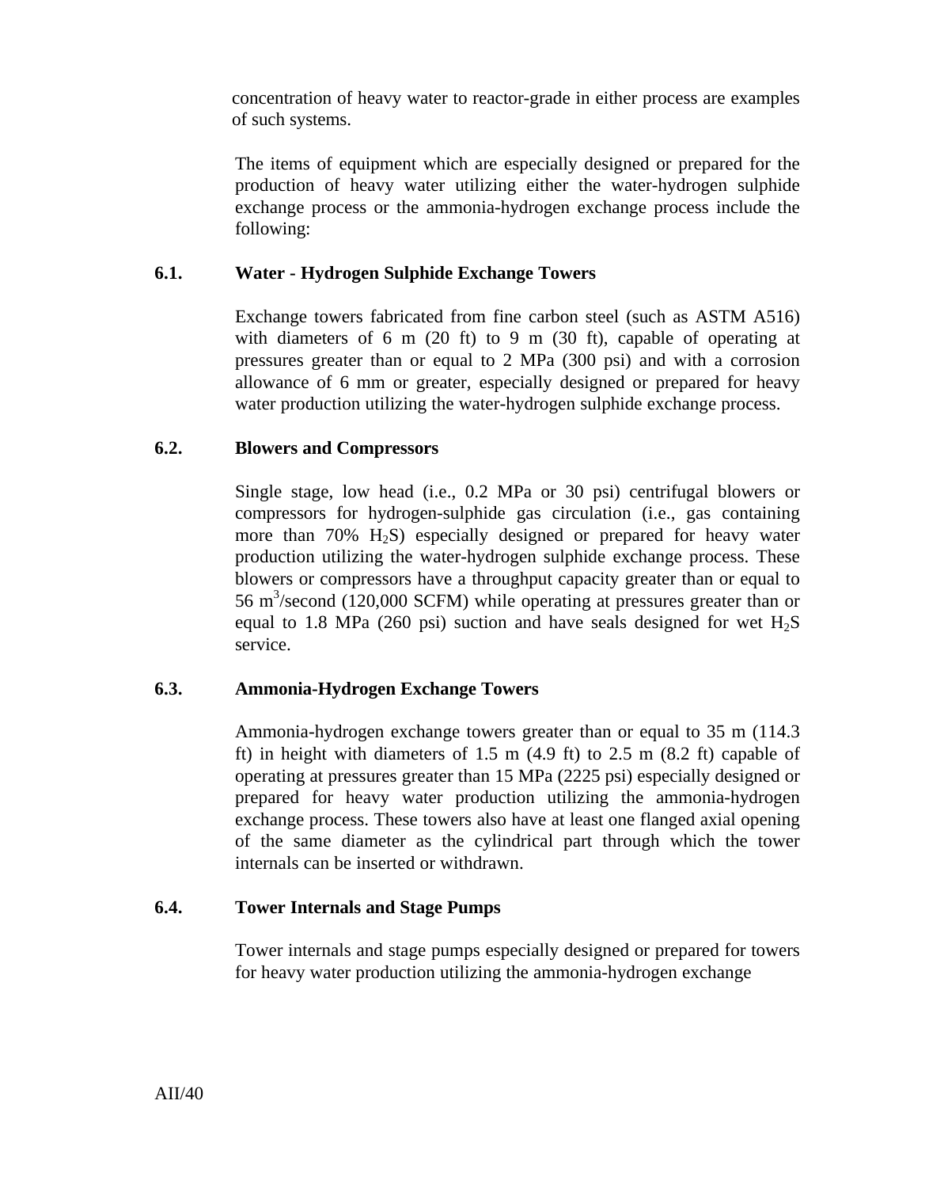concentration of heavy water to reactor-grade in either process are examples of such systems.

The items of equipment which are especially designed or prepared for the production of heavy water utilizing either the water-hydrogen sulphide exchange process or the ammonia-hydrogen exchange process include the following:

### 6.1. Water - Hydrogen Sulphide Exchange Towers

Exchange towers fabricated from fine carbon steel (such as ASTM A516) with diameters of 6 m (20 ft) to 9 m (30 ft), capable of operating at pressures greater than or equal to 2 MPa (300 psi) and with a corrosion allowance of 6 mm or greater, especially designed or prepared for heavy water production utilizing the water-hydrogen sulphide exchange process.

### 6.2. Blowers and Compressors

Single stage, low head (i.e., 0.2 MPa or 30 psi) centrifugal blowers or compressors for hydrogen-sulphide gas circulation (i.e., gas containing more than 70% $H_2S$) especially designed or prepared for heavy water production utilizing the water-hydrogen sulphide exchange process. These blowers or compressors have a throughput capacity greater than or equal to 56 $m^3$/second (120,000 SCFM) while operating at pressures greater than or equal to 1.8 MPa (260 psi) suction and have seals designed for wet $H_2S$ service.

### 6.3. Ammonia-Hydrogen Exchange Towers

Ammonia-hydrogen exchange towers greater than or equal to 35 m (114.3 ft) in height with diameters of 1.5 m (4.9 ft) to 2.5 m (8.2 ft) capable of operating at pressures greater than 15 MPa (2225 psi) especially designed or prepared for heavy water production utilizing the ammonia-hydrogen exchange process. These towers also have at least one flanged axial opening of the same diameter as the cylindrical part through which the tower internals can be inserted or withdrawn.

### 6.4. Tower Internals and Stage Pumps

Tower internals and stage pumps especially designed or prepared for towers for heavy water production utilizing the ammonia-hydrogen exchange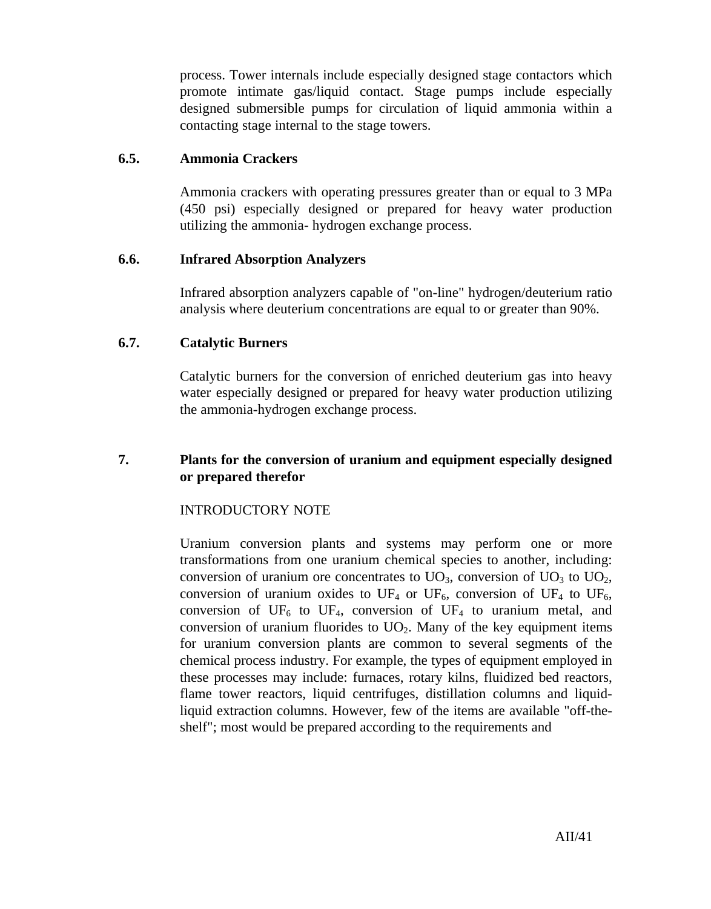process. Tower internals include especially designed stage contactors which promote intimate gas/liquid contact. Stage pumps include especially designed submersible pumps for circulation of liquid ammonia within a contacting stage internal to the stage towers.

**6.5. Ammonia Crackers**

Ammonia crackers with operating pressures greater than or equal to 3 MPa (450 psi) especially designed or prepared for heavy water production utilizing the ammonia- hydrogen exchange process.

**6.6. Infrared Absorption Analyzers**

Infrared absorption analyzers capable of "on-line" hydrogen/deuterium ratio analysis where deuterium concentrations are equal to or greater than 90%.

**6.7. Catalytic Burners**

Catalytic burners for the conversion of enriched deuterium gas into heavy water especially designed or prepared for heavy water production utilizing the ammonia-hydrogen exchange process.

**7. Plants for the conversion of uranium and equipment especially designed or prepared therefor**

INTRODUCTORY NOTE

Uranium conversion plants and systems may perform one or more transformations from one uranium chemical species to another, including: conversion of uranium ore concentrates to $UO_3$, conversion of $UO_3$ to $UO_2$, conversion of uranium oxides to $UF_4$ or $UF_6$, conversion of $UF_4$ to $UF_6$, conversion of $UF_6$ to $UF_4$, conversion of $UF_4$ to uranium metal, and conversion of uranium fluorides to $UO_2$. Many of the key equipment items for uranium conversion plants are common to several segments of the chemical process industry. For example, the types of equipment employed in these processes may include: furnaces, rotary kilns, fluidized bed reactors, flame tower reactors, liquid centrifuges, distillation columns and liquid-liquid extraction columns. However, few of the items are available "off-the-shelf"; most would be prepared according to the requirements and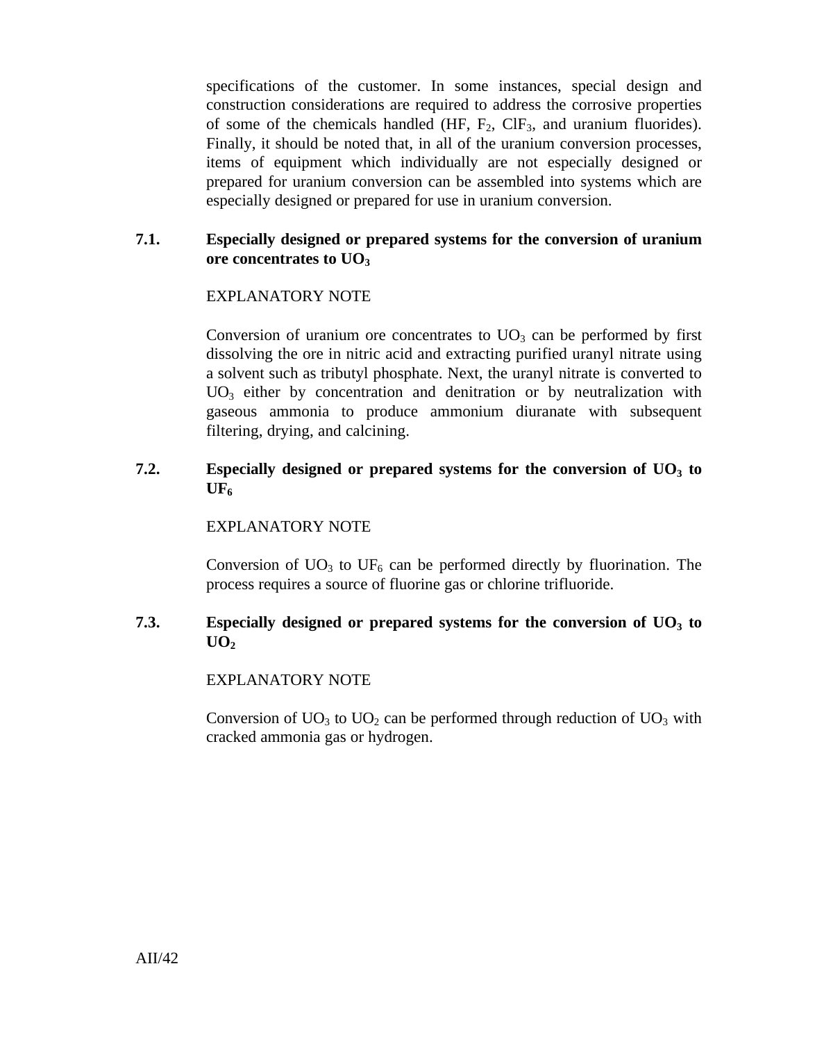specifications of the customer. In some instances, special design and construction considerations are required to address the corrosive properties of some of the chemicals handled (HF, $F_2$, $ClF_3$, and uranium fluorides). Finally, it should be noted that, in all of the uranium conversion processes, items of equipment which individually are not especially designed or prepared for uranium conversion can be assembled into systems which are especially designed or prepared for use in uranium conversion.

### 7.1. Especially designed or prepared systems for the conversion of uranium ore concentrates to $UO_3$

EXPLANATORY NOTE

Conversion of uranium ore concentrates to $UO_3$ can be performed by first dissolving the ore in nitric acid and extracting purified uranyl nitrate using a solvent such as tributyl phosphate. Next, the uranyl nitrate is converted to $UO_3$ either by concentration and denitration or by neutralization with gaseous ammonia to produce ammonium diuranate with subsequent filtering, drying, and calcining.

### 7.2. Especially designed or prepared systems for the conversion of $UO_3$ to $UF_6$

EXPLANATORY NOTE

Conversion of $UO_3$ to $UF_6$ can be performed directly by fluorination. The process requires a source of fluorine gas or chlorine trifluoride.

### 7.3. Especially designed or prepared systems for the conversion of $UO_3$ to $UO_2$

EXPLANATORY NOTE

Conversion of $UO_3$ to $UO_2$ can be performed through reduction of $UO_3$ with cracked ammonia gas or hydrogen.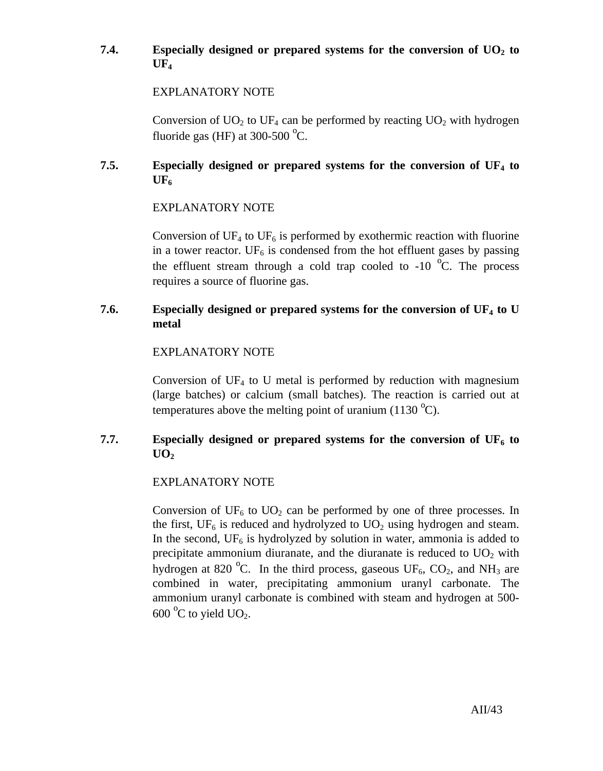### 7.4. Especially designed or prepared systems for the conversion of $UO_2$ to $UF_4$

EXPLANATORY NOTE

Conversion of $UO_2$ to $UF_4$ can be performed by reacting $UO_2$ with hydrogen fluoride gas (HF) at 300-500 $^oC$.

### 7.5. Especially designed or prepared systems for the conversion of $UF_4$ to $UF_6$

EXPLANATORY NOTE

Conversion of $UF_4$ to $UF_6$ is performed by exothermic reaction with fluorine in a tower reactor. $UF_6$ is condensed from the hot effluent gases by passing the effluent stream through a cold trap cooled to -10 $^oC$. The process requires a source of fluorine gas.

### 7.6. Especially designed or prepared systems for the conversion of $UF_4$ to U metal

EXPLANATORY NOTE

Conversion of $UF_4$ to U metal is performed by reduction with magnesium (large batches) or calcium (small batches). The reaction is carried out at temperatures above the melting point of uranium (1130 $^oC$).

### 7.7. Especially designed or prepared systems for the conversion of $UF_6$ to $UO_2$

EXPLANATORY NOTE

Conversion of $UF_6$ to $UO_2$ can be performed by one of three processes. In the first, $UF_6$ is reduced and hydrolyzed to $UO_2$ using hydrogen and steam. In the second, $UF_6$ is hydrolyzed by solution in water, ammonia is added to precipitate ammonium diuranate, and the diuranate is reduced to $UO_2$ with hydrogen at 820 $^oC$. In the third process, gaseous $UF_6$, $CO_2$, and $NH_3$ are combined in water, precipitating ammonium uranyl carbonate. The ammonium uranyl carbonate is combined with steam and hydrogen at 500-600 $^oC$ to yield $UO_2$.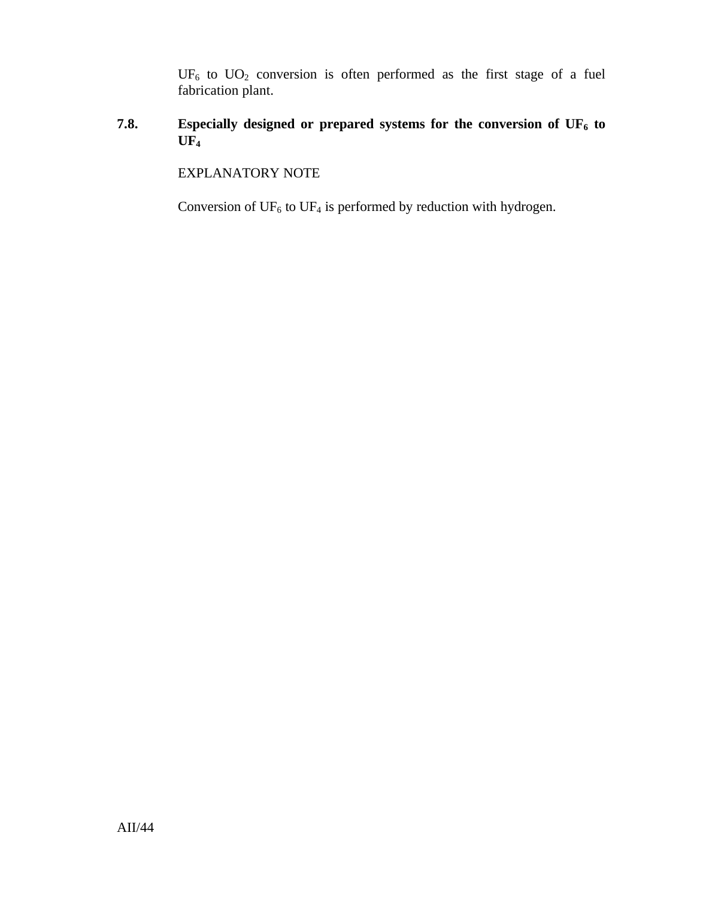$UF_6$ to $UO_2$ conversion is often performed as the first stage of a fuel fabrication plant.

**7.8. Especially designed or prepared systems for the conversion of $UF_6$ to $UF_4$**

EXPLANATORY NOTE

Conversion of $UF_6$ to $UF_4$ is performed by reduction with hydrogen.